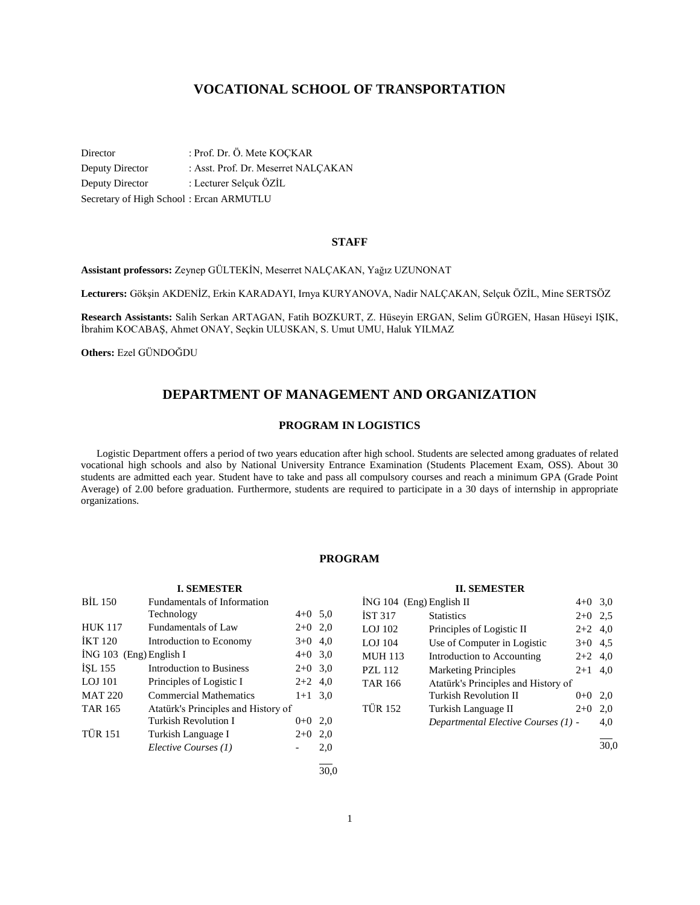# VOCATIONAL SCHOOL OF TRANSPORTATION

Director : Prof. Dr. Ö. Mete KOÇKAR
Deputy Director : Asst. Prof. Dr. Meserret NALÇAKAN
Deputy Director : Lecturer Selçuk ÖZİL
Secretary of High School : Ercan ARMUTLU

### STAFF

**Assistant professors:** Zeynep GÜLTEKİN, Meserret NALÇAKAN, Yağız UZUNONAT

**Lecturers:** Gökşin AKDENİZ, Erkin KARADAYI, Irnya KURYANOVA, Nadir NALÇAKAN, Selçuk ÖZİL, Mine SERTSÖZ

**Research Assistants:** Salih Serkan ARTAGAN, Fatih BOZKURT, Z. Hüseyin ERGAN, Selim GÜRGEN, Hasan Hüseyi IŞIK, İbrahim KOCABAŞ, Ahmet ONAY, Seçkin ULUSKAN, S. Umut UMU, Haluk YILMAZ

**Others:** Ezel GÜNDOĞDU

## DEPARTMENT OF MANAGEMENT AND ORGANIZATION

### PROGRAM IN LOGISTICS

Logistic Department offers a period of two years education after high school. Students are selected among graduates of related vocational high schools and also by National University Entrance Examination (Students Placement Exam, OSS). About 30 students are admitted each year. Student have to take and pass all compulsory courses and reach a minimum GPA (Grade Point Average) of 2.00 before graduation. Furthermore, students are required to participate in a 30 days of internship in appropriate organizations.

### PROGRAM

**I. SEMESTER**

| Code | Course | Hours | Credits |
|---|---|---|---|
| BİL 150 | Fundamentals of Information Technology | 4+0 | 5,0 |
| HUK 117 | Fundamentals of Law | 2+0 | 2,0 |
| İKT 120 | Introduction to Economy | 3+0 | 4,0 |
| İNG 103 (Eng) | English I | 4+0 | 3,0 |
| İŞL 155 | Introduction to Business | 2+0 | 3,0 |
| LOJ 101 | Principles of Logistic I | 2+2 | 4,0 |
| MAT 220 | Commercial Mathematics | 1+1 | 3,0 |
| TAR 165 | Atatürk's Principles and History of Turkish Revolution I | 0+0 | 2,0 |
| TÜR 151 | Turkish Language I | 2+0 | 2,0 |
| | *Elective Courses (1)* | - | 2,0 |
| | | | 30,0 |

**II. SEMESTER**

| Code | Course | Hours | Credits |
|---|---|---|---|
| İNG 104 (Eng) | English II | 4+0 | 3,0 |
| İST 317 | Statistics | 2+0 | 2,5 |
| LOJ 102 | Principles of Logistic II | 2+2 | 4,0 |
| LOJ 104 | Use of Computer in Logistic | 3+0 | 4,5 |
| MUH 113 | Introduction to Accounting | 2+2 | 4,0 |
| PZL 112 | Marketing Principles | 2+1 | 4,0 |
| TAR 166 | Atatürk's Principles and History of Turkish Revolution II | 0+0 | 2,0 |
| TÜR 152 | Turkish Language II | 2+0 | 2,0 |
| | *Departmental Elective Courses (1)* | - | 4,0 |
| | | | 30,0 |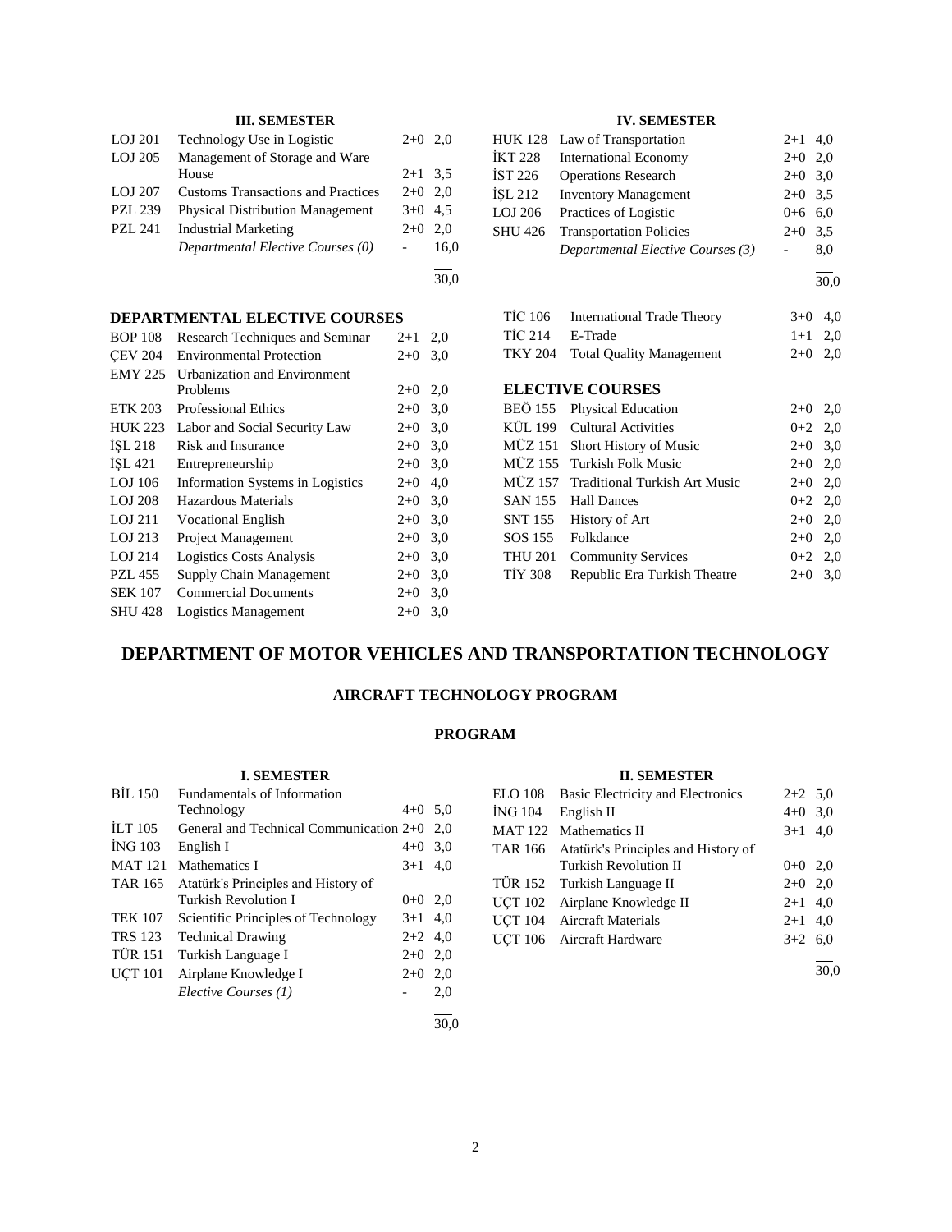### III. SEMESTER

| | | | |
|---|---|---|---|
| LOJ 201 | Technology Use in Logistic | 2+0 | 2,0 |
| LOJ 205 | Management of Storage and Ware House | 2+1 | 3,5 |
| LOJ 207 | Customs Transactions and Practices | 2+0 | 2,0 |
| PZL 239 | Physical Distribution Management | 3+0 | 4,5 |
| PZL 241 | Industrial Marketing | 2+0 | 2,0 |
| | *Departmental Elective Courses (0)* | - | 16,0 |
| | | | 30,0 |

### IV. SEMESTER

| | | | |
|---|---|---|---|
| HUK 128 | Law of Transportation | 2+1 | 4,0 |
| İKT 228 | International Economy | 2+0 | 2,0 |
| İST 226 | Operations Research | 2+0 | 3,0 |
| İŞL 212 | Inventory Management | 2+0 | 3,5 |
| LOJ 206 | Practices of Logistic | 0+6 | 6,0 |
| SHU 426 | Transportation Policies | 2+0 | 3,5 |
| | *Departmental Elective Courses (3)* | - | 8,0 |
| | | | 30,0 |

### DEPARTMENTAL ELECTIVE COURSES

| | | | |
|---|---|---|---|
| BOP 108 | Research Techniques and Seminar | 2+1 | 2,0 |
| ÇEV 204 | Environmental Protection | 2+0 | 3,0 |
| EMY 225 | Urbanization and Environment Problems | 2+0 | 2,0 |
| ETK 203 | Professional Ethics | 2+0 | 3,0 |
| HUK 223 | Labor and Social Security Law | 2+0 | 3,0 |
| İŞL 218 | Risk and Insurance | 2+0 | 3,0 |
| İŞL 421 | Entrepreneurship | 2+0 | 3,0 |
| LOJ 106 | Information Systems in Logistics | 2+0 | 4,0 |
| LOJ 208 | Hazardous Materials | 2+0 | 3,0 |
| LOJ 211 | Vocational English | 2+0 | 3,0 |
| LOJ 213 | Project Management | 2+0 | 3,0 |
| LOJ 214 | Logistics Costs Analysis | 2+0 | 3,0 |
| PZL 455 | Supply Chain Management | 2+0 | 3,0 |
| SEK 107 | Commercial Documents | 2+0 | 3,0 |
| SHU 428 | Logistics Management | 2+0 | 3,0 |
| TİC 106 | International Trade Theory | 3+0 | 4,0 |
| TİC 214 | E-Trade | 1+1 | 2,0 |
| TKY 204 | Total Quality Management | 2+0 | 2,0 |

### ELECTIVE COURSES

| | | | |
|---|---|---|---|
| BEÖ 155 | Physical Education | 2+0 | 2,0 |
| KÜL 199 | Cultural Activities | 0+2 | 2,0 |
| MÜZ 151 | Short History of Music | 2+0 | 3,0 |
| MÜZ 155 | Turkish Folk Music | 2+0 | 2,0 |
| MÜZ 157 | Traditional Turkish Art Music | 2+0 | 2,0 |
| SAN 155 | Hall Dances | 0+2 | 2,0 |
| SNT 155 | History of Art | 2+0 | 2,0 |
| SOS 155 | Folkdance | 2+0 | 2,0 |
| THU 201 | Community Services | 0+2 | 2,0 |
| TİY 308 | Republic Era Turkish Theatre | 2+0 | 3,0 |

# DEPARTMENT OF MOTOR VEHICLES AND TRANSPORTATION TECHNOLOGY

## AIRCRAFT TECHNOLOGY PROGRAM

## PROGRAM

### I. SEMESTER

| | | | |
|---|---|---|---|
| BİL 150 | Fundamentals of Information Technology | 4+0 | 5,0 |
| İLT 105 | General and Technical Communication | 2+0 | 2,0 |
| İNG 103 | English I | 4+0 | 3,0 |
| MAT 121 | Mathematics I | 3+1 | 4,0 |
| TAR 165 | Atatürk's Principles and History of Turkish Revolution I | 0+0 | 2,0 |
| TEK 107 | Scientific Principles of Technology | 3+1 | 4,0 |
| TRS 123 | Technical Drawing | 2+2 | 4,0 |
| TÜR 151 | Turkish Language I | 2+0 | 2,0 |
| UÇT 101 | Airplane Knowledge I | 2+0 | 2,0 |
| | *Elective Courses (1)* | - | 2,0 |
| | | | 30,0 |

### II. SEMESTER

| | | | |
|---|---|---|---|
| ELO 108 | Basic Electricity and Electronics | 2+2 | 5,0 |
| İNG 104 | English II | 4+0 | 3,0 |
| MAT 122 | Mathematics II | 3+1 | 4,0 |
| TAR 166 | Atatürk's Principles and History of Turkish Revolution II | 0+0 | 2,0 |
| TÜR 152 | Turkish Language II | 2+0 | 2,0 |
| UÇT 102 | Airplane Knowledge II | 2+1 | 4,0 |
| UÇT 104 | Aircraft Materials | 2+1 | 4,0 |
| UÇT 106 | Aircraft Hardware | 3+2 | 6,0 |
| | | | 30,0 |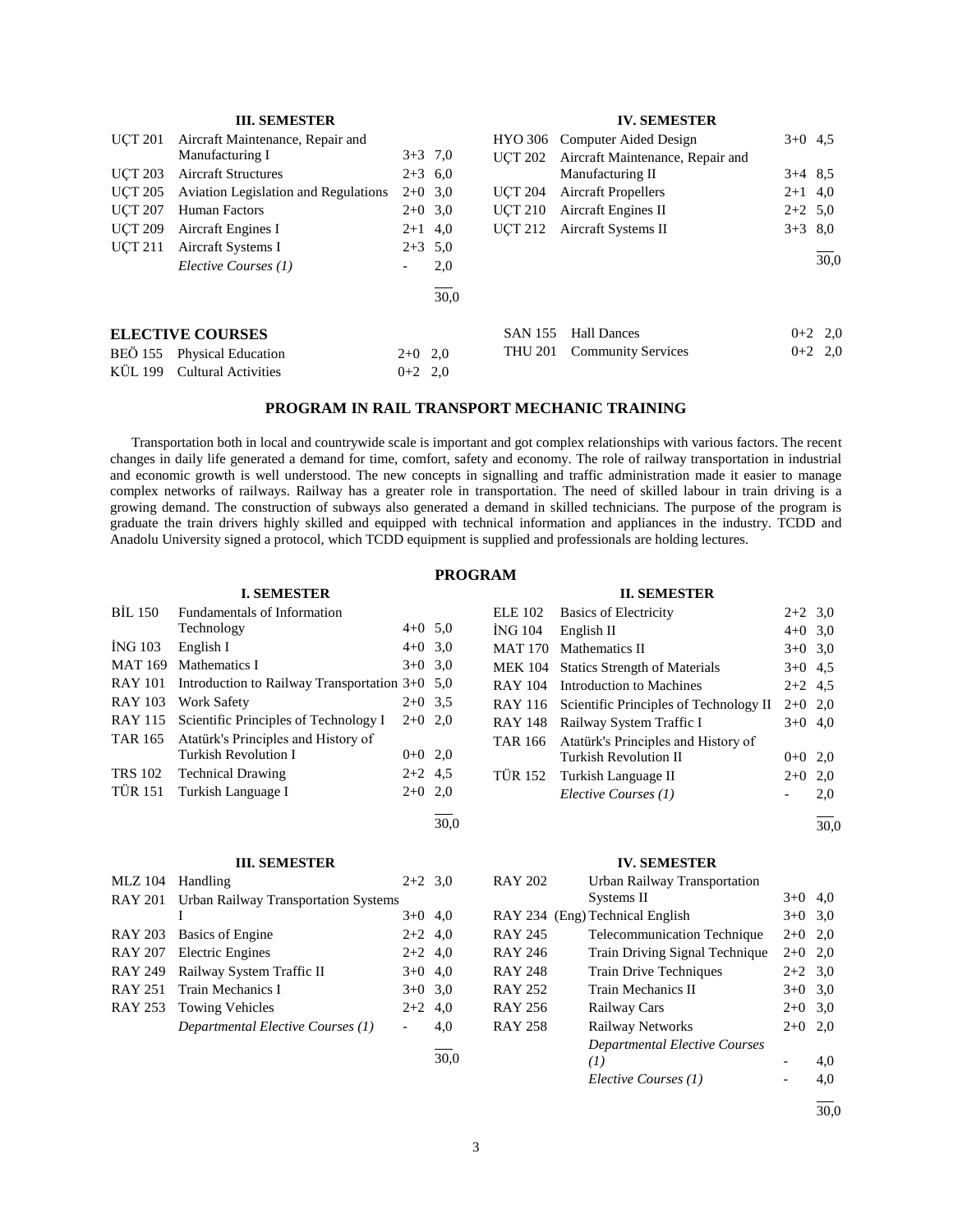### III. SEMESTER

| Code | Course | Hours | Credits |
|---|---|---|---|
| UÇT 201 | Aircraft Maintenance, Repair and Manufacturing I | 3+3 | 7,0 |
| UÇT 203 | Aircraft Structures | 2+3 | 6,0 |
| UÇT 205 | Aviation Legislation and Regulations | 2+0 | 3,0 |
| UÇT 207 | Human Factors | 2+0 | 3,0 |
| UÇT 209 | Aircraft Engines I | 2+1 | 4,0 |
| UÇT 211 | Aircraft Systems I | 2+3 | 5,0 |
| | *Elective Courses (1)* | - | 2,0 |
| | | | 30,0 |

### IV. SEMESTER

| Code | Course | Hours | Credits |
|---|---|---|---|
| HYO 306 | Computer Aided Design | 3+0 | 4,5 |
| UÇT 202 | Aircraft Maintenance, Repair and Manufacturing II | 3+4 | 8,5 |
| UÇT 204 | Aircraft Propellers | 2+1 | 4,0 |
| UÇT 210 | Aircraft Engines II | 2+2 | 5,0 |
| UÇT 212 | Aircraft Systems II | 3+3 | 8,0 |
| | | | 30,0 |

### ELECTIVE COURSES

| Code | Course | Hours | Credits |
|---|---|---|---|
| BEÖ 155 | Physical Education | 2+0 | 2,0 |
| KÜL 199 | Cultural Activities | 0+2 | 2,0 |
| SAN 155 | Hall Dances | 0+2 | 2,0 |
| THU 201 | Community Services | 0+2 | 2,0 |

## PROGRAM IN RAIL TRANSPORT MECHANIC TRAINING

Transportation both in local and countrywide scale is important and got complex relationships with various factors. The recent changes in daily life generated a demand for time, comfort, safety and economy. The role of railway transportation in industrial and economic growth is well understood. The new concepts in signalling and traffic administration made it easier to manage complex networks of railways. Railway has a greater role in transportation. The need of skilled labour in train driving is a growing demand. The construction of subways also generated a demand in skilled technicians. The purpose of the program is graduate the train drivers highly skilled and equipped with technical information and appliances in the industry. TCDD and Anadolu University signed a protocol, which TCDD equipment is supplied and professionals are holding lectures.

## PROGRAM

### I. SEMESTER

| Code | Course | Hours | Credits |
|---|---|---|---|
| BİL 150 | Fundamentals of Information Technology | 4+0 | 5,0 |
| İNG 103 | English I | 4+0 | 3,0 |
| MAT 169 | Mathematics I | 3+0 | 3,0 |
| RAY 101 | Introduction to Railway Transportation | 3+0 | 5,0 |
| RAY 103 | Work Safety | 2+0 | 3,5 |
| RAY 115 | Scientific Principles of Technology I | 2+0 | 2,0 |
| TAR 165 | Atatürk's Principles and History of Turkish Revolution I | 0+0 | 2,0 |
| TRS 102 | Technical Drawing | 2+2 | 4,5 |
| TÜR 151 | Turkish Language I | 2+0 | 2,0 |
| | | | 30,0 |

### II. SEMESTER

| Code | Course | Hours | Credits |
|---|---|---|---|
| ELE 102 | Basics of Electricity | 2+2 | 3,0 |
| İNG 104 | English II | 4+0 | 3,0 |
| MAT 170 | Mathematics II | 3+0 | 3,0 |
| MEK 104 | Statics Strength of Materials | 3+0 | 4,5 |
| RAY 104 | Introduction to Machines | 2+2 | 4,5 |
| RAY 116 | Scientific Principles of Technology II | 2+0 | 2,0 |
| RAY 148 | Railway System Traffic I | 3+0 | 4,0 |
| TAR 166 | Atatürk's Principles and History of Turkish Revolution II | 0+0 | 2,0 |
| TÜR 152 | Turkish Language II | 2+0 | 2,0 |
| | *Elective Courses (1)* | - | 2,0 |
| | | | 30,0 |

### III. SEMESTER

| Code | Course | Hours | Credits |
|---|---|---|---|
| MLZ 104 | Handling | 2+2 | 3,0 |
| RAY 201 | Urban Railway Transportation Systems I | 3+0 | 4,0 |
| RAY 203 | Basics of Engine | 2+2 | 4,0 |
| RAY 207 | Electric Engines | 2+2 | 4,0 |
| RAY 249 | Railway System Traffic II | 3+0 | 4,0 |
| RAY 251 | Train Mechanics I | 3+0 | 3,0 |
| RAY 253 | Towing Vehicles | 2+2 | 4,0 |
| | *Departmental Elective Courses (1)* | - | 4,0 |
| | | | 30,0 |

### IV. SEMESTER

| Code | Course | Hours | Credits |
|---|---|---|---|
| RAY 202 | Urban Railway Transportation Systems II | 3+0 | 4,0 |
| RAY 234 (Eng) | Technical English | 3+0 | 3,0 |
| RAY 245 | Telecommunication Technique | 2+0 | 2,0 |
| RAY 246 | Train Driving Signal Technique | 2+0 | 2,0 |
| RAY 248 | Train Drive Techniques | 2+2 | 3,0 |
| RAY 252 | Train Mechanics II | 3+0 | 3,0 |
| RAY 256 | Railway Cars | 2+0 | 3,0 |
| RAY 258 | Railway Networks | 2+0 | 2,0 |
| | *Departmental Elective Courses (1)* | - | 4,0 |
| | *Elective Courses (1)* | - | 4,0 |
| | | | 30,0 |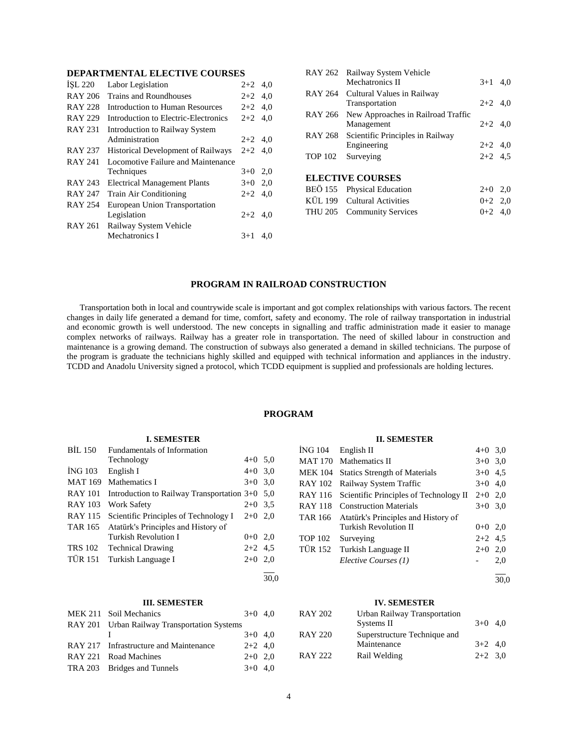## DEPARTMENTAL ELECTIVE COURSES

| | | | |
|---|---|---|---|
| İŞL 220 | Labor Legislation | 2+2 | 4,0 |
| RAY 206 | Trains and Roundhouses | 2+2 | 4,0 |
| RAY 228 | Introduction to Human Resources | 2+2 | 4,0 |
| RAY 229 | Introduction to Electric-Electronics | 2+2 | 4,0 |
| RAY 231 | Introduction to Railway System Administration | 2+2 | 4,0 |
| RAY 237 | Historical Development of Railways | 2+2 | 4,0 |
| RAY 241 | Locomotive Failure and Maintenance Techniques | 3+0 | 2,0 |
| RAY 243 | Electrical Management Plants | 3+0 | 2,0 |
| RAY 247 | Train Air Conditioning | 2+2 | 4,0 |
| RAY 254 | European Union Transportation Legislation | 2+2 | 4,0 |
| RAY 261 | Railway System Vehicle Mechatronics I | 3+1 | 4,0 |
| RAY 262 | Railway System Vehicle Mechatronics II | 3+1 | 4,0 |
| RAY 264 | Cultural Values in Railway Transportation | 2+2 | 4,0 |
| RAY 266 | New Approaches in Railroad Traffic Management | 2+2 | 4,0 |
| RAY 268 | Scientific Principles in Railway Engineering | 2+2 | 4,0 |
| TOP 102 | Surveying | 2+2 | 4,5 |

## ELECTIVE COURSES

| | | | |
|---|---|---|---|
| BEÖ 155 | Physical Education | 2+0 | 2,0 |
| KÜL 199 | Cultural Activities | 0+2 | 2,0 |
| THU 205 | Community Services | 0+2 | 4,0 |

## PROGRAM IN RAILROAD CONSTRUCTION

Transportation both in local and countrywide scale is important and got complex relationships with various factors. The recent changes in daily life generated a demand for time, comfort, safety and economy. The role of railway transportation in industrial and economic growth is well understood. The new concepts in signalling and traffic administration made it easier to manage complex networks of railways. Railway has a greater role in transportation. The need of skilled labour in construction and maintenance is a growing demand. The construction of subways also generated a demand in skilled technicians. The purpose of the program is graduate the technicians highly skilled and equipped with technical information and appliances in the industry. TCDD and Anadolu University signed a protocol, which TCDD equipment is supplied and professionals are holding lectures.

## PROGRAM

### I. SEMESTER

| | | | |
|---|---|---|---|
| BİL 150 | Fundamentals of Information Technology | 4+0 | 5,0 |
| İNG 103 | English I | 4+0 | 3,0 |
| MAT 169 | Mathematics I | 3+0 | 3,0 |
| RAY 101 | Introduction to Railway Transportation | 3+0 | 5,0 |
| RAY 103 | Work Safety | 2+0 | 3,5 |
| RAY 115 | Scientific Principles of Technology I | 2+0 | 2,0 |
| TAR 165 | Atatürk's Principles and History of Turkish Revolution I | 0+0 | 2,0 |
| TRS 102 | Technical Drawing | 2+2 | 4,5 |
| TÜR 151 | Turkish Language I | 2+0 | 2,0 |
| | | | 30,0 |

### II. SEMESTER

| | | | |
|---|---|---|---|
| İNG 104 | English II | 4+0 | 3,0 |
| MAT 170 | Mathematics II | 3+0 | 3,0 |
| MEK 104 | Statics Strength of Materials | 3+0 | 4,5 |
| RAY 102 | Railway System Traffic | 3+0 | 4,0 |
| RAY 116 | Scientific Principles of Technology II | 2+0 | 2,0 |
| RAY 118 | Construction Materials | 3+0 | 3,0 |
| TAR 166 | Atatürk's Principles and History of Turkish Revolution II | 0+0 | 2,0 |
| TOP 102 | Surveying | 2+2 | 4,5 |
| TÜR 152 | Turkish Language II | 2+0 | 2,0 |
| | *Elective Courses (1)* | - | 2,0 |
| | | | 30,0 |

### III. SEMESTER

| | | | |
|---|---|---|---|
| MEK 211 | Soil Mechanics | 3+0 | 4,0 |
| RAY 201 | Urban Railway Transportation Systems I | 3+0 | 4,0 |
| RAY 217 | Infrastructure and Maintenance | 2+2 | 4,0 |
| RAY 221 | Road Machines | 2+0 | 2,0 |
| TRA 203 | Bridges and Tunnels | 3+0 | 4,0 |

### IV. SEMESTER

| | | | |
|---|---|---|---|
| RAY 202 | Urban Railway Transportation Systems II | 3+0 | 4,0 |
| RAY 220 | Superstructure Technique and Maintenance | 3+2 | 4,0 |
| RAY 222 | Rail Welding | 2+2 | 3,0 |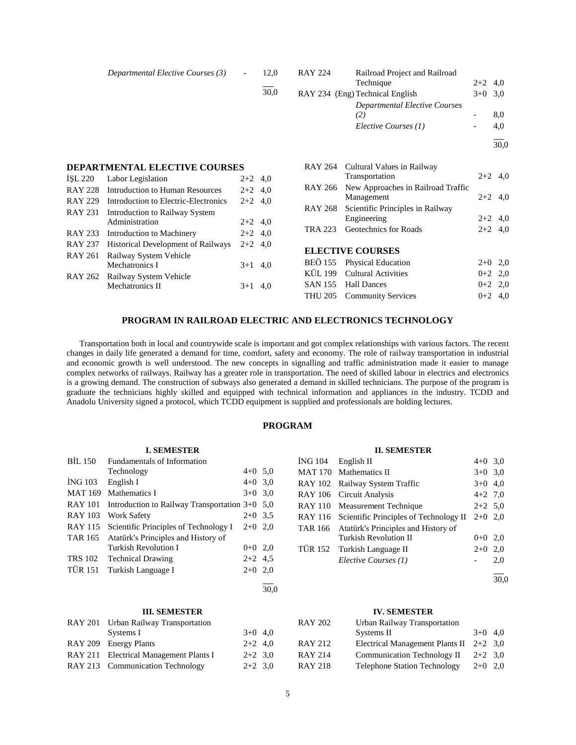| | | | |
|---|---|---|---|
| | *Departmental Elective Courses (3)* | - | 12,0 |
| | | | 30,0 |

| | | | |
|---|---|---|---|
| RAY 224 | Railroad Project and Railroad Technique | 2+2 | 4,0 |
| RAY 234 (Eng) | Technical English | 3+0 | 3,0 |
| | *Departmental Elective Courses (2)* | - | 8,0 |
| | *Elective Courses (1)* | - | 4,0 |
| | | | 30,0 |

### DEPARTMENTAL ELECTIVE COURSES

| | | | |
|---|---|---|---|
| İŞL 220 | Labor Legislation | 2+2 | 4,0 |
| RAY 228 | Introduction to Human Resources | 2+2 | 4,0 |
| RAY 229 | Introduction to Electric-Electronics | 2+2 | 4,0 |
| RAY 231 | Introduction to Railway System Administration | 2+2 | 4,0 |
| RAY 233 | Introduction to Machinery | 2+2 | 4,0 |
| RAY 237 | Historical Development of Railways | 2+2 | 4,0 |
| RAY 261 | Railway System Vehicle Mechatronics I | 3+1 | 4,0 |
| RAY 262 | Railway System Vehicle Mechatronics II | 3+1 | 4,0 |
| RAY 264 | Cultural Values in Railway Transportation | 2+2 | 4,0 |
| RAY 266 | New Approaches in Railroad Traffic Management | 2+2 | 4,0 |
| RAY 268 | Scientific Principles in Railway Engineering | 2+2 | 4,0 |
| TRA 223 | Geotechnics for Roads | 2+2 | 4,0 |

### ELECTIVE COURSES

| | | | |
|---|---|---|---|
| BEÖ 155 | Physical Education | 2+0 | 2,0 |
| KÜL 199 | Cultural Activities | 0+2 | 2,0 |
| SAN 155 | Hall Dances | 0+2 | 2,0 |
| THU 205 | Community Services | 0+2 | 4,0 |

## PROGRAM IN RAILROAD ELECTRIC AND ELECTRONICS TECHNOLOGY

Transportation both in local and countrywide scale is important and got complex relationships with various factors. The recent changes in daily life generated a demand for time, comfort, safety and economy. The role of railway transportation in industrial and economic growth is well understood. The new concepts in signalling and traffic administration made it easier to manage complex networks of railways. Railway has a greater role in transportation. The need of skilled labour in electrics and electronics is a growing demand. The construction of subways also generated a demand in skilled technicians. The purpose of the program is graduate the technicians highly skilled and equipped with technical information and appliances in the industry. TCDD and Anadolu University signed a protocol, which TCDD equipment is supplied and professionals are holding lectures.

### PROGRAM

#### I. SEMESTER

| | | | |
|---|---|---|---|
| BİL 150 | Fundamentals of Information Technology | 4+0 | 5,0 |
| İNG 103 | English I | 4+0 | 3,0 |
| MAT 169 | Mathematics I | 3+0 | 3,0 |
| RAY 101 | Introduction to Railway Transportation | 3+0 | 5,0 |
| RAY 103 | Work Safety | 2+0 | 3,5 |
| RAY 115 | Scientific Principles of Technology I | 2+0 | 2,0 |
| TAR 165 | Atatürk's Principles and History of Turkish Revolution I | 0+0 | 2,0 |
| TRS 102 | Technical Drawing | 2+2 | 4,5 |
| TÜR 151 | Turkish Language I | 2+0 | 2,0 |
| | | | 30,0 |

#### II. SEMESTER

| | | | |
|---|---|---|---|
| İNG 104 | English II | 4+0 | 3,0 |
| MAT 170 | Mathematics II | 3+0 | 3,0 |
| RAY 102 | Railway System Traffic | 3+0 | 4,0 |
| RAY 106 | Circuit Analysis | 4+2 | 7,0 |
| RAY 110 | Measurement Technique | 2+2 | 5,0 |
| RAY 116 | Scientific Principles of Technology II | 2+0 | 2,0 |
| TAR 166 | Atatürk's Principles and History of Turkish Revolution II | 0+0 | 2,0 |
| TÜR 152 | Turkish Language II | 2+0 | 2,0 |
| | *Elective Courses (1)* | - | 2,0 |
| | | | 30,0 |

#### III. SEMESTER

| | | | |
|---|---|---|---|
| RAY 201 | Urban Railway Transportation Systems I | 3+0 | 4,0 |
| RAY 209 | Energy Plants | 2+2 | 4,0 |
| RAY 211 | Electrical Management Plants I | 2+2 | 3,0 |
| RAY 213 | Communication Technology | 2+2 | 3,0 |

#### IV. SEMESTER

| | | | |
|---|---|---|---|
| RAY 202 | Urban Railway Transportation Systems II | 3+0 | 4,0 |
| RAY 212 | Electrical Management Plants II | 2+2 | 3,0 |
| RAY 214 | Communication Technology II | 2+2 | 3,0 |
| RAY 218 | Telephone Station Technology | 2+0 | 2,0 |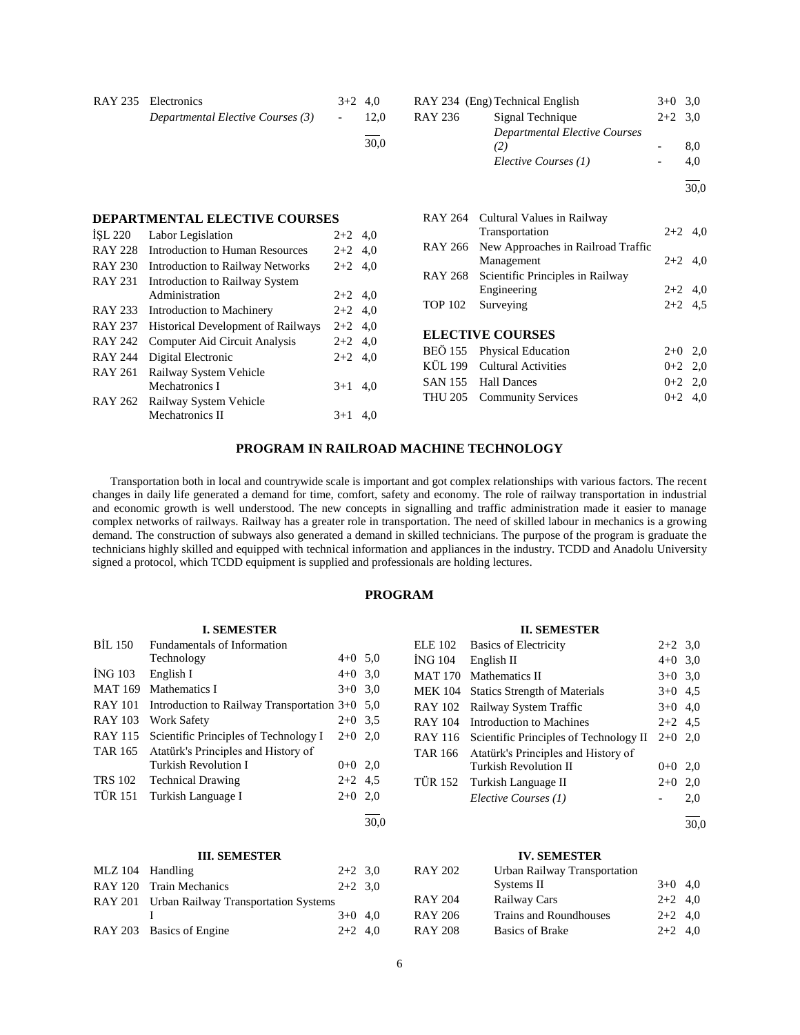| | | | |
|---|---|---|---|
| RAY 235 | Electronics | 3+2 | 4,0 |
| | *Departmental Elective Courses (3)* | - | 12,0 |
| | | | 30,0 |

| | | | |
|---|---|---|---|
| RAY 234 (Eng) | Technical English | 3+0 | 3,0 |
| RAY 236 | Signal Technique | 2+2 | 3,0 |
| | *Departmental Elective Courses (2)* | - | 8,0 |
| | *Elective Courses (1)* | - | 4,0 |
| | | | 30,0 |

## DEPARTMENTAL ELECTIVE COURSES

| | | | |
|---|---|---|---|
| İŞL 220 | Labor Legislation | 2+2 | 4,0 |
| RAY 228 | Introduction to Human Resources | 2+2 | 4,0 |
| RAY 230 | Introduction to Railway Networks | 2+2 | 4,0 |
| RAY 231 | Introduction to Railway System Administration | 2+2 | 4,0 |
| RAY 233 | Introduction to Machinery | 2+2 | 4,0 |
| RAY 237 | Historical Development of Railways | 2+2 | 4,0 |
| RAY 242 | Computer Aid Circuit Analysis | 2+2 | 4,0 |
| RAY 244 | Digital Electronic | 2+2 | 4,0 |
| RAY 261 | Railway System Vehicle Mechatronics I | 3+1 | 4,0 |
| RAY 262 | Railway System Vehicle Mechatronics II | 3+1 | 4,0 |
| RAY 264 | Cultural Values in Railway Transportation | 2+2 | 4,0 |
| RAY 266 | New Approaches in Railroad Traffic Management | 2+2 | 4,0 |
| RAY 268 | Scientific Principles in Railway Engineering | 2+2 | 4,0 |
| TOP 102 | Surveying | 2+2 | 4,5 |

## ELECTIVE COURSES

| | | | |
|---|---|---|---|
| BEÖ 155 | Physical Education | 2+0 | 2,0 |
| KÜL 199 | Cultural Activities | 0+2 | 2,0 |
| SAN 155 | Hall Dances | 0+2 | 2,0 |
| THU 205 | Community Services | 0+2 | 4,0 |

## PROGRAM IN RAILROAD MACHINE TECHNOLOGY

Transportation both in local and countrywide scale is important and got complex relationships with various factors. The recent changes in daily life generated a demand for time, comfort, safety and economy. The role of railway transportation in industrial and economic growth is well understood. The new concepts in signalling and traffic administration made it easier to manage complex networks of railways. Railway has a greater role in transportation. The need of skilled labour in mechanics is a growing demand. The construction of subways also generated a demand in skilled technicians. The purpose of the program is graduate the technicians highly skilled and equipped with technical information and appliances in the industry. TCDD and Anadolu University signed a protocol, which TCDD equipment is supplied and professionals are holding lectures.

## PROGRAM

### I. SEMESTER

| | | | |
|---|---|---|---|
| BİL 150 | Fundamentals of Information Technology | 4+0 | 5,0 |
| İNG 103 | English I | 4+0 | 3,0 |
| MAT 169 | Mathematics I | 3+0 | 3,0 |
| RAY 101 | Introduction to Railway Transportation | 3+0 | 5,0 |
| RAY 103 | Work Safety | 2+0 | 3,5 |
| RAY 115 | Scientific Principles of Technology I | 2+0 | 2,0 |
| TAR 165 | Atatürk's Principles and History of Turkish Revolution I | 0+0 | 2,0 |
| TRS 102 | Technical Drawing | 2+2 | 4,5 |
| TÜR 151 | Turkish Language I | 2+0 | 2,0 |
| | | | 30,0 |

### II. SEMESTER

| | | | |
|---|---|---|---|
| ELE 102 | Basics of Electricity | 2+2 | 3,0 |
| İNG 104 | English II | 4+0 | 3,0 |
| MAT 170 | Mathematics II | 3+0 | 3,0 |
| MEK 104 | Statics Strength of Materials | 3+0 | 4,5 |
| RAY 102 | Railway System Traffic | 3+0 | 4,0 |
| RAY 104 | Introduction to Machines | 2+2 | 4,5 |
| RAY 116 | Scientific Principles of Technology II | 2+0 | 2,0 |
| TAR 166 | Atatürk's Principles and History of Turkish Revolution II | 0+0 | 2,0 |
| TÜR 152 | Turkish Language II | 2+0 | 2,0 |
| | *Elective Courses (1)* | - | 2,0 |
| | | | 30,0 |

### III. SEMESTER

| | | | |
|---|---|---|---|
| MLZ 104 | Handling | 2+2 | 3,0 |
| RAY 120 | Train Mechanics | 2+2 | 3,0 |
| RAY 201 | Urban Railway Transportation Systems I | 3+0 | 4,0 |
| RAY 203 | Basics of Engine | 2+2 | 4,0 |

### IV. SEMESTER

| | | | |
|---|---|---|---|
| RAY 202 | Urban Railway Transportation Systems II | 3+0 | 4,0 |
| RAY 204 | Railway Cars | 2+2 | 4,0 |
| RAY 206 | Trains and Roundhouses | 2+2 | 4,0 |
| RAY 208 | Basics of Brake | 2+2 | 4,0 |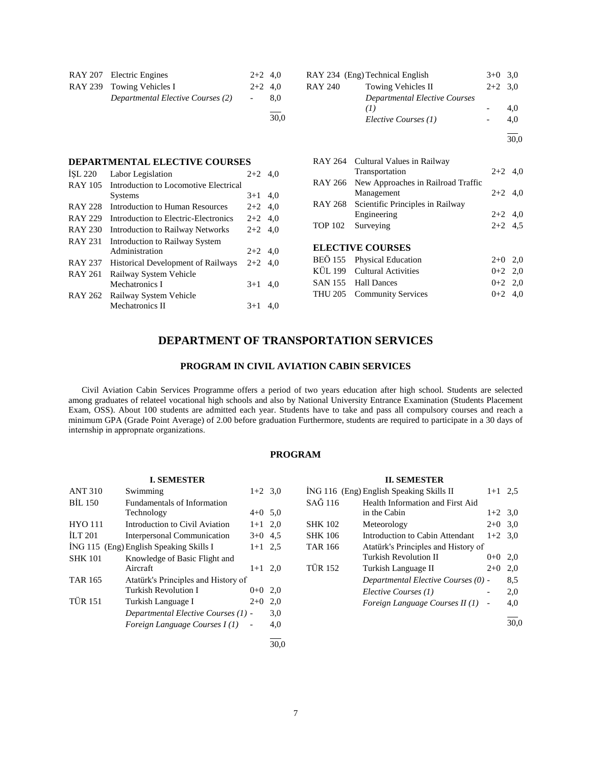| | | | |
|---|---|---|---|
| RAY 207 | Electric Engines | 2+2 | 4,0 |
| RAY 239 | Towing Vehicles I | 2+2 | 4,0 |
| | *Departmental Elective Courses (2)* | - | 8,0 |
| | | | 30,0 |

| | | | |
|---|---|---|---|
| RAY 234 | (Eng) Technical English | 3+0 | 3,0 |
| RAY 240 | Towing Vehicles II | 2+2 | 3,0 |
| | *Departmental Elective Courses (1)* | - | 4,0 |
| | *Elective Courses (1)* | - | 4,0 |
| | | | 30,0 |

### DEPARTMENTAL ELECTIVE COURSES

| | | | |
|---|---|---|---|
| İŞL 220 | Labor Legislation | 2+2 | 4,0 |
| RAY 105 | Introduction to Locomotive Electrical Systems | 3+1 | 4,0 |
| RAY 228 | Introduction to Human Resources | 2+2 | 4,0 |
| RAY 229 | Introduction to Electric-Electronics | 2+2 | 4,0 |
| RAY 230 | Introduction to Railway Networks | 2+2 | 4,0 |
| RAY 231 | Introduction to Railway System Administration | 2+2 | 4,0 |
| RAY 237 | Historical Development of Railways | 2+2 | 4,0 |
| RAY 261 | Railway System Vehicle Mechatronics I | 3+1 | 4,0 |
| RAY 262 | Railway System Vehicle Mechatronics II | 3+1 | 4,0 |
| RAY 264 | Cultural Values in Railway Transportation | 2+2 | 4,0 |
| RAY 266 | New Approaches in Railroad Traffic Management | 2+2 | 4,0 |
| RAY 268 | Scientific Principles in Railway Engineering | 2+2 | 4,0 |
| TOP 102 | Surveying | 2+2 | 4,5 |

### ELECTIVE COURSES

| | | | |
|---|---|---|---|
| BEÖ 155 | Physical Education | 2+0 | 2,0 |
| KÜL 199 | Cultural Activities | 0+2 | 2,0 |
| SAN 155 | Hall Dances | 0+2 | 2,0 |
| THU 205 | Community Services | 0+2 | 4,0 |

# DEPARTMENT OF TRANSPORTATION SERVICES

## PROGRAM IN CIVIL AVIATION CABIN SERVICES

Civil Aviation Cabin Services Programme offers a period of two years education after high school. Students are selected among graduates of relateel vocational high schools and also by National University Entrance Examination (Students Placement Exam, OSS). About 100 students are admitted each year. Students have to take and pass all compulsory courses and reach a minimum GPA (Grade Point Average) of 2.00 before graduation Furthermore, students are required to participate in a 30 days of internship in appropriate organizations.

### PROGRAM

#### I. SEMESTER

| | | | |
|---|---|---|---|
| ANT 310 | Swimming | 1+2 | 3,0 |
| BİL 150 | Fundamentals of Information Technology | 4+0 | 5,0 |
| HYO 111 | Introduction to Civil Aviation | 1+1 | 2,0 |
| İLT 201 | Interpersonal Communication | 3+0 | 4,5 |
| İNG 115 | (Eng) English Speaking Skills I | 1+1 | 2,5 |
| SHK 101 | Knowledge of Basic Flight and Aircraft | 1+1 | 2,0 |
| TAR 165 | Atatürk's Principles and History of Turkish Revolution I | 0+0 | 2,0 |
| TÜR 151 | Turkish Language I | 2+0 | 2,0 |
| | *Departmental Elective Courses (1)* | - | 3,0 |
| | *Foreign Language Courses I (1)* | - | 4,0 |
| | | | 30,0 |

#### II. SEMESTER

| | | | |
|---|---|---|---|
| İNG 116 | (Eng) English Speaking Skills II | 1+1 | 2,5 |
| SAĞ 116 | Health Information and First Aid in the Cabin | 1+2 | 3,0 |
| SHK 102 | Meteorology | 2+0 | 3,0 |
| SHK 106 | Introduction to Cabin Attendant | 1+2 | 3,0 |
| TAR 166 | Atatürk's Principles and History of Turkish Revolution II | 0+0 | 2,0 |
| TÜR 152 | Turkish Language II | 2+0 | 2,0 |
| | *Departmental Elective Courses (0)* | - | 8,5 |
| | *Elective Courses (1)* | - | 2,0 |
| | *Foreign Language Courses II (1)* | - | 4,0 |
| | | | 30,0 |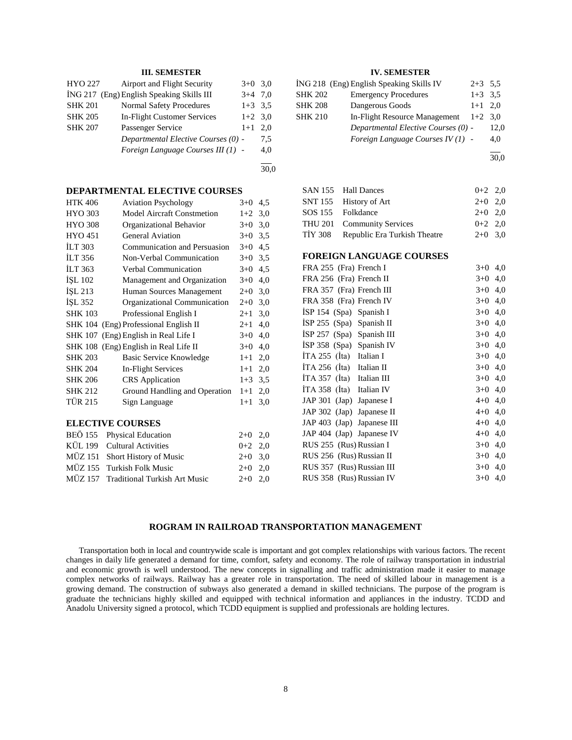### III. SEMESTER

| | | | |
|---|---|---|---|
| HYO 227 | Airport and Flight Security | 3+0 | 3,0 |
| İNG 217 | (Eng) English Speaking Skills III | 3+4 | 7,0 |
| SHK 201 | Normal Safety Procedures | 1+3 | 3,5 |
| SHK 205 | In-Flight Customer Services | 1+2 | 3,0 |
| SHK 207 | Passenger Service | 1+1 | 2,0 |
| | *Departmental Elective Courses (0)* | - | 7,5 |
| | *Foreign Language Courses III (1)* | - | 4,0 |
| | | | 30,0 |

### IV. SEMESTER

| | | | |
|---|---|---|---|
| İNG 218 | (Eng) English Speaking Skills IV | 2+3 | 5,5 |
| SHK 202 | Emergency Procedures | 1+3 | 3,5 |
| SHK 208 | Dangerous Goods | 1+1 | 2,0 |
| SHK 210 | In-Flight Resource Management | 1+2 | 3,0 |
| | *Departmental Elective Courses (0)* | - | 12,0 |
| | *Foreign Language Courses IV (1)* | - | 4,0 |
| | | | 30,0 |

### DEPARTMENTAL ELECTIVE COURSES

| | | | |
|---|---|---|---|
| HTK 406 | Aviation Psychology | 3+0 | 4,5 |
| HYO 303 | Model Aircraft Constmetion | 1+2 | 3,0 |
| HYO 308 | Organizational Behavior | 3+0 | 3,0 |
| HYO 451 | General Aviation | 3+0 | 3,5 |
| İLT 303 | Communication and Persuasion | 3+0 | 4,5 |
| İLT 356 | Non-Verbal Communication | 3+0 | 3,5 |
| İLT 363 | Verbal Communication | 3+0 | 4,5 |
| İŞL 102 | Management and Organization | 3+0 | 4,0 |
| İŞL 213 | Human Sources Management | 2+0 | 3,0 |
| İŞL 352 | Organizational Communication | 2+0 | 3,0 |
| SHK 103 | Professional English I | 2+1 | 3,0 |
| SHK 104 | (Eng) Professional English II | 2+1 | 4,0 |
| SHK 107 | (Eng) English in Real Life I | 3+0 | 4,0 |
| SHK 108 | (Eng) English in Real Life II | 3+0 | 4,0 |
| SHK 203 | Basic Service Knowledge | 1+1 | 2,0 |
| SHK 204 | In-Flight Services | 1+1 | 2,0 |
| SHK 206 | CRS Application | 1+3 | 3,5 |
| SHK 212 | Ground Handling and Operation | 1+1 | 2,0 |
| TÜR 215 | Sign Language | 1+1 | 3,0 |

### ELECTIVE COURSES

| | | | |
|---|---|---|---|
| BEÖ 155 | Physical Education | 2+0 | 2,0 |
| KÜL 199 | Cultural Activities | 0+2 | 2,0 |
| MÜZ 151 | Short History of Music | 2+0 | 3,0 |
| MÜZ 155 | Turkish Folk Music | 2+0 | 2,0 |
| MÜZ 157 | Traditional Turkish Art Music | 2+0 | 2,0 |
| SAN 155 | Hall Dances | 0+2 | 2,0 |
| SNT 155 | History of Art | 2+0 | 2,0 |
| SOS 155 | Folkdance | 2+0 | 2,0 |
| THU 201 | Community Services | 0+2 | 2,0 |
| TİY 308 | Republic Era Turkish Theatre | 2+0 | 3,0 |

### FOREIGN LANGUAGE COURSES

| | | | |
|---|---|---|---|
| FRA 255 | (Fra) French I | 3+0 | 4,0 |
| FRA 256 | (Fra) French II | 3+0 | 4,0 |
| FRA 357 | (Fra) French III | 3+0 | 4,0 |
| FRA 358 | (Fra) French IV | 3+0 | 4,0 |
| İSP 154 | (Spa) Spanish I | 3+0 | 4,0 |
| İSP 255 | (Spa) Spanish II | 3+0 | 4,0 |
| İSP 257 | (Spa) Spanish III | 3+0 | 4,0 |
| İSP 358 | (Spa) Spanish IV | 3+0 | 4,0 |
| İTA 255 | (İta) Italian I | 3+0 | 4,0 |
| İTA 256 | (İta) Italian II | 3+0 | 4,0 |
| İTA 357 | (İta) Italian III | 3+0 | 4,0 |
| İTA 358 | (İta) Italian IV | 3+0 | 4,0 |
| JAP 301 | (Jap) Japanese I | 4+0 | 4,0 |
| JAP 302 | (Jap) Japanese II | 4+0 | 4,0 |
| JAP 403 | (Jap) Japanese III | 4+0 | 4,0 |
| JAP 404 | (Jap) Japanese IV | 4+0 | 4,0 |
| RUS 255 | (Rus) Russian I | 3+0 | 4,0 |
| RUS 256 | (Rus) Russian II | 3+0 | 4,0 |
| RUS 357 | (Rus) Russian III | 3+0 | 4,0 |
| RUS 358 | (Rus) Russian IV | 3+0 | 4,0 |

## ROGRAM IN RAILROAD TRANSPORTATION MANAGEMENT

Transportation both in local and countrywide scale is important and got complex relationships with various factors. The recent changes in daily life generated a demand for time, comfort, safety and economy. The role of railway transportation in industrial and economic growth is well understood. The new concepts in signalling and traffic administration made it easier to manage complex networks of railways. Railway has a greater role in transportation. The need of skilled labour in management is a growing demand. The construction of subways also generated a demand in skilled technicians. The purpose of the program is graduate the technicians highly skilled and equipped with technical information and appliances in the industry. TCDD and Anadolu University signed a protocol, which TCDD equipment is supplied and professionals are holding lectures.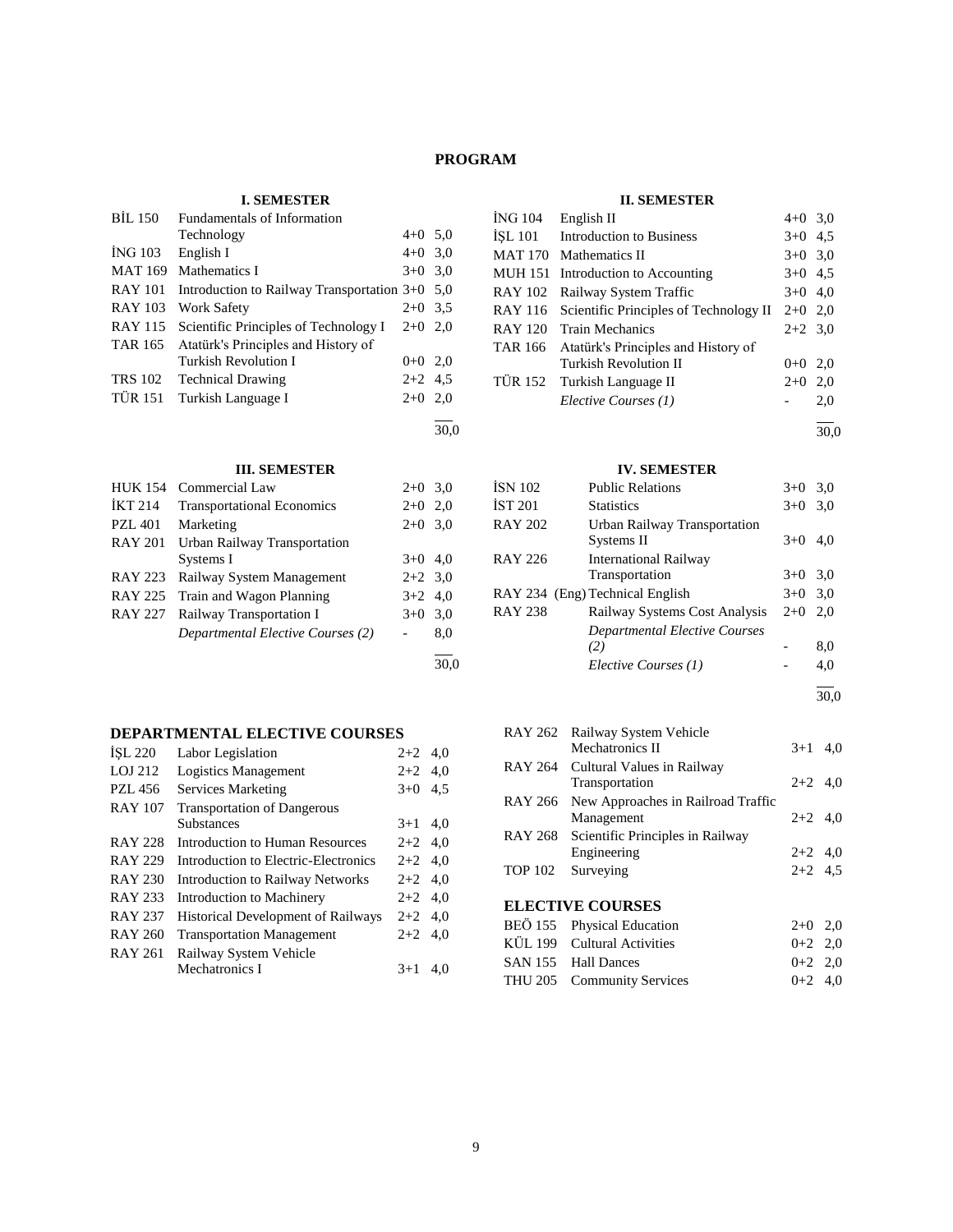# PROGRAM

### I. SEMESTER

| Code | Course | Hours | Credit |
|---|---|---|---|
| BİL 150 | Fundamentals of Information Technology | 4+0 | 5,0 |
| İNG 103 | English I | 4+0 | 3,0 |
| MAT 169 | Mathematics I | 3+0 | 3,0 |
| RAY 101 | Introduction to Railway Transportation | 3+0 | 5,0 |
| RAY 103 | Work Safety | 2+0 | 3,5 |
| RAY 115 | Scientific Principles of Technology I | 2+0 | 2,0 |
| TAR 165 | Atatürk's Principles and History of Turkish Revolution I | 0+0 | 2,0 |
| TRS 102 | Technical Drawing | 2+2 | 4,5 |
| TÜR 151 | Turkish Language I | 2+0 | 2,0 |
| | | | 30,0 |

### II. SEMESTER

| Code | Course | Hours | Credit |
|---|---|---|---|
| İNG 104 | English II | 4+0 | 3,0 |
| İŞL 101 | Introduction to Business | 3+0 | 4,5 |
| MAT 170 | Mathematics II | 3+0 | 3,0 |
| MUH 151 | Introduction to Accounting | 3+0 | 4,5 |
| RAY 102 | Railway System Traffic | 3+0 | 4,0 |
| RAY 116 | Scientific Principles of Technology II | 2+0 | 2,0 |
| RAY 120 | Train Mechanics | 2+2 | 3,0 |
| TAR 166 | Atatürk's Principles and History of Turkish Revolution II | 0+0 | 2,0 |
| TÜR 152 | Turkish Language II | 2+0 | 2,0 |
| | *Elective Courses (1)* | - | 2,0 |
| | | | 30,0 |

### III. SEMESTER

| Code | Course | Hours | Credit |
|---|---|---|---|
| HUK 154 | Commercial Law | 2+0 | 3,0 |
| İKT 214 | Transportational Economics | 2+0 | 2,0 |
| PZL 401 | Marketing | 2+0 | 3,0 |
| RAY 201 | Urban Railway Transportation Systems I | 3+0 | 4,0 |
| RAY 223 | Railway System Management | 2+2 | 3,0 |
| RAY 225 | Train and Wagon Planning | 3+2 | 4,0 |
| RAY 227 | Railway Transportation I | 3+0 | 3,0 |
| | *Departmental Elective Courses (2)* | - | 8,0 |
| | | | 30,0 |

### IV. SEMESTER

| Code | Course | Hours | Credit |
|---|---|---|---|
| İSN 102 | Public Relations | 3+0 | 3,0 |
| İST 201 | Statistics | 3+0 | 3,0 |
| RAY 202 | Urban Railway Transportation Systems II | 3+0 | 4,0 |
| RAY 226 | International Railway Transportation | 3+0 | 3,0 |
| RAY 234 (Eng) | Technical English | 3+0 | 3,0 |
| RAY 238 | Railway Systems Cost Analysis | 2+0 | 2,0 |
| | *Departmental Elective Courses (2)* | - | 8,0 |
| | *Elective Courses (1)* | - | 4,0 |
| | | | 30,0 |

## DEPARTMENTAL ELECTIVE COURSES

| Code | Course | Hours | Credit |
|---|---|---|---|
| İŞL 220 | Labor Legislation | 2+2 | 4,0 |
| LOJ 212 | Logistics Management | 2+2 | 4,0 |
| PZL 456 | Services Marketing | 3+0 | 4,5 |
| RAY 107 | Transportation of Dangerous Substances | 3+1 | 4,0 |
| RAY 228 | Introduction to Human Resources | 2+2 | 4,0 |
| RAY 229 | Introduction to Electric-Electronics | 2+2 | 4,0 |
| RAY 230 | Introduction to Railway Networks | 2+2 | 4,0 |
| RAY 233 | Introduction to Machinery | 2+2 | 4,0 |
| RAY 237 | Historical Development of Railways | 2+2 | 4,0 |
| RAY 260 | Transportation Management | 2+2 | 4,0 |
| RAY 261 | Railway System Vehicle Mechatronics I | 3+1 | 4,0 |
| RAY 262 | Railway System Vehicle Mechatronics II | 3+1 | 4,0 |
| RAY 264 | Cultural Values in Railway Transportation | 2+2 | 4,0 |
| RAY 266 | New Approaches in Railroad Traffic Management | 2+2 | 4,0 |
| RAY 268 | Scientific Principles in Railway Engineering | 2+2 | 4,0 |
| TOP 102 | Surveying | 2+2 | 4,5 |

## ELECTIVE COURSES

| Code | Course | Hours | Credit |
|---|---|---|---|
| BEÖ 155 | Physical Education | 2+0 | 2,0 |
| KÜL 199 | Cultural Activities | 0+2 | 2,0 |
| SAN 155 | Hall Dances | 0+2 | 2,0 |
| THU 205 | Community Services | 0+2 | 4,0 |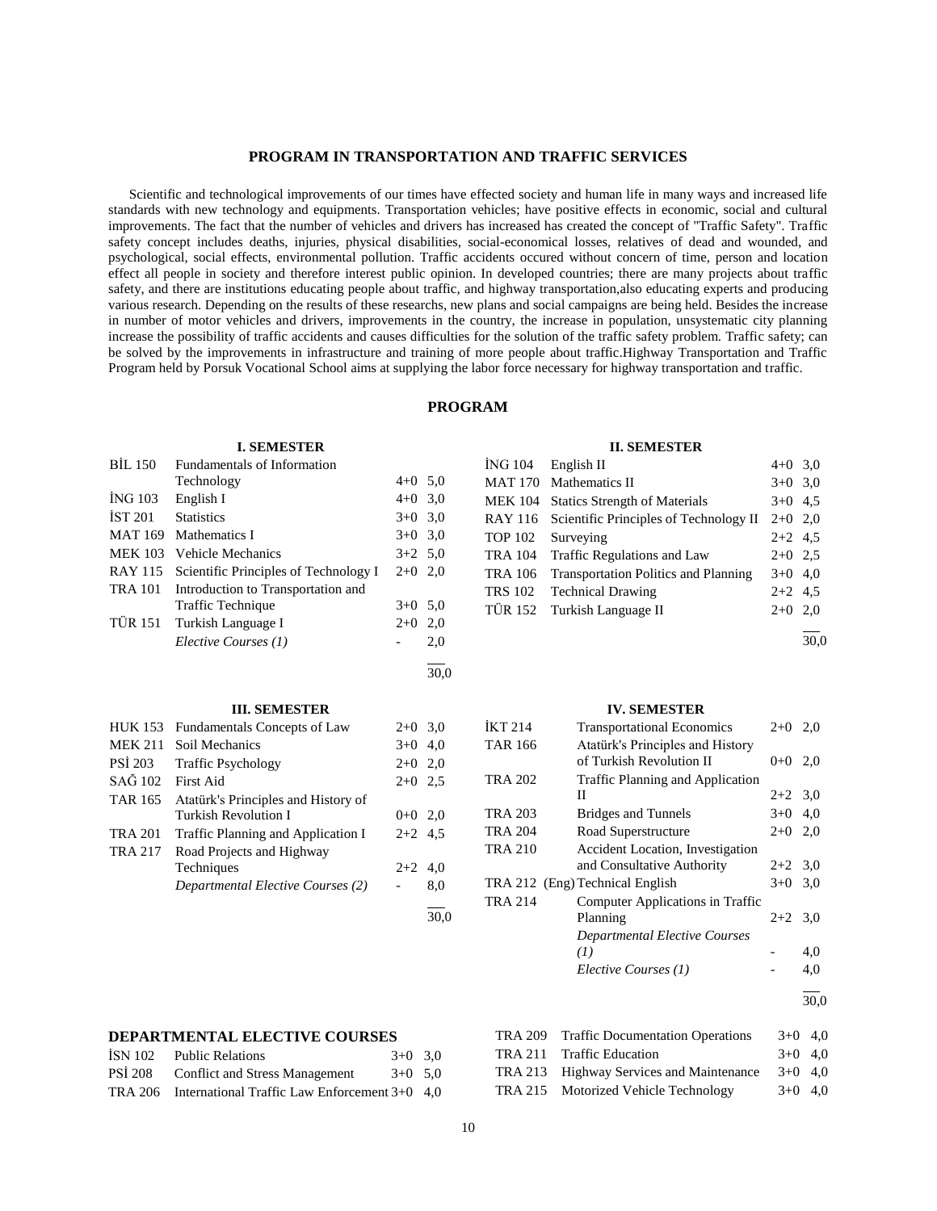## PROGRAM IN TRANSPORTATION AND TRAFFIC SERVICES

Scientific and technological improvements of our times have effected society and human life in many ways and increased life standards with new technology and equipments. Transportation vehicles; have positive effects in economic, social and cultural improvements. The fact that the number of vehicles and drivers has increased has created the concept of "Traffic Safety". Traffic safety concept includes deaths, injuries, physical disabilities, social-economical losses, relatives of dead and wounded, and psychological, social effects, environmental pollution. Traffic accidents occured without concern of time, person and location effect all people in society and therefore interest public opinion. In developed countries; there are many projects about traffic safety, and there are institutions educating people about traffic, and highway transportation,also educating experts and producing various research. Depending on the results of these researchs, new plans and social campaigns are being held. Besides the increase in number of motor vehicles and drivers, improvements in the country, the increase in population, unsystematic city planning increase the possibility of traffic accidents and causes difficulties for the solution of the traffic safety problem. Traffic safety; can be solved by the improvements in infrastructure and training of more people about traffic.Highway Transportation and Traffic Program held by Porsuk Vocational School aims at supplying the labor force necessary for highway transportation and traffic.

## PROGRAM

### I. SEMESTER

| | | | |
|---|---|---|---|
| BİL 150 | Fundamentals of Information Technology | 4+0 | 5,0 |
| İNG 103 | English I | 4+0 | 3,0 |
| İST 201 | Statistics | 3+0 | 3,0 |
| MAT 169 | Mathematics I | 3+0 | 3,0 |
| MEK 103 | Vehicle Mechanics | 3+2 | 5,0 |
| RAY 115 | Scientific Principles of Technology I | 2+0 | 2,0 |
| TRA 101 | Introduction to Transportation and Traffic Technique | 3+0 | 5,0 |
| TÜR 151 | Turkish Language I | 2+0 | 2,0 |
| | *Elective Courses (1)* | - | 2,0 |
| | | | 30,0 |

### II. SEMESTER

| | | | |
|---|---|---|---|
| İNG 104 | English II | 4+0 | 3,0 |
| MAT 170 | Mathematics II | 3+0 | 3,0 |
| MEK 104 | Statics Strength of Materials | 3+0 | 4,5 |
| RAY 116 | Scientific Principles of Technology II | 2+0 | 2,0 |
| TOP 102 | Surveying | 2+2 | 4,5 |
| TRA 104 | Traffic Regulations and Law | 2+0 | 2,5 |
| TRA 106 | Transportation Politics and Planning | 3+0 | 4,0 |
| TRS 102 | Technical Drawing | 2+2 | 4,5 |
| TÜR 152 | Turkish Language II | 2+0 | 2,0 |
| | | | 30,0 |

### III. SEMESTER

| | | | |
|---|---|---|---|
| HUK 153 | Fundamentals Concepts of Law | 2+0 | 3,0 |
| MEK 211 | Soil Mechanics | 3+0 | 4,0 |
| PSİ 203 | Traffic Psychology | 2+0 | 2,0 |
| SAĞ 102 | First Aid | 2+0 | 2,5 |
| TAR 165 | Atatürk's Principles and History of Turkish Revolution I | 0+0 | 2,0 |
| TRA 201 | Traffic Planning and Application I | 2+2 | 4,5 |
| TRA 217 | Road Projects and Highway Techniques | 2+2 | 4,0 |
| | *Departmental Elective Courses (2)* | - | 8,0 |
| | | | 30,0 |

### IV. SEMESTER

| | | | |
|---|---|---|---|
| İKT 214 | Transportational Economics | 2+0 | 2,0 |
| TAR 166 | Atatürk's Principles and History of Turkish Revolution II | 0+0 | 2,0 |
| TRA 202 | Traffic Planning and Application II | 2+2 | 3,0 |
| TRA 203 | Bridges and Tunnels | 3+0 | 4,0 |
| TRA 204 | Road Superstructure | 2+0 | 2,0 |
| TRA 210 | Accident Location, Investigation and Consultative Authority | 2+2 | 3,0 |
| TRA 212 (Eng) | Technical English | 3+0 | 3,0 |
| TRA 214 | Computer Applications in Traffic Planning | 2+2 | 3,0 |
| | *Departmental Elective Courses (1)* | - | 4,0 |
| | *Elective Courses (1)* | - | 4,0 |
| | | | 30,0 |

### DEPARTMENTAL ELECTIVE COURSES

| | | | |
|---|---|---|---|
| İSN 102 | Public Relations | 3+0 | 3,0 |
| PSİ 208 | Conflict and Stress Management | 3+0 | 5,0 |
| TRA 206 | International Traffic Law Enforcement | 3+0 | 4,0 |
| TRA 209 | Traffic Documentation Operations | 3+0 | 4,0 |
| TRA 211 | Traffic Education | 3+0 | 4,0 |
| TRA 213 | Highway Services and Maintenance | 3+0 | 4,0 |
| TRA 215 | Motorized Vehicle Technology | 3+0 | 4,0 |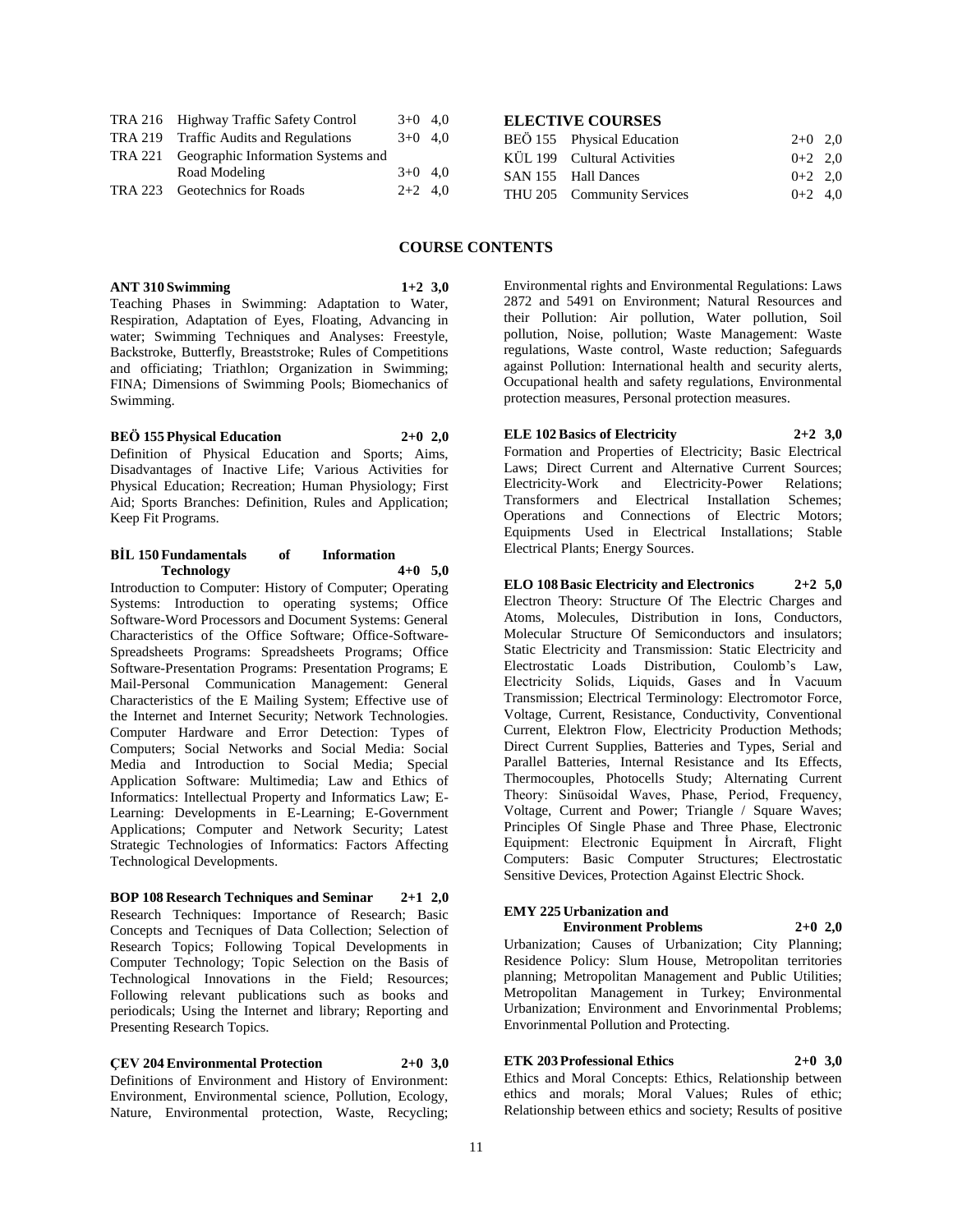| | | | |
|---|---|---|---|
| TRA 216 | Highway Traffic Safety Control | 3+0 | 4,0 |
| TRA 219 | Traffic Audits and Regulations | 3+0 | 4,0 |
| TRA 221 | Geographic Information Systems and Road Modeling | 3+0 | 4,0 |
| TRA 223 | Geotechnics for Roads | 2+2 | 4,0 |

**ELECTIVE COURSES**

| | | | |
|---|---|---|---|
| BEÖ 155 | Physical Education | 2+0 | 2,0 |
| KÜL 199 | Cultural Activities | 0+2 | 2,0 |
| SAN 155 | Hall Dances | 0+2 | 2,0 |
| THU 205 | Community Services | 0+2 | 4,0 |

## COURSE CONTENTS

**ANT 310 Swimming 1+2 3,0**

Teaching Phases in Swimming: Adaptation to Water, Respiration, Adaptation of Eyes, Floating, Advancing in water; Swimming Techniques and Analyses: Freestyle, Backstroke, Butterfly, Breaststroke; Rules of Competitions and officiating; Triathlon; Organization in Swimming; FINA; Dimensions of Swimming Pools; Biomechanics of Swimming.

**BEÖ 155 Physical Education 2+0 2,0**

Definition of Physical Education and Sports; Aims, Disadvantages of Inactive Life; Various Activities for Physical Education; Recreation; Human Physiology; First Aid; Sports Branches: Definition, Rules and Application; Keep Fit Programs.

**BİL 150 Fundamentals of Information Technology 4+0 5,0**

Introduction to Computer: History of Computer; Operating Systems: Introduction to operating systems; Office Software-Word Processors and Document Systems: General Characteristics of the Office Software; Office-Software-Spreadsheets Programs: Spreadsheets Programs; Office Software-Presentation Programs: Presentation Programs; E Mail-Personal Communication Management: General Characteristics of the E Mailing System; Effective use of the Internet and Internet Security; Network Technologies. Computer Hardware and Error Detection: Types of Computers; Social Networks and Social Media: Social Media and Introduction to Social Media; Special Application Software: Multimedia; Law and Ethics of Informatics: Intellectual Property and Informatics Law; E-Learning: Developments in E-Learning; E-Government Applications; Computer and Network Security; Latest Strategic Technologies of Informatics: Factors Affecting Technological Developments.

**BOP 108 Research Techniques and Seminar 2+1 2,0**

Research Techniques: Importance of Research; Basic Concepts and Tecniques of Data Collection; Selection of Research Topics; Following Topical Developments in Computer Technology; Topic Selection on the Basis of Technological Innovations in the Field; Resources; Following relevant publications such as books and periodicals; Using the Internet and library; Reporting and Presenting Research Topics.

**ÇEV 204 Environmental Protection 2+0 3,0**

Definitions of Environment and History of Environment: Environment, Environmental science, Pollution, Ecology, Nature, Environmental protection, Waste, Recycling; Environmental rights and Environmental Regulations: Laws 2872 and 5491 on Environment; Natural Resources and their Pollution: Air pollution, Water pollution, Soil pollution, Noise, pollution; Waste Management: Waste regulations, Waste control, Waste reduction; Safeguards against Pollution: International health and security alerts, Occupational health and safety regulations, Environmental protection measures, Personal protection measures.

**ELE 102 Basics of Electricity 2+2 3,0**

Formation and Properties of Electricity; Basic Electrical Laws; Direct Current and Alternative Current Sources; Electricity-Work and Electricity-Power Relations; Transformers and Electrical Installation Schemes; Operations and Connections of Electric Motors; Equipments Used in Electrical Installations; Stable Electrical Plants; Energy Sources.

**ELO 108 Basic Electricity and Electronics 2+2 5,0**

Electron Theory: Structure Of The Electric Charges and Atoms, Molecules, Distribution in Ions, Conductors, Molecular Structure Of Semiconductors and insulators; Static Electricity and Transmission: Static Electricity and Electrostatic Loads Distribution, Coulomb's Law, Electricity Solids, Liquids, Gases and İn Vacuum Transmission; Electrical Terminology: Electromotor Force, Voltage, Current, Resistance, Conductivity, Conventional Current, Elektron Flow, Electricity Production Methods; Direct Current Supplies, Batteries and Types, Serial and Parallel Batteries, Internal Resistance and Its Effects, Thermocouples, Photocells Study; Alternating Current Theory: Sinüsoidal Waves, Phase, Period, Frequency, Voltage, Current and Power; Triangle / Square Waves; Principles Of Single Phase and Three Phase, Electronic Equipment: Electronic Equipment İn Aircraft, Flight Computers: Basic Computer Structures; Electrostatic Sensitive Devices, Protection Against Electric Shock.

**EMY 225 Urbanization and Environment Problems 2+0 2,0**

Urbanization; Causes of Urbanization; City Planning; Residence Policy: Slum House, Metropolitan territories planning; Metropolitan Management and Public Utilities; Metropolitan Management in Turkey; Environmental Urbanization; Environment and Envorinmental Problems; Envorinmental Pollution and Protecting.

**ETK 203 Professional Ethics 2+0 3,0**

Ethics and Moral Concepts: Ethics, Relationship between ethics and morals; Moral Values; Rules of ethic; Relationship between ethics and society; Results of positive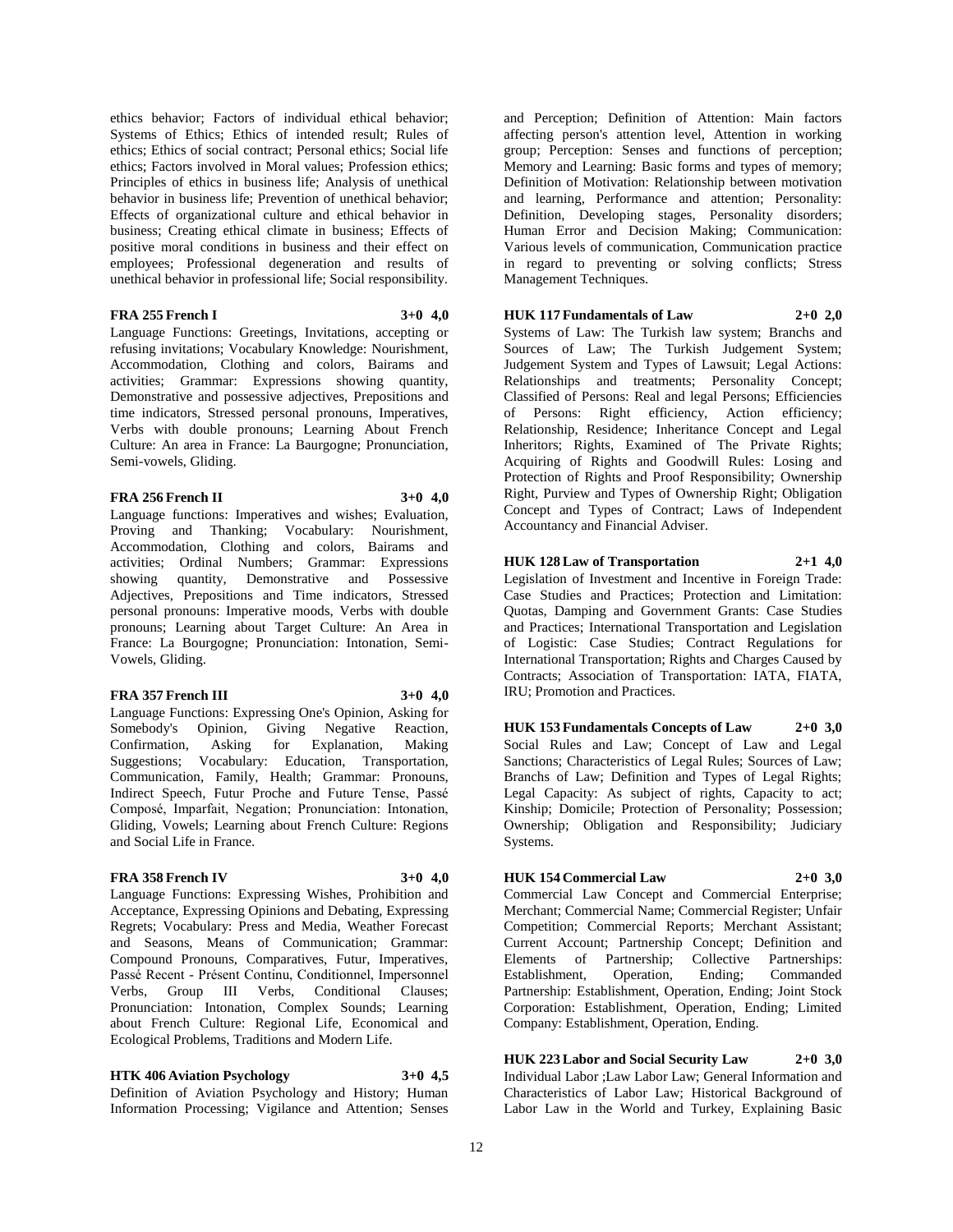ethics behavior; Factors of individual ethical behavior; Systems of Ethics; Ethics of intended result; Rules of ethics; Ethics of social contract; Personal ethics; Social life ethics; Factors involved in Moral values; Profession ethics; Principles of ethics in business life; Analysis of unethical behavior in business life; Prevention of unethical behavior; Effects of organizational culture and ethical behavior in business; Creating ethical climate in business; Effects of positive moral conditions in business and their effect on employees; Professional degeneration and results of unethical behavior in professional life; Social responsibility.

**FRA 255 French I 3+0 4,0**

Language Functions: Greetings, Invitations, accepting or refusing invitations; Vocabulary Knowledge: Nourishment, Accommodation, Clothing and colors, Bairams and activities; Grammar: Expressions showing quantity, Demonstrative and possessive adjectives, Prepositions and time indicators, Stressed personal pronouns, Imperatives, Verbs with double pronouns; Learning About French Culture: An area in France: La Baurgogne; Pronunciation, Semi-vowels, Gliding.

**FRA 256 French II 3+0 4,0**

Language functions: Imperatives and wishes; Evaluation, Proving and Thanking; Vocabulary: Nourishment, Accommodation, Clothing and colors, Bairams and activities; Ordinal Numbers; Grammar: Expressions showing quantity, Demonstrative and Possessive Adjectives, Prepositions and Time indicators, Stressed personal pronouns: Imperative moods, Verbs with double pronouns; Learning about Target Culture: An Area in France: La Bourgogne; Pronunciation: Intonation, Semi-Vowels, Gliding.

**FRA 357 French III 3+0 4,0**

Language Functions: Expressing One's Opinion, Asking for Somebody's Opinion, Giving Negative Reaction, Confirmation, Asking for Explanation, Making Suggestions; Vocabulary: Education, Transportation, Communication, Family, Health; Grammar: Pronouns, Indirect Speech, Futur Proche and Future Tense, Passé Composé, Imparfait, Negation; Pronunciation: Intonation, Gliding, Vowels; Learning about French Culture: Regions and Social Life in France.

**FRA 358 French IV 3+0 4,0**

Language Functions: Expressing Wishes, Prohibition and Acceptance, Expressing Opinions and Debating, Expressing Regrets; Vocabulary: Press and Media, Weather Forecast and Seasons, Means of Communication; Grammar: Compound Pronouns, Comparatives, Futur, Imperatives, Passé Recent - Présent Continu, Conditionnel, Impersonnel Verbs, Group III Verbs, Conditional Clauses; Pronunciation: Intonation, Complex Sounds; Learning about French Culture: Regional Life, Economical and Ecological Problems, Traditions and Modern Life.

**HTK 406 Aviation Psychology 3+0 4,5**

Definition of Aviation Psychology and History; Human Information Processing; Vigilance and Attention; Senses and Perception; Definition of Attention: Main factors affecting person's attention level, Attention in working group; Perception: Senses and functions of perception; Memory and Learning: Basic forms and types of memory; Definition of Motivation: Relationship between motivation and learning, Performance and attention; Personality: Definition, Developing stages, Personality disorders; Human Error and Decision Making; Communication: Various levels of communication, Communication practice in regard to preventing or solving conflicts; Stress Management Techniques.

**HUK 117 Fundamentals of Law 2+0 2,0**

Systems of Law: The Turkish law system; Branchs and Sources of Law; The Turkish Judgement System; Judgement System and Types of Lawsuit; Legal Actions: Relationships and treatments; Personality Concept; Classified of Persons: Real and legal Persons; Efficiencies of Persons: Right efficiency, Action efficiency; Relationship, Residence; Inheritance Concept and Legal Inheritors; Rights, Examined of The Private Rights; Acquiring of Rights and Goodwill Rules: Losing and Protection of Rights and Proof Responsibility; Ownership Right, Purview and Types of Ownership Right; Obligation Concept and Types of Contract; Laws of Independent Accountancy and Financial Adviser.

**HUK 128 Law of Transportation 2+1 4,0**

Legislation of Investment and Incentive in Foreign Trade: Case Studies and Practices; Protection and Limitation: Quotas, Damping and Government Grants: Case Studies and Practices; International Transportation and Legislation of Logistic: Case Studies; Contract Regulations for International Transportation; Rights and Charges Caused by Contracts; Association of Transportation: IATA, FIATA, IRU; Promotion and Practices.

**HUK 153 Fundamentals Concepts of Law 2+0 3,0**

Social Rules and Law; Concept of Law and Legal Sanctions; Characteristics of Legal Rules; Sources of Law; Branchs of Law; Definition and Types of Legal Rights; Legal Capacity: As subject of rights, Capacity to act; Kinship; Domicile; Protection of Personality; Possession; Ownership; Obligation and Responsibility; Judiciary Systems.

**HUK 154 Commercial Law 2+0 3,0**

Commercial Law Concept and Commercial Enterprise; Merchant; Commercial Name; Commercial Register; Unfair Competition; Commercial Reports; Merchant Assistant; Current Account; Partnership Concept; Definition and Elements of Partnership; Collective Partnerships: Establishment, Operation, Ending; Commanded Partnership: Establishment, Operation, Ending; Joint Stock Corporation: Establishment, Operation, Ending; Limited Company: Establishment, Operation, Ending.

**HUK 223 Labor and Social Security Law 2+0 3,0**

Individual Labor ;Law Labor Law; General Information and Characteristics of Labor Law; Historical Background of Labor Law in the World and Turkey, Explaining Basic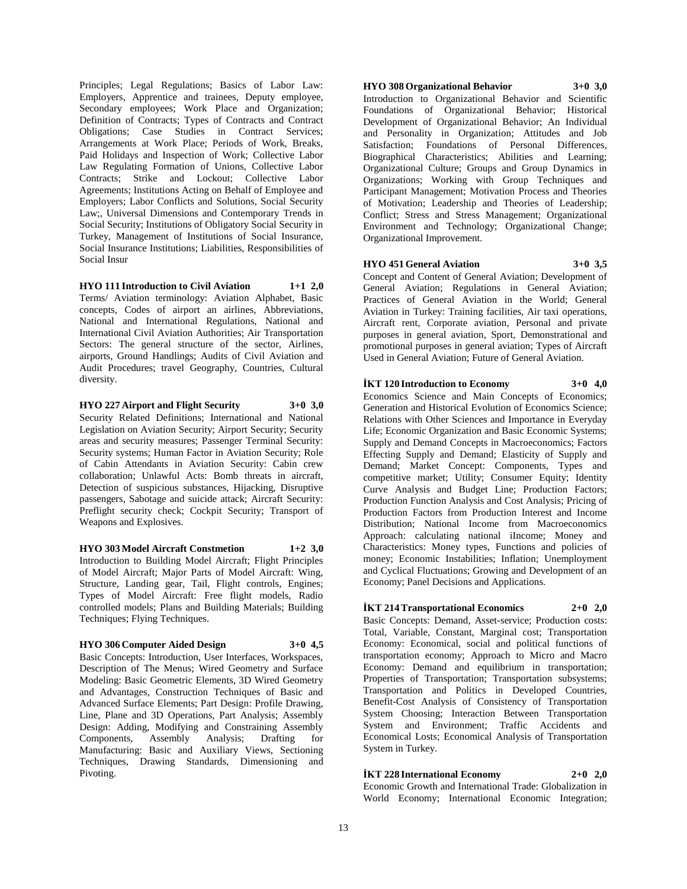Principles; Legal Regulations; Basics of Labor Law: Employers, Apprentice and trainees, Deputy employee, Secondary employees; Work Place and Organization; Definition of Contracts; Types of Contracts and Contract Obligations; Case Studies in Contract Services; Arrangements at Work Place; Periods of Work, Breaks, Paid Holidays and Inspection of Work; Collective Labor Law Regulating Formation of Unions, Collective Labor Contracts; Strike and Lockout; Collective Labor Agreements; Institutions Acting on Behalf of Employee and Employers; Labor Conflicts and Solutions, Social Security Law;, Universal Dimensions and Contemporary Trends in Social Security; Institutions of Obligatory Social Security in Turkey, Management of Institutions of Social Insurance, Social Insurance Institutions; Liabilities, Responsibilities of Social Insur

**HYO 111 Introduction to Civil Aviation 1+1 2,0**

Terms/ Aviation terminology: Aviation Alphabet, Basic concepts, Codes of airport an airlines, Abbreviations, National and International Regulations, National and International Civil Aviation Authorities; Air Transportation Sectors: The general structure of the sector, Airlines, airports, Ground Handlings; Audits of Civil Aviation and Audit Procedures; travel Geography, Countries, Cultural diversity.

**HYO 227 Airport and Flight Security 3+0 3,0**

Security Related Definitions; International and National Legislation on Aviation Security; Airport Security; Security areas and security measures; Passenger Terminal Security: Security systems; Human Factor in Aviation Security; Role of Cabin Attendants in Aviation Security: Cabin crew collaboration; Unlawful Acts: Bomb threats in aircraft, Detection of suspicious substances, Hijacking, Disruptive passengers, Sabotage and suicide attack; Aircraft Security: Preflight security check; Cockpit Security; Transport of Weapons and Explosives.

**HYO 303 Model Aircraft Constmetion 1+2 3,0**

Introduction to Building Model Aircraft; Flight Principles of Model Aircraft; Major Parts of Model Aircraft: Wing, Structure, Landing gear, Tail, Flight controls, Engines; Types of Model Aircraft: Free flight models, Radio controlled models; Plans and Building Materials; Building Techniques; Flying Techniques.

**HYO 306 Computer Aided Design 3+0 4,5**

Basic Concepts: Introduction, User Interfaces, Workspaces, Description of The Menus; Wired Geometry and Surface Modeling: Basic Geometric Elements, 3D Wired Geometry and Advantages, Construction Techniques of Basic and Advanced Surface Elements; Part Design: Profile Drawing, Line, Plane and 3D Operations, Part Analysis; Assembly Design: Adding, Modifying and Constraining Assembly Components, Assembly Analysis; Drafting for Manufacturing: Basic and Auxiliary Views, Sectioning Techniques, Drawing Standards, Dimensioning and Pivoting.

**HYO 308 Organizational Behavior 3+0 3,0**

Introduction to Organizational Behavior and Scientific Foundations of Organizational Behavior; Historical Development of Organizational Behavior; An Individual and Personality in Organization; Attitudes and Job Satisfaction; Foundations of Personal Differences, Biographical Characteristics; Abilities and Learning; Organizational Culture; Groups and Group Dynamics in Organizations; Working with Group Techniques and Participant Management; Motivation Process and Theories of Motivation; Leadership and Theories of Leadership; Conflict; Stress and Stress Management; Organizational Environment and Technology; Organizational Change; Organizational Improvement.

**HYO 451 General Aviation 3+0 3,5**

Concept and Content of General Aviation; Development of General Aviation; Regulations in General Aviation; Practices of General Aviation in the World; General Aviation in Turkey: Training facilities, Air taxi operations, Aircraft rent, Corporate aviation, Personal and private purposes in general aviation, Sport, Demonstrational and promotional purposes in general aviation; Types of Aircraft Used in General Aviation; Future of General Aviation.

**İKT 120 Introduction to Economy 3+0 4,0**

Economics Science and Main Concepts of Economics; Generation and Historical Evolution of Economics Science; Relations with Other Sciences and Importance in Everyday Life; Economic Organization and Basic Economic Systems; Supply and Demand Concepts in Macroeconomics; Factors Effecting Supply and Demand; Elasticity of Supply and Demand; Market Concept: Components, Types and competitive market; Utility; Consumer Equity; Identity Curve Analysis and Budget Line; Production Factors; Production Function Analysis and Cost Analysis; Pricing of Production Factors from Production Interest and Income Distribution; National Income from Macroeconomics Approach: calculating national iIncome; Money and Characteristics: Money types, Functions and policies of money; Economic Instabilities; Inflation; Unemployment and Cyclical Fluctuations; Growing and Development of an Economy; Panel Decisions and Applications.

**İKT 214 Transportational Economics 2+0 2,0**

Basic Concepts: Demand, Asset-service; Production costs: Total, Variable, Constant, Marginal cost; Transportation Economy: Economical, social and political functions of transportation economy; Approach to Micro and Macro Economy: Demand and equilibrium in transportation; Properties of Transportation; Transportation subsystems; Transportation and Politics in Developed Countries, Benefit-Cost Analysis of Consistency of Transportation System Choosing; Interaction Between Transportation System and Environment; Traffic Accidents and Economical Losts; Economical Analysis of Transportation System in Turkey.

**İKT 228 International Economy 2+0 2,0**

Economic Growth and International Trade: Globalization in World Economy; International Economic Integration;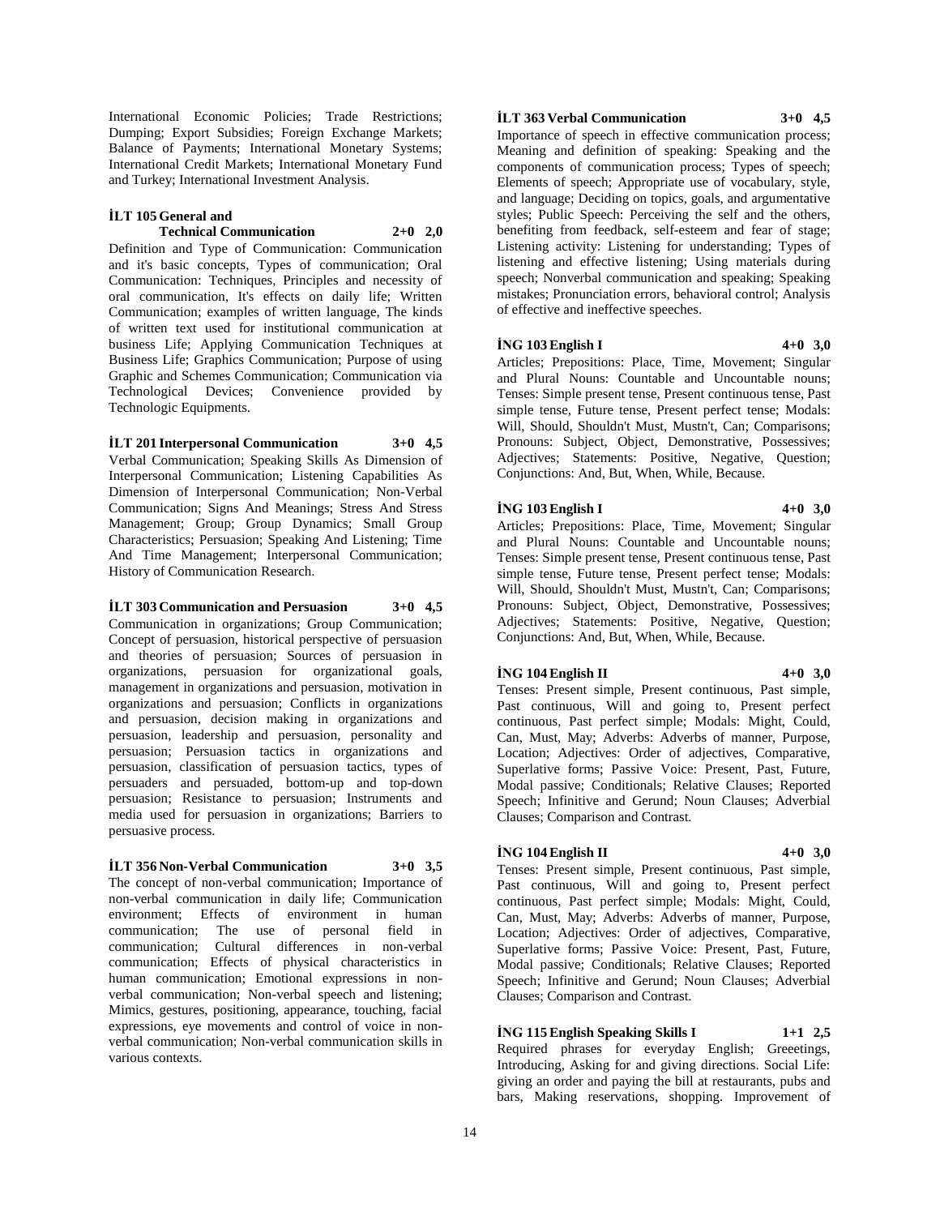International Economic Policies; Trade Restrictions; Dumping; Export Subsidies; Foreign Exchange Markets; Balance of Payments; International Monetary Systems; International Credit Markets; International Monetary Fund and Turkey; International Investment Analysis.

**İLT 105 General and Technical Communication 2+0 2,0**
Definition and Type of Communication: Communication and it's basic concepts, Types of communication; Oral Communication: Techniques, Principles and necessity of oral communication, It's effects on daily life; Written Communication; examples of written language, The kinds of written text used for institutional communication at business Life; Applying Communication Techniques at Business Life; Graphics Communication; Purpose of using Graphic and Schemes Communication; Communication via Technological Devices; Convenience provided by Technologic Equipments.

**İLT 201 Interpersonal Communication 3+0 4,5**
Verbal Communication; Speaking Skills As Dimension of Interpersonal Communication; Listening Capabilities As Dimension of Interpersonal Communication; Non-Verbal Communication; Signs And Meanings; Stress And Stress Management; Group; Group Dynamics; Small Group Characteristics; Persuasion; Speaking And Listening; Time And Time Management; Interpersonal Communication; History of Communication Research.

**İLT 303 Communication and Persuasion 3+0 4,5**
Communication in organizations; Group Communication; Concept of persuasion, historical perspective of persuasion and theories of persuasion; Sources of persuasion in organizations, persuasion for organizational goals, management in organizations and persuasion, motivation in organizations and persuasion; Conflicts in organizations and persuasion, decision making in organizations and persuasion, leadership and persuasion, personality and persuasion; Persuasion tactics in organizations and persuasion, classification of persuasion tactics, types of persuaders and persuaded, bottom-up and top-down persuasion; Resistance to persuasion; Instruments and media used for persuasion in organizations; Barriers to persuasive process.

**İLT 356 Non-Verbal Communication 3+0 3,5**
The concept of non-verbal communication; Importance of non-verbal communication in daily life; Communication environment; Effects of environment in human communication; The use of personal field in communication; Cultural differences in non-verbal communication; Effects of physical characteristics in human communication; Emotional expressions in non-verbal communication; Non-verbal speech and listening; Mimics, gestures, positioning, appearance, touching, facial expressions, eye movements and control of voice in non-verbal communication; Non-verbal communication skills in various contexts.

**İLT 363 Verbal Communication 3+0 4,5**
Importance of speech in effective communication process; Meaning and definition of speaking: Speaking and the components of communication process; Types of speech; Elements of speech; Appropriate use of vocabulary, style, and language; Deciding on topics, goals, and argumentative styles; Public Speech: Perceiving the self and the others, benefiting from feedback, self-esteem and fear of stage; Listening activity: Listening for understanding; Types of listening and effective listening; Using materials during speech; Nonverbal communication and speaking; Speaking mistakes; Pronunciation errors, behavioral control; Analysis of effective and ineffective speeches.

**İNG 103 English I 4+0 3,0**
Articles; Prepositions: Place, Time, Movement; Singular and Plural Nouns: Countable and Uncountable nouns; Tenses: Simple present tense, Present continuous tense, Past simple tense, Future tense, Present perfect tense; Modals: Will, Should, Shouldn't Must, Mustn't, Can; Comparisons; Pronouns: Subject, Object, Demonstrative, Possessives; Adjectives; Statements: Positive, Negative, Question; Conjunctions: And, But, When, While, Because.

**İNG 103 English I 4+0 3,0**
Articles; Prepositions: Place, Time, Movement; Singular and Plural Nouns: Countable and Uncountable nouns; Tenses: Simple present tense, Present continuous tense, Past simple tense, Future tense, Present perfect tense; Modals: Will, Should, Shouldn't Must, Mustn't, Can; Comparisons; Pronouns: Subject, Object, Demonstrative, Possessives; Adjectives; Statements: Positive, Negative, Question; Conjunctions: And, But, When, While, Because.

**İNG 104 English II 4+0 3,0**
Tenses: Present simple, Present continuous, Past simple, Past continuous, Will and going to, Present perfect continuous, Past perfect simple; Modals: Might, Could, Can, Must, May; Adverbs: Adverbs of manner, Purpose, Location; Adjectives: Order of adjectives, Comparative, Superlative forms; Passive Voice: Present, Past, Future, Modal passive; Conditionals; Relative Clauses; Reported Speech; Infinitive and Gerund; Noun Clauses; Adverbial Clauses; Comparison and Contrast.

**İNG 104 English II 4+0 3,0**
Tenses: Present simple, Present continuous, Past simple, Past continuous, Will and going to, Present perfect continuous, Past perfect simple; Modals: Might, Could, Can, Must, May; Adverbs: Adverbs of manner, Purpose, Location; Adjectives: Order of adjectives, Comparative, Superlative forms; Passive Voice: Present, Past, Future, Modal passive; Conditionals; Relative Clauses; Reported Speech; Infinitive and Gerund; Noun Clauses; Adverbial Clauses; Comparison and Contrast.

**İNG 115 English Speaking Skills I 1+1 2,5**
Required phrases for everyday English; Greeetings, Introducing, Asking for and giving directions. Social Life: giving an order and paying the bill at restaurants, pubs and bars, Making reservations, shopping. Improvement of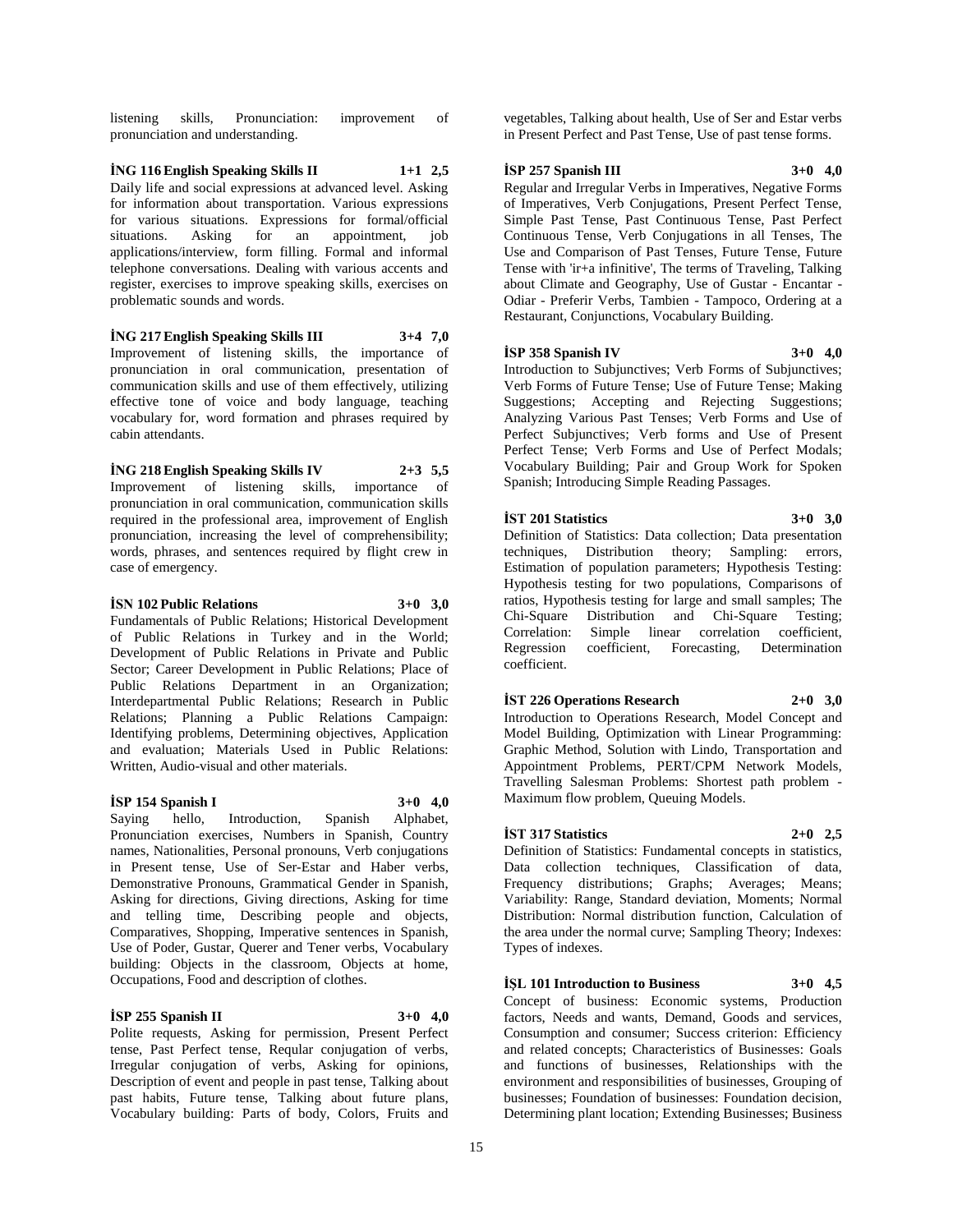listening skills, Pronunciation: improvement of pronunciation and understanding.

**İNG 116 English Speaking Skills II 1+1 2,5**

Daily life and social expressions at advanced level. Asking for information about transportation. Various expressions for various situations. Expressions for formal/official situations. Asking for an appointment, job applications/interview, form filling. Formal and informal telephone conversations. Dealing with various accents and register, exercises to improve speaking skills, exercises on problematic sounds and words.

**İNG 217 English Speaking Skills III 3+4 7,0**

Improvement of listening skills, the importance of pronunciation in oral communication, presentation of communication skills and use of them effectively, utilizing effective tone of voice and body language, teaching vocabulary for, word formation and phrases required by cabin attendants.

**İNG 218 English Speaking Skills IV 2+3 5,5**

Improvement of listening skills, importance of pronunciation in oral communication, communication skills required in the professional area, improvement of English pronunciation, increasing the level of comprehensibility; words, phrases, and sentences required by flight crew in case of emergency.

**İSN 102 Public Relations 3+0 3,0**

Fundamentals of Public Relations; Historical Development of Public Relations in Turkey and in the World; Development of Public Relations in Private and Public Sector; Career Development in Public Relations; Place of Public Relations Department in an Organization; Interdepartmental Public Relations; Research in Public Relations; Planning a Public Relations Campaign: Identifying problems, Determining objectives, Application and evaluation; Materials Used in Public Relations: Written, Audio-visual and other materials.

**İSP 154 Spanish I 3+0 4,0**

Saying hello, Introduction, Spanish Alphabet, Pronunciation exercises, Numbers in Spanish, Country names, Nationalities, Personal pronouns, Verb conjugations in Present tense, Use of Ser-Estar and Haber verbs, Demonstrative Pronouns, Grammatical Gender in Spanish, Asking for directions, Giving directions, Asking for time and telling time, Describing people and objects, Comparatives, Shopping, Imperative sentences in Spanish, Use of Poder, Gustar, Querer and Tener verbs, Vocabulary building: Objects in the classroom, Objects at home, Occupations, Food and description of clothes.

**İSP 255 Spanish II 3+0 4,0**

Polite requests, Asking for permission, Present Perfect tense, Past Perfect tense, Reqular conjugation of verbs, Irregular conjugation of verbs, Asking for opinions, Description of event and people in past tense, Talking about past habits, Future tense, Talking about future plans, Vocabulary building: Parts of body, Colors, Fruits and vegetables, Talking about health, Use of Ser and Estar verbs in Present Perfect and Past Tense, Use of past tense forms.

**İSP 257 Spanish III 3+0 4,0**

Regular and Irregular Verbs in Imperatives, Negative Forms of Imperatives, Verb Conjugations, Present Perfect Tense, Simple Past Tense, Past Continuous Tense, Past Perfect Continuous Tense, Verb Conjugations in all Tenses, The Use and Comparison of Past Tenses, Future Tense, Future Tense with 'ir+a infinitive', The terms of Traveling, Talking about Climate and Geography, Use of Gustar - Encantar - Odiar - Preferir Verbs, Tambien - Tampoco, Ordering at a Restaurant, Conjunctions, Vocabulary Building.

**İSP 358 Spanish IV 3+0 4,0**

Introduction to Subjunctives; Verb Forms of Subjunctives; Verb Forms of Future Tense; Use of Future Tense; Making Suggestions; Accepting and Rejecting Suggestions; Analyzing Various Past Tenses; Verb Forms and Use of Perfect Subjunctives; Verb forms and Use of Present Perfect Tense; Verb Forms and Use of Perfect Modals; Vocabulary Building; Pair and Group Work for Spoken Spanish; Introducing Simple Reading Passages.

**İST 201 Statistics 3+0 3,0**

Definition of Statistics: Data collection; Data presentation techniques, Distribution theory; Sampling: errors, Estimation of population parameters; Hypothesis Testing: Hypothesis testing for two populations, Comparisons of ratios, Hypothesis testing for large and small samples; The Chi-Square Distribution and Chi-Square Testing; Correlation: Simple linear correlation coefficient, Regression coefficient, Forecasting, Determination coefficient.

**İST 226 Operations Research 2+0 3,0**

Introduction to Operations Research, Model Concept and Model Building, Optimization with Linear Programming: Graphic Method, Solution with Lindo, Transportation and Appointment Problems, PERT/CPM Network Models, Travelling Salesman Problems: Shortest path problem - Maximum flow problem, Queuing Models.

**İST 317 Statistics 2+0 2,5**

Definition of Statistics: Fundamental concepts in statistics, Data collection techniques, Classification of data, Frequency distributions; Graphs; Averages; Means; Variability: Range, Standard deviation, Moments; Normal Distribution: Normal distribution function, Calculation of the area under the normal curve; Sampling Theory; Indexes: Types of indexes.

**İŞL 101 Introduction to Business 3+0 4,5**

Concept of business: Economic systems, Production factors, Needs and wants, Demand, Goods and services, Consumption and consumer; Success criterion: Efficiency and related concepts; Characteristics of Businesses: Goals and functions of businesses, Relationships with the environment and responsibilities of businesses, Grouping of businesses; Foundation of businesses: Foundation decision, Determining plant location; Extending Businesses; Business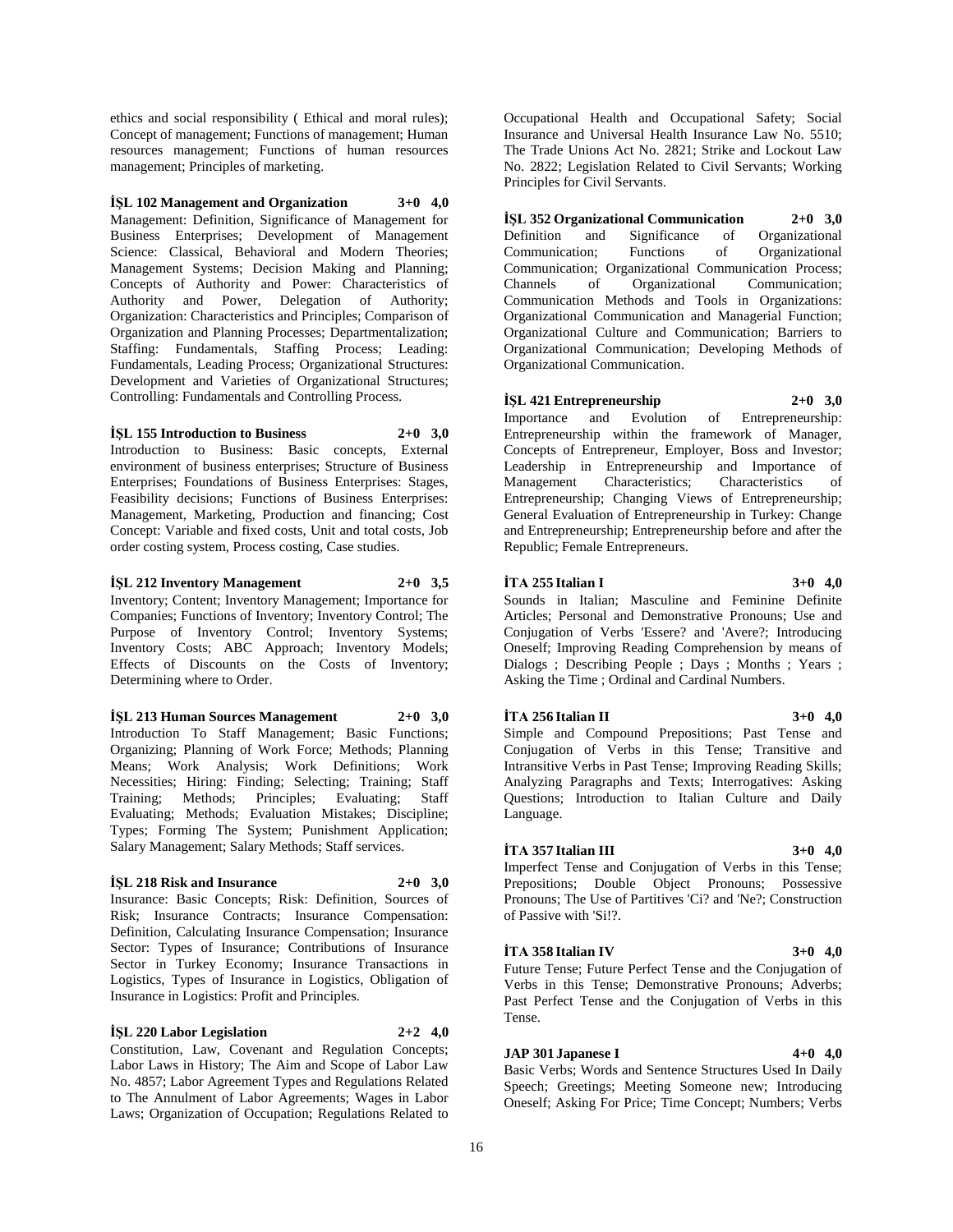ethics and social responsibility ( Ethical and moral rules); Concept of management; Functions of management; Human resources management; Functions of human resources management; Principles of marketing.

**İŞL 102 Management and Organization 3+0 4,0**
Management: Definition, Significance of Management for Business Enterprises; Development of Management Science: Classical, Behavioral and Modern Theories; Management Systems; Decision Making and Planning; Concepts of Authority and Power: Characteristics of Authority and Power, Delegation of Authority; Organization: Characteristics and Principles; Comparison of Organization and Planning Processes; Departmentalization; Staffing: Fundamentals, Staffing Process; Leading: Fundamentals, Leading Process; Organizational Structures: Development and Varieties of Organizational Structures; Controlling: Fundamentals and Controlling Process.

**İŞL 155 Introduction to Business 2+0 3,0**
Introduction to Business: Basic concepts, External environment of business enterprises; Structure of Business Enterprises; Foundations of Business Enterprises: Stages, Feasibility decisions; Functions of Business Enterprises: Management, Marketing, Production and financing; Cost Concept: Variable and fixed costs, Unit and total costs, Job order costing system, Process costing, Case studies.

**İŞL 212 Inventory Management 2+0 3,5**
Inventory; Content; Inventory Management; Importance for Companies; Functions of Inventory; Inventory Control; The Purpose of Inventory Control; Inventory Systems; Inventory Costs; ABC Approach; Inventory Models; Effects of Discounts on the Costs of Inventory; Determining where to Order.

**İŞL 213 Human Sources Management 2+0 3,0**
Introduction To Staff Management; Basic Functions; Organizing; Planning of Work Force; Methods; Planning Means; Work Analysis; Work Definitions; Work Necessities; Hiring: Finding; Selecting; Training; Staff Training; Methods; Principles; Evaluating; Staff Evaluating; Methods; Evaluation Mistakes; Discipline; Types; Forming The System; Punishment Application; Salary Management; Salary Methods; Staff services.

**İŞL 218 Risk and Insurance 2+0 3,0**
Insurance: Basic Concepts; Risk: Definition, Sources of Risk; Insurance Contracts; Insurance Compensation: Definition, Calculating Insurance Compensation; Insurance Sector: Types of Insurance; Contributions of Insurance Sector in Turkey Economy; Insurance Transactions in Logistics, Types of Insurance in Logistics, Obligation of Insurance in Logistics: Profit and Principles.

**İŞL 220 Labor Legislation 2+2 4,0**
Constitution, Law, Covenant and Regulation Concepts; Labor Laws in History; The Aim and Scope of Labor Law No. 4857; Labor Agreement Types and Regulations Related to The Annulment of Labor Agreements; Wages in Labor Laws; Organization of Occupation; Regulations Related to Occupational Health and Occupational Safety; Social Insurance and Universal Health Insurance Law No. 5510; The Trade Unions Act No. 2821; Strike and Lockout Law No. 2822; Legislation Related to Civil Servants; Working Principles for Civil Servants.

**İŞL 352 Organizational Communication 2+0 3,0**
Definition and Significance of Organizational Communication; Functions of Organizational Communication; Organizational Communication Process; Channels of Organizational Communication; Communication Methods and Tools in Organizations: Organizational Communication and Managerial Function; Organizational Culture and Communication; Barriers to Organizational Communication; Developing Methods of Organizational Communication.

**İŞL 421 Entrepreneurship 2+0 3,0**
Importance and Evolution of Entrepreneurship: Entrepreneurship within the framework of Manager, Concepts of Entrepreneur, Employer, Boss and Investor; Leadership in Entrepreneurship and Importance of Management Characteristics; Characteristics of Entrepreneurship; Changing Views of Entrepreneurship; General Evaluation of Entrepreneurship in Turkey: Change and Entrepreneurship; Entrepreneurship before and after the Republic; Female Entrepreneurs.

**İTA 255 Italian I 3+0 4,0**
Sounds in Italian; Masculine and Feminine Definite Articles; Personal and Demonstrative Pronouns; Use and Conjugation of Verbs 'Essere? and 'Avere?; Introducing Oneself; Improving Reading Comprehension by means of Dialogs ; Describing People ; Days ; Months ; Years ; Asking the Time ; Ordinal and Cardinal Numbers.

**İTA 256 Italian II 3+0 4,0**
Simple and Compound Prepositions; Past Tense and Conjugation of Verbs in this Tense; Transitive and Intransitive Verbs in Past Tense; Improving Reading Skills; Analyzing Paragraphs and Texts; Interrogatives: Asking Questions; Introduction to Italian Culture and Daily Language.

**İTA 357 Italian III 3+0 4,0**
Imperfect Tense and Conjugation of Verbs in this Tense; Prepositions; Double Object Pronouns; Possessive Pronouns; The Use of Partitives 'Ci? and 'Ne?; Construction of Passive with 'Si!?.

**İTA 358 Italian IV 3+0 4,0**
Future Tense; Future Perfect Tense and the Conjugation of Verbs in this Tense; Demonstrative Pronouns; Adverbs; Past Perfect Tense and the Conjugation of Verbs in this Tense.

**JAP 301 Japanese I 4+0 4,0**
Basic Verbs; Words and Sentence Structures Used In Daily Speech; Greetings; Meeting Someone new; Introducing Oneself; Asking For Price; Time Concept; Numbers; Verbs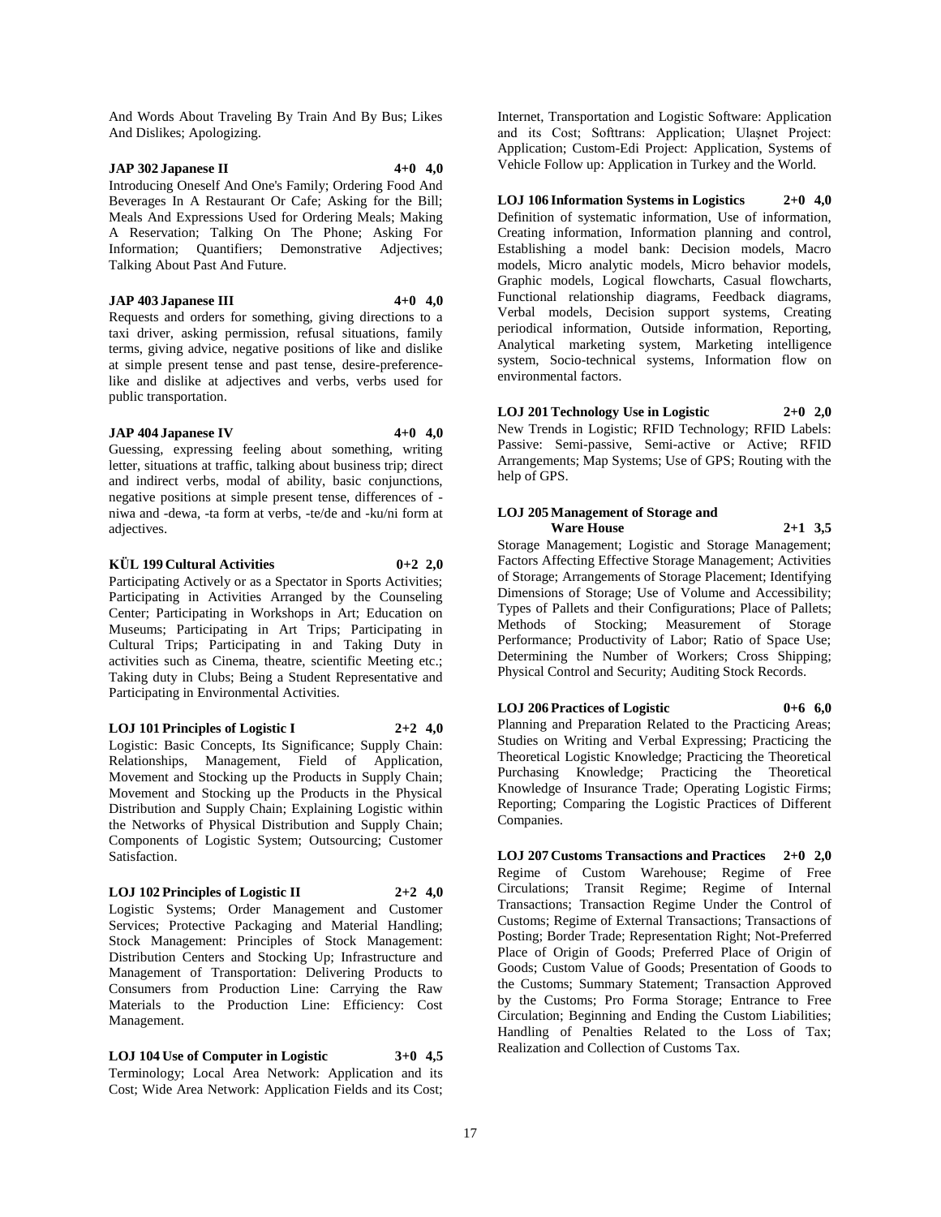And Words About Traveling By Train And By Bus; Likes And Dislikes; Apologizing.

**JAP 302 Japanese II 4+0 4,0**

Introducing Oneself And One's Family; Ordering Food And Beverages In A Restaurant Or Cafe; Asking for the Bill; Meals And Expressions Used for Ordering Meals; Making A Reservation; Talking On The Phone; Asking For Information; Quantifiers; Demonstrative Adjectives; Talking About Past And Future.

**JAP 403 Japanese III 4+0 4,0**

Requests and orders for something, giving directions to a taxi driver, asking permission, refusal situations, family terms, giving advice, negative positions of like and dislike at simple present tense and past tense, desire-preference-like and dislike at adjectives and verbs, verbs used for public transportation.

**JAP 404 Japanese IV 4+0 4,0**

Guessing, expressing feeling about something, writing letter, situations at traffic, talking about business trip; direct and indirect verbs, modal of ability, basic conjunctions, negative positions at simple present tense, differences of -niwa and -dewa, -ta form at verbs, -te/de and -ku/ni form at adjectives.

**KÜL 199 Cultural Activities 0+2 2,0**

Participating Actively or as a Spectator in Sports Activities; Participating in Activities Arranged by the Counseling Center; Participating in Workshops in Art; Education on Museums; Participating in Art Trips; Participating in Cultural Trips; Participating in and Taking Duty in activities such as Cinema, theatre, scientific Meeting etc.; Taking duty in Clubs; Being a Student Representative and Participating in Environmental Activities.

**LOJ 101 Principles of Logistic I 2+2 4,0**

Logistic: Basic Concepts, Its Significance; Supply Chain: Relationships, Management, Field of Application, Movement and Stocking up the Products in Supply Chain; Movement and Stocking up the Products in the Physical Distribution and Supply Chain; Explaining Logistic within the Networks of Physical Distribution and Supply Chain; Components of Logistic System; Outsourcing; Customer Satisfaction.

**LOJ 102 Principles of Logistic II 2+2 4,0**

Logistic Systems; Order Management and Customer Services; Protective Packaging and Material Handling; Stock Management: Principles of Stock Management: Distribution Centers and Stocking Up; Infrastructure and Management of Transportation: Delivering Products to Consumers from Production Line: Carrying the Raw Materials to the Production Line: Efficiency: Cost Management.

**LOJ 104 Use of Computer in Logistic 3+0 4,5**

Terminology; Local Area Network: Application and its Cost; Wide Area Network: Application Fields and its Cost; Internet, Transportation and Logistic Software: Application and its Cost; Softtrans: Application; Ulaşnet Project: Application; Custom-Edi Project: Application, Systems of Vehicle Follow up: Application in Turkey and the World.

**LOJ 106 Information Systems in Logistics 2+0 4,0**

Definition of systematic information, Use of information, Creating information, Information planning and control, Establishing a model bank: Decision models, Macro models, Micro analytic models, Micro behavior models, Graphic models, Logical flowcharts, Casual flowcharts, Functional relationship diagrams, Feedback diagrams, Verbal models, Decision support systems, Creating periodical information, Outside information, Reporting, Analytical marketing system, Marketing intelligence system, Socio-technical systems, Information flow on environmental factors.

**LOJ 201 Technology Use in Logistic 2+0 2,0**

New Trends in Logistic; RFID Technology; RFID Labels: Passive: Semi-passive, Semi-active or Active; RFID Arrangements; Map Systems; Use of GPS; Routing with the help of GPS.

**LOJ 205 Management of Storage and Ware House 2+1 3,5**

Storage Management; Logistic and Storage Management; Factors Affecting Effective Storage Management; Activities of Storage; Arrangements of Storage Placement; Identifying Dimensions of Storage; Use of Volume and Accessibility; Types of Pallets and their Configurations; Place of Pallets; Methods of Stocking; Measurement of Storage Performance; Productivity of Labor; Ratio of Space Use; Determining the Number of Workers; Cross Shipping; Physical Control and Security; Auditing Stock Records.

**LOJ 206 Practices of Logistic 0+6 6,0**

Planning and Preparation Related to the Practicing Areas; Studies on Writing and Verbal Expressing; Practicing the Theoretical Logistic Knowledge; Practicing the Theoretical Purchasing Knowledge; Practicing the Theoretical Knowledge of Insurance Trade; Operating Logistic Firms; Reporting; Comparing the Logistic Practices of Different Companies.

**LOJ 207 Customs Transactions and Practices 2+0 2,0**

Regime of Custom Warehouse; Regime of Free Circulations; Transit Regime; Regime of Internal Transactions; Transaction Regime Under the Control of Customs; Regime of External Transactions; Transactions of Posting; Border Trade; Representation Right; Not-Preferred Place of Origin of Goods; Preferred Place of Origin of Goods; Custom Value of Goods; Presentation of Goods to the Customs; Summary Statement; Transaction Approved by the Customs; Pro Forma Storage; Entrance to Free Circulation; Beginning and Ending the Custom Liabilities; Handling of Penalties Related to the Loss of Tax; Realization and Collection of Customs Tax.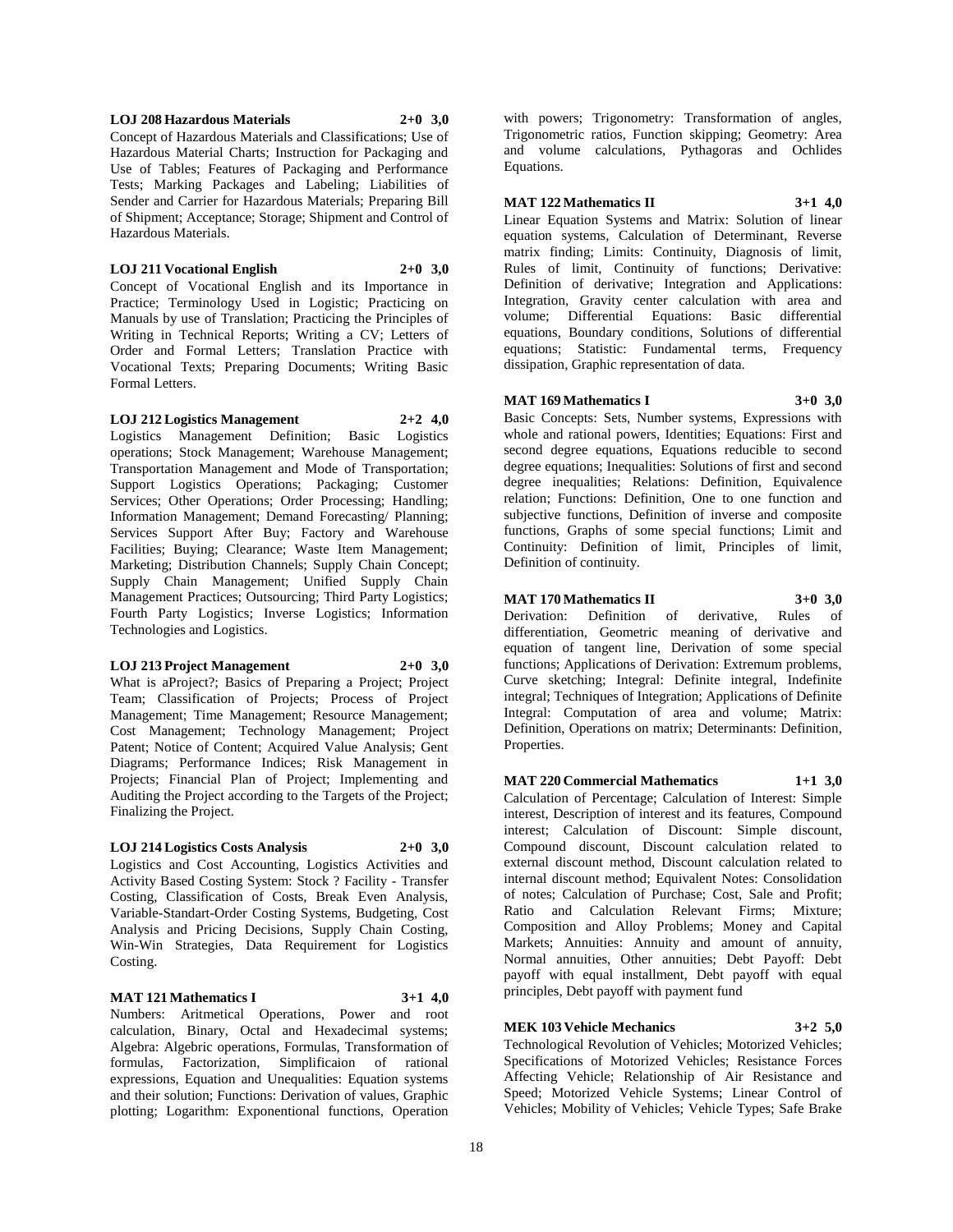**LOJ 208 Hazardous Materials 2+0 3,0**

Concept of Hazardous Materials and Classifications; Use of Hazardous Material Charts; Instruction for Packaging and Use of Tables; Features of Packaging and Performance Tests; Marking Packages and Labeling; Liabilities of Sender and Carrier for Hazardous Materials; Preparing Bill of Shipment; Acceptance; Storage; Shipment and Control of Hazardous Materials.

**LOJ 211 Vocational English 2+0 3,0**

Concept of Vocational English and its Importance in Practice; Terminology Used in Logistic; Practicing on Manuals by use of Translation; Practicing the Principles of Writing in Technical Reports; Writing a CV; Letters of Order and Formal Letters; Translation Practice with Vocational Texts; Preparing Documents; Writing Basic Formal Letters.

**LOJ 212 Logistics Management 2+2 4,0**

Logistics Management Definition; Basic Logistics operations; Stock Management; Warehouse Management; Transportation Management and Mode of Transportation; Support Logistics Operations; Packaging; Customer Services; Other Operations; Order Processing; Handling; Information Management; Demand Forecasting/ Planning; Services Support After Buy; Factory and Warehouse Facilities; Buying; Clearance; Waste Item Management; Marketing; Distribution Channels; Supply Chain Concept; Supply Chain Management; Unified Supply Chain Management Practices; Outsourcing; Third Party Logistics; Fourth Party Logistics; Inverse Logistics; Information Technologies and Logistics.

**LOJ 213 Project Management 2+0 3,0**

What is aProject?; Basics of Preparing a Project; Project Team; Classification of Projects; Process of Project Management; Time Management; Resource Management; Cost Management; Technology Management; Project Patent; Notice of Content; Acquired Value Analysis; Gent Diagrams; Performance Indices; Risk Management in Projects; Financial Plan of Project; Implementing and Auditing the Project according to the Targets of the Project; Finalizing the Project.

**LOJ 214 Logistics Costs Analysis 2+0 3,0**

Logistics and Cost Accounting, Logistics Activities and Activity Based Costing System: Stock ? Facility - Transfer Costing, Classification of Costs, Break Even Analysis, Variable-Standart-Order Costing Systems, Budgeting, Cost Analysis and Pricing Decisions, Supply Chain Costing, Win-Win Strategies, Data Requirement for Logistics Costing.

**MAT 121 Mathematics I 3+1 4,0**

Numbers: Aritmetical Operations, Power and root calculation, Binary, Octal and Hexadecimal systems; Algebra: Algebric operations, Formulas, Transformation of formulas, Factorization, Simplificaion of rational expressions, Equation and Unequalities: Equation systems and their solution; Functions: Derivation of values, Graphic plotting; Logarithm: Exponentional functions, Operation with powers; Trigonometry: Transformation of angles, Trigonometric ratios, Function skipping; Geometry: Area and volume calculations, Pythagoras and Ochlides Equations.

**MAT 122 Mathematics II 3+1 4,0**

Linear Equation Systems and Matrix: Solution of linear equation systems, Calculation of Determinant, Reverse matrix finding; Limits: Continuity, Diagnosis of limit, Rules of limit, Continuity of functions; Derivative: Definition of derivative; Integration and Applications: Integration, Gravity center calculation with area and volume; Differential Equations: Basic differential equations, Boundary conditions, Solutions of differential equations; Statistic: Fundamental terms, Frequency dissipation, Graphic representation of data.

**MAT 169 Mathematics I 3+0 3,0**

Basic Concepts: Sets, Number systems, Expressions with whole and rational powers, Identities; Equations: First and second degree equations, Equations reducible to second degree equations; Inequalities: Solutions of first and second degree inequalities; Relations: Definition, Equivalence relation; Functions: Definition, One to one function and subjective functions, Definition of inverse and composite functions, Graphs of some special functions; Limit and Continuity: Definition of limit, Principles of limit, Definition of continuity.

**MAT 170 Mathematics II 3+0 3,0**

Derivation: Definition of derivative, Rules of differentiation, Geometric meaning of derivative and equation of tangent line, Derivation of some special functions; Applications of Derivation: Extremum problems, Curve sketching; Integral: Definite integral, Indefinite integral; Techniques of Integration; Applications of Definite Integral: Computation of area and volume; Matrix: Definition, Operations on matrix; Determinants: Definition, Properties.

**MAT 220 Commercial Mathematics 1+1 3,0**

Calculation of Percentage; Calculation of Interest: Simple interest, Description of interest and its features, Compound interest; Calculation of Discount: Simple discount, Compound discount, Discount calculation related to external discount method, Discount calculation related to internal discount method; Equivalent Notes: Consolidation of notes; Calculation of Purchase; Cost, Sale and Profit; Ratio and Calculation Relevant Firms; Mixture; Composition and Alloy Problems; Money and Capital Markets; Annuities: Annuity and amount of annuity, Normal annuities, Other annuities; Debt Payoff: Debt payoff with equal installment, Debt payoff with equal principles, Debt payoff with payment fund

**MEK 103 Vehicle Mechanics 3+2 5,0**

Technological Revolution of Vehicles; Motorized Vehicles; Specifications of Motorized Vehicles; Resistance Forces Affecting Vehicle; Relationship of Air Resistance and Speed; Motorized Vehicle Systems; Linear Control of Vehicles; Mobility of Vehicles; Vehicle Types; Safe Brake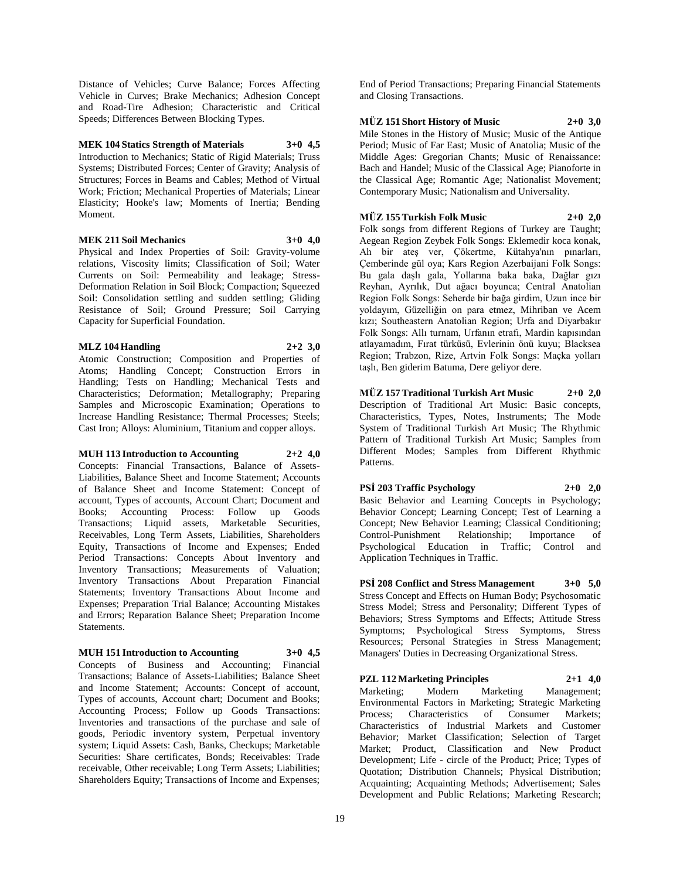Distance of Vehicles; Curve Balance; Forces Affecting Vehicle in Curves; Brake Mechanics; Adhesion Concept and Road-Tire Adhesion; Characteristic and Critical Speeds; Differences Between Blocking Types.

**MEK 104 Statics Strength of Materials 3+0 4,5**

Introduction to Mechanics; Static of Rigid Materials; Truss Systems; Distributed Forces; Center of Gravity; Analysis of Structures; Forces in Beams and Cables; Method of Virtual Work; Friction; Mechanical Properties of Materials; Linear Elasticity; Hooke's law; Moments of Inertia; Bending Moment.

**MEK 211 Soil Mechanics 3+0 4,0**

Physical and Index Properties of Soil: Gravity-volume relations, Viscosity limits; Classification of Soil; Water Currents on Soil: Permeability and leakage; Stress-Deformation Relation in Soil Block; Compaction; Squeezed Soil: Consolidation settling and sudden settling; Gliding Resistance of Soil; Ground Pressure; Soil Carrying Capacity for Superficial Foundation.

**MLZ 104 Handling 2+2 3,0**

Atomic Construction; Composition and Properties of Atoms; Handling Concept; Construction Errors in Handling; Tests on Handling; Mechanical Tests and Characteristics; Deformation; Metallography; Preparing Samples and Microscopic Examination; Operations to Increase Handling Resistance; Thermal Processes; Steels; Cast Iron; Alloys: Aluminium, Titanium and copper alloys.

**MUH 113 Introduction to Accounting 2+2 4,0**

Concepts: Financial Transactions, Balance of Assets-Liabilities, Balance Sheet and Income Statement; Accounts of Balance Sheet and Income Statement: Concept of account, Types of accounts, Account Chart; Document and Books; Accounting Process: Follow up Goods Transactions; Liquid assets, Marketable Securities, Receivables, Long Term Assets, Liabilities, Shareholders Equity, Transactions of Income and Expenses; Ended Period Transactions: Concepts About Inventory and Inventory Transactions; Measurements of Valuation; Inventory Transactions About Preparation Financial Statements; Inventory Transactions About Income and Expenses; Preparation Trial Balance; Accounting Mistakes and Errors; Reparation Balance Sheet; Preparation Income Statements.

**MUH 151 Introduction to Accounting 3+0 4,5**

Concepts of Business and Accounting; Financial Transactions; Balance of Assets-Liabilities; Balance Sheet and Income Statement; Accounts: Concept of account, Types of accounts, Account chart; Document and Books; Accounting Process; Follow up Goods Transactions: Inventories and transactions of the purchase and sale of goods, Periodic inventory system, Perpetual inventory system; Liquid Assets: Cash, Banks, Checkups; Marketable Securities: Share certificates, Bonds; Receivables: Trade receivable, Other receivable; Long Term Assets; Liabilities; Shareholders Equity; Transactions of Income and Expenses; End of Period Transactions; Preparing Financial Statements and Closing Transactions.

**MÜZ 151 Short History of Music 2+0 3,0**

Mile Stones in the History of Music; Music of the Antique Period; Music of Far East; Music of Anatolia; Music of the Middle Ages: Gregorian Chants; Music of Renaissance: Bach and Handel; Music of the Classical Age; Pianoforte in the Classical Age; Romantic Age; Nationalist Movement; Contemporary Music; Nationalism and Universality.

**MÜZ 155 Turkish Folk Music 2+0 2,0**

Folk songs from different Regions of Turkey are Taught; Aegean Region Zeybek Folk Songs: Eklemedir koca konak, Ah bir ateş ver, Çökertme, Kütahya'nın pınarları, Çemberinde gül oya; Kars Region Azerbaijani Folk Songs: Bu gala daşlı gala, Yollarına baka baka, Dağlar gızı Reyhan, Ayrılık, Dut ağacı boyunca; Central Anatolian Region Folk Songs: Seherde bir bağa girdim, Uzun ince bir yoldayım, Güzelliğin on para etmez, Mihriban ve Acem kızı; Southeastern Anatolian Region; Urfa and Diyarbakır Folk Songs: Allı turnam, Urfanın etrafı, Mardin kapısından atlayamadım, Fırat türküsü, Evlerinin önü kuyu; Blacksea Region; Trabzon, Rize, Artvin Folk Songs: Maçka yolları taşlı, Ben giderim Batuma, Dere geliyor dere.

**MÜZ 157 Traditional Turkish Art Music 2+0 2,0**

Description of Traditional Art Music: Basic concepts, Characteristics, Types, Notes, Instruments; The Mode System of Traditional Turkish Art Music; The Rhythmic Pattern of Traditional Turkish Art Music; Samples from Different Modes; Samples from Different Rhythmic Patterns.

**PSİ 203 Traffic Psychology 2+0 2,0**

Basic Behavior and Learning Concepts in Psychology; Behavior Concept; Learning Concept; Test of Learning a Concept; New Behavior Learning; Classical Conditioning; Control-Punishment Relationship; Importance of Psychological Education in Traffic; Control and Application Techniques in Traffic.

**PSİ 208 Conflict and Stress Management 3+0 5,0**

Stress Concept and Effects on Human Body; Psychosomatic Stress Model; Stress and Personality; Different Types of Behaviors; Stress Symptoms and Effects; Attitude Stress Symptoms; Psychological Stress Symptoms, Stress Resources; Personal Strategies in Stress Management; Managers' Duties in Decreasing Organizational Stress.

**PZL 112 Marketing Principles 2+1 4,0**

Marketing; Modern Marketing Management; Environmental Factors in Marketing; Strategic Marketing Process; Characteristics of Consumer Markets; Characteristics of Industrial Markets and Customer Behavior; Market Classification; Selection of Target Market; Product, Classification and New Product Development; Life - circle of the Product; Price; Types of Quotation; Distribution Channels; Physical Distribution; Acquainting; Acquainting Methods; Advertisement; Sales Development and Public Relations; Marketing Research;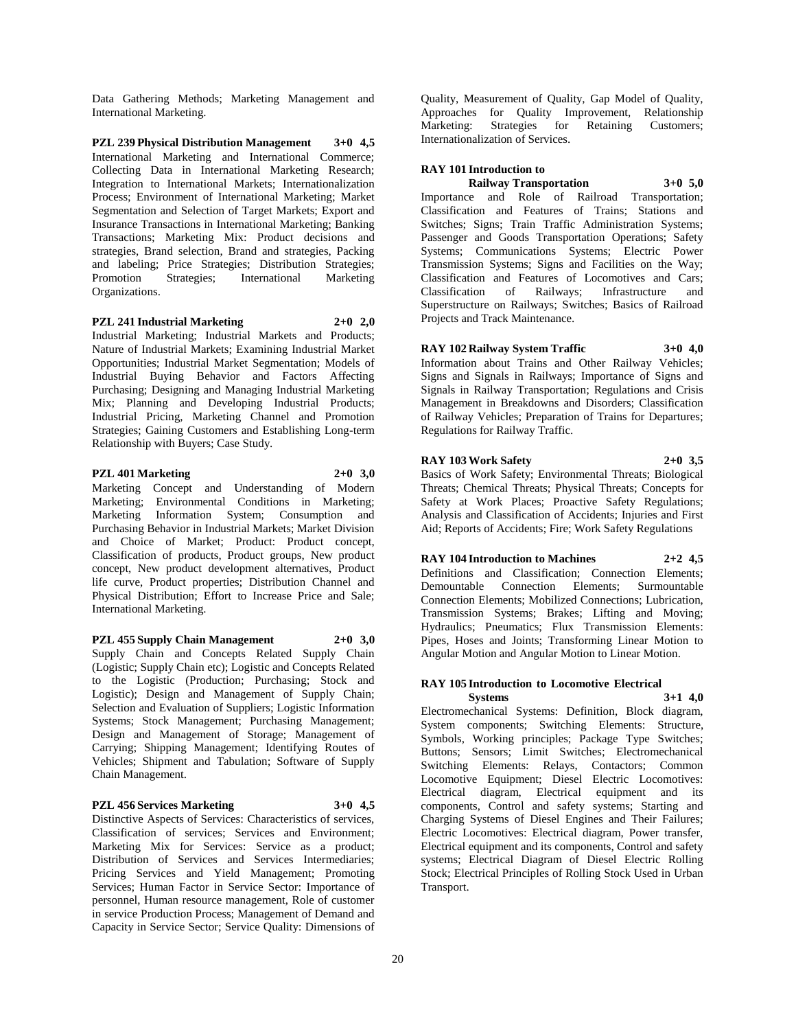Data Gathering Methods; Marketing Management and International Marketing.

**PZL 239 Physical Distribution Management 3+0 4,5**

International Marketing and International Commerce; Collecting Data in International Marketing Research; Integration to International Markets; Internationalization Process; Environment of International Marketing; Market Segmentation and Selection of Target Markets; Export and Insurance Transactions in International Marketing; Banking Transactions; Marketing Mix: Product decisions and strategies, Brand selection, Brand and strategies, Packing and labeling; Price Strategies; Distribution Strategies; Promotion Strategies; International Marketing Organizations.

**PZL 241 Industrial Marketing 2+0 2,0**

Industrial Marketing; Industrial Markets and Products; Nature of Industrial Markets; Examining Industrial Market Opportunities; Industrial Market Segmentation; Models of Industrial Buying Behavior and Factors Affecting Purchasing; Designing and Managing Industrial Marketing Mix; Planning and Developing Industrial Products; Industrial Pricing, Marketing Channel and Promotion Strategies; Gaining Customers and Establishing Long-term Relationship with Buyers; Case Study.

**PZL 401 Marketing 2+0 3,0**

Marketing Concept and Understanding of Modern Marketing; Environmental Conditions in Marketing; Marketing Information System; Consumption and Purchasing Behavior in Industrial Markets; Market Division and Choice of Market; Product: Product concept, Classification of products, Product groups, New product concept, New product development alternatives, Product life curve, Product properties; Distribution Channel and Physical Distribution; Effort to Increase Price and Sale; International Marketing.

**PZL 455 Supply Chain Management 2+0 3,0**

Supply Chain and Concepts Related Supply Chain (Logistic; Supply Chain etc); Logistic and Concepts Related to the Logistic (Production; Purchasing; Stock and Logistic); Design and Management of Supply Chain; Selection and Evaluation of Suppliers; Logistic Information Systems; Stock Management; Purchasing Management; Design and Management of Storage; Management of Carrying; Shipping Management; Identifying Routes of Vehicles; Shipment and Tabulation; Software of Supply Chain Management.

**PZL 456 Services Marketing 3+0 4,5**

Distinctive Aspects of Services: Characteristics of services, Classification of services; Services and Environment; Marketing Mix for Services: Service as a product; Distribution of Services and Services Intermediaries; Pricing Services and Yield Management; Promoting Services; Human Factor in Service Sector: Importance of personnel, Human resource management, Role of customer in service Production Process; Management of Demand and Capacity in Service Sector; Service Quality: Dimensions of Quality, Measurement of Quality, Gap Model of Quality, Approaches for Quality Improvement, Relationship Marketing: Strategies for Retaining Customers; Internationalization of Services.

**RAY 101 Introduction to Railway Transportation 3+0 5,0**

Importance and Role of Railroad Transportation; Classification and Features of Trains; Stations and Switches; Signs; Train Traffic Administration Systems; Passenger and Goods Transportation Operations; Safety Systems; Communications Systems; Electric Power Transmission Systems; Signs and Facilities on the Way; Classification and Features of Locomotives and Cars; Classification of Railways; Infrastructure and Superstructure on Railways; Switches; Basics of Railroad Projects and Track Maintenance.

**RAY 102 Railway System Traffic 3+0 4,0**

Information about Trains and Other Railway Vehicles; Signs and Signals in Railways; Importance of Signs and Signals in Railway Transportation; Regulations and Crisis Management in Breakdowns and Disorders; Classification of Railway Vehicles; Preparation of Trains for Departures; Regulations for Railway Traffic.

**RAY 103 Work Safety 2+0 3,5**

Basics of Work Safety; Environmental Threats; Biological Threats; Chemical Threats; Physical Threats; Concepts for Safety at Work Places; Proactive Safety Regulations; Analysis and Classification of Accidents; Injuries and First Aid; Reports of Accidents; Fire; Work Safety Regulations

**RAY 104 Introduction to Machines 2+2 4,5**

Definitions and Classification; Connection Elements; Demountable Connection Elements; Surmountable Connection Elements; Mobilized Connections; Lubrication, Transmission Systems; Brakes; Lifting and Moving; Hydraulics; Pneumatics; Flux Transmission Elements: Pipes, Hoses and Joints; Transforming Linear Motion to Angular Motion and Angular Motion to Linear Motion.

**RAY 105 Introduction to Locomotive Electrical Systems 3+1 4,0**

Electromechanical Systems: Definition, Block diagram, System components; Switching Elements: Structure, Symbols, Working principles; Package Type Switches; Buttons; Sensors; Limit Switches; Electromechanical Switching Elements: Relays, Contactors; Common Locomotive Equipment; Diesel Electric Locomotives: Electrical diagram, Electrical equipment and its components, Control and safety systems; Starting and Charging Systems of Diesel Engines and Their Failures; Electric Locomotives: Electrical diagram, Power transfer, Electrical equipment and its components, Control and safety systems; Electrical Diagram of Diesel Electric Rolling Stock; Electrical Principles of Rolling Stock Used in Urban Transport.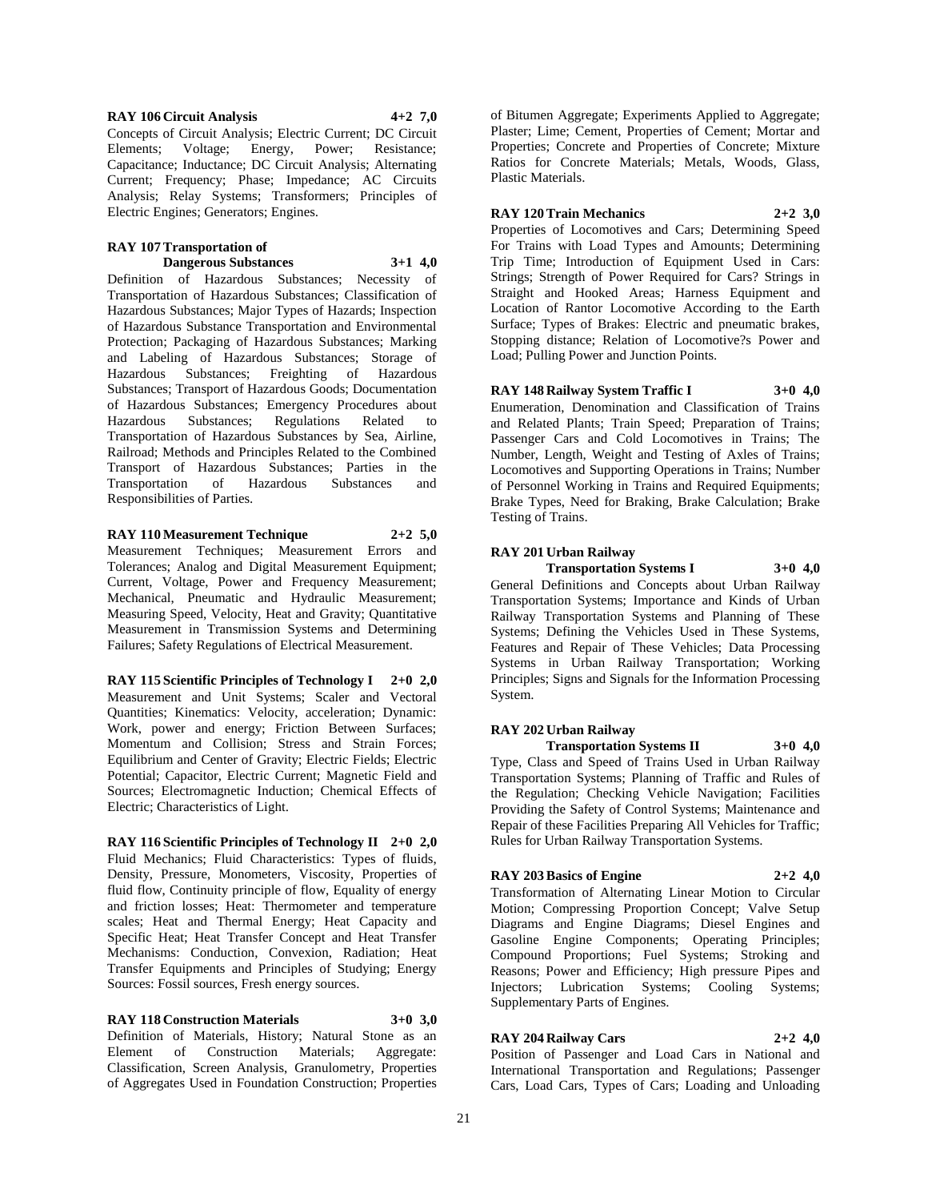**RAY 106 Circuit Analysis 4+2 7,0**

Concepts of Circuit Analysis; Electric Current; DC Circuit Elements; Voltage; Energy, Power; Resistance; Capacitance; Inductance; DC Circuit Analysis; Alternating Current; Frequency; Phase; Impedance; AC Circuits Analysis; Relay Systems; Transformers; Principles of Electric Engines; Generators; Engines.

**RAY 107 Transportation of Dangerous Substances 3+1 4,0**

Definition of Hazardous Substances; Necessity of Transportation of Hazardous Substances; Classification of Hazardous Substances; Major Types of Hazards; Inspection of Hazardous Substance Transportation and Environmental Protection; Packaging of Hazardous Substances; Marking and Labeling of Hazardous Substances; Storage of Hazardous Substances; Freighting of Hazardous Substances; Transport of Hazardous Goods; Documentation of Hazardous Substances; Emergency Procedures about Hazardous Substances; Regulations Related to Transportation of Hazardous Substances by Sea, Airline, Railroad; Methods and Principles Related to the Combined Transport of Hazardous Substances; Parties in the Transportation of Hazardous Substances and Responsibilities of Parties.

**RAY 110 Measurement Technique 2+2 5,0**

Measurement Techniques; Measurement Errors and Tolerances; Analog and Digital Measurement Equipment; Current, Voltage, Power and Frequency Measurement; Mechanical, Pneumatic and Hydraulic Measurement; Measuring Speed, Velocity, Heat and Gravity; Quantitative Measurement in Transmission Systems and Determining Failures; Safety Regulations of Electrical Measurement.

**RAY 115 Scientific Principles of Technology I 2+0 2,0**

Measurement and Unit Systems; Scaler and Vectoral Quantities; Kinematics: Velocity, acceleration; Dynamic: Work, power and energy; Friction Between Surfaces; Momentum and Collision; Stress and Strain Forces; Equilibrium and Center of Gravity; Electric Fields; Electric Potential; Capacitor, Electric Current; Magnetic Field and Sources; Electromagnetic Induction; Chemical Effects of Electric; Characteristics of Light.

**RAY 116 Scientific Principles of Technology II 2+0 2,0**

Fluid Mechanics; Fluid Characteristics: Types of fluids, Density, Pressure, Monometers, Viscosity, Properties of fluid flow, Continuity principle of flow, Equality of energy and friction losses; Heat: Thermometer and temperature scales; Heat and Thermal Energy; Heat Capacity and Specific Heat; Heat Transfer Concept and Heat Transfer Mechanisms: Conduction, Convexion, Radiation; Heat Transfer Equipments and Principles of Studying; Energy Sources: Fossil sources, Fresh energy sources.

**RAY 118 Construction Materials 3+0 3,0**

Definition of Materials, History; Natural Stone as an Element of Construction Materials; Aggregate: Classification, Screen Analysis, Granulometry, Properties of Aggregates Used in Foundation Construction; Properties of Bitumen Aggregate; Experiments Applied to Aggregate; Plaster; Lime; Cement, Properties of Cement; Mortar and Properties; Concrete and Properties of Concrete; Mixture Ratios for Concrete Materials; Metals, Woods, Glass, Plastic Materials.

**RAY 120 Train Mechanics 2+2 3,0**

Properties of Locomotives and Cars; Determining Speed For Trains with Load Types and Amounts; Determining Trip Time; Introduction of Equipment Used in Cars: Strings; Strength of Power Required for Cars? Strings in Straight and Hooked Areas; Harness Equipment and Location of Rantor Locomotive According to the Earth Surface; Types of Brakes: Electric and pneumatic brakes, Stopping distance; Relation of Locomotive?s Power and Load; Pulling Power and Junction Points.

**RAY 148 Railway System Traffic I 3+0 4,0**

Enumeration, Denomination and Classification of Trains and Related Plants; Train Speed; Preparation of Trains; Passenger Cars and Cold Locomotives in Trains; The Number, Length, Weight and Testing of Axles of Trains; Locomotives and Supporting Operations in Trains; Number of Personnel Working in Trains and Required Equipments; Brake Types, Need for Braking, Brake Calculation; Brake Testing of Trains.

**RAY 201 Urban Railway Transportation Systems I 3+0 4,0**

General Definitions and Concepts about Urban Railway Transportation Systems; Importance and Kinds of Urban Railway Transportation Systems and Planning of These Systems; Defining the Vehicles Used in These Systems, Features and Repair of These Vehicles; Data Processing Systems in Urban Railway Transportation; Working Principles; Signs and Signals for the Information Processing System.

**RAY 202 Urban Railway Transportation Systems II 3+0 4,0**

Type, Class and Speed of Trains Used in Urban Railway Transportation Systems; Planning of Traffic and Rules of the Regulation; Checking Vehicle Navigation; Facilities Providing the Safety of Control Systems; Maintenance and Repair of these Facilities Preparing All Vehicles for Traffic; Rules for Urban Railway Transportation Systems.

**RAY 203 Basics of Engine 2+2 4,0**

Transformation of Alternating Linear Motion to Circular Motion; Compressing Proportion Concept; Valve Setup Diagrams and Engine Diagrams; Diesel Engines and Gasoline Engine Components; Operating Principles; Compound Proportions; Fuel Systems; Stroking and Reasons; Power and Efficiency; High pressure Pipes and Injectors; Lubrication Systems; Cooling Systems; Supplementary Parts of Engines.

**RAY 204 Railway Cars 2+2 4,0**

Position of Passenger and Load Cars in National and International Transportation and Regulations; Passenger Cars, Load Cars, Types of Cars; Loading and Unloading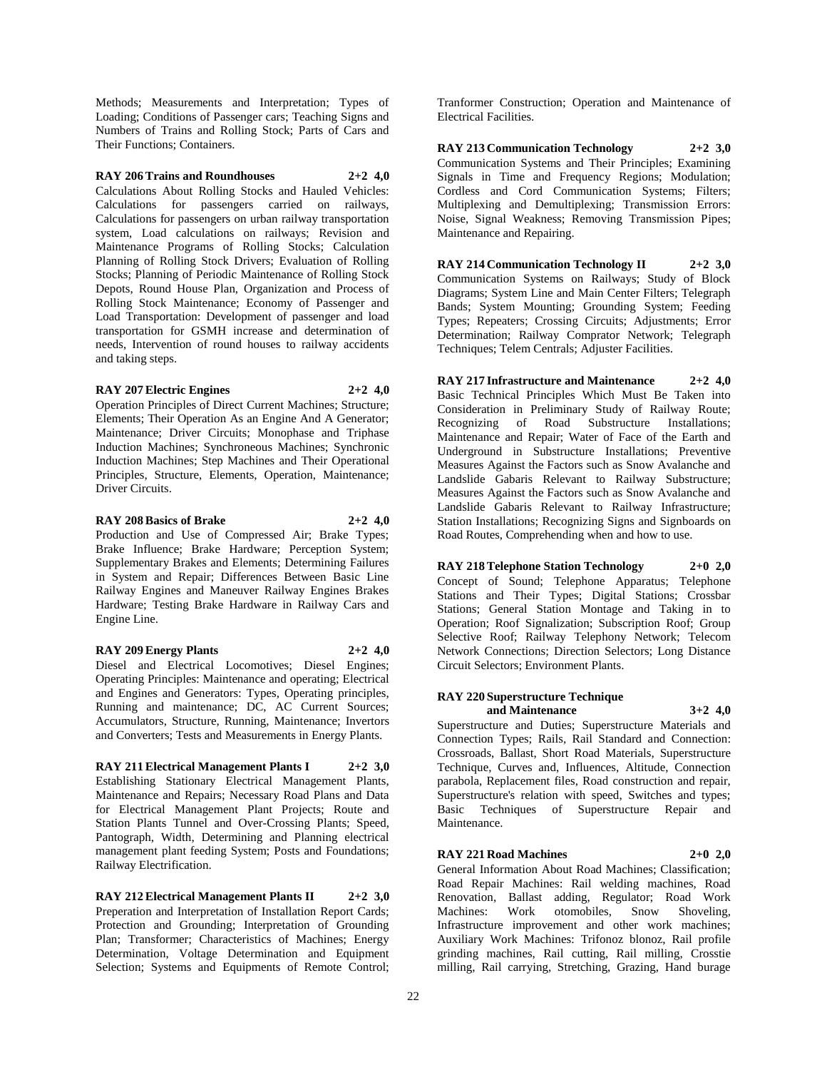Methods; Measurements and Interpretation; Types of Loading; Conditions of Passenger cars; Teaching Signs and Numbers of Trains and Rolling Stock; Parts of Cars and Their Functions; Containers.

**RAY 206 Trains and Roundhouses 2+2 4,0**

Calculations About Rolling Stocks and Hauled Vehicles: Calculations for passengers carried on railways, Calculations for passengers on urban railway transportation system, Load calculations on railways; Revision and Maintenance Programs of Rolling Stocks; Calculation Planning of Rolling Stock Drivers; Evaluation of Rolling Stocks; Planning of Periodic Maintenance of Rolling Stock Depots, Round House Plan, Organization and Process of Rolling Stock Maintenance; Economy of Passenger and Load Transportation: Development of passenger and load transportation for GSMH increase and determination of needs, Intervention of round houses to railway accidents and taking steps.

**RAY 207 Electric Engines 2+2 4,0**

Operation Principles of Direct Current Machines; Structure; Elements; Their Operation As an Engine And A Generator; Maintenance; Driver Circuits; Monophase and Triphase Induction Machines; Synchroneous Machines; Synchronic Induction Machines; Step Machines and Their Operational Principles, Structure, Elements, Operation, Maintenance; Driver Circuits.

**RAY 208 Basics of Brake 2+2 4,0**

Production and Use of Compressed Air; Brake Types; Brake Influence; Brake Hardware; Perception System; Supplementary Brakes and Elements; Determining Failures in System and Repair; Differences Between Basic Line Railway Engines and Maneuver Railway Engines Brakes Hardware; Testing Brake Hardware in Railway Cars and Engine Line.

**RAY 209 Energy Plants 2+2 4,0**

Diesel and Electrical Locomotives; Diesel Engines; Operating Principles: Maintenance and operating; Electrical and Engines and Generators: Types, Operating principles, Running and maintenance; DC, AC Current Sources; Accumulators, Structure, Running, Maintenance; Invertors and Converters; Tests and Measurements in Energy Plants.

**RAY 211 Electrical Management Plants I 2+2 3,0**

Establishing Stationary Electrical Management Plants, Maintenance and Repairs; Necessary Road Plans and Data for Electrical Management Plant Projects; Route and Station Plants Tunnel and Over-Crossing Plants; Speed, Pantograph, Width, Determining and Planning electrical management plant feeding System; Posts and Foundations; Railway Electrification.

**RAY 212 Electrical Management Plants II 2+2 3,0**

Preperation and Interpretation of Installation Report Cards; Protection and Grounding; Interpretation of Grounding Plan; Transformer; Characteristics of Machines; Energy Determination, Voltage Determination and Equipment Selection; Systems and Equipments of Remote Control; Tranformer Construction; Operation and Maintenance of Electrical Facilities.

**RAY 213 Communication Technology 2+2 3,0**

Communication Systems and Their Principles; Examining Signals in Time and Frequency Regions; Modulation; Cordless and Cord Communication Systems; Filters; Multiplexing and Demultiplexing; Transmission Errors: Noise, Signal Weakness; Removing Transmission Pipes; Maintenance and Repairing.

**RAY 214 Communication Technology II 2+2 3,0**

Communication Systems on Railways; Study of Block Diagrams; System Line and Main Center Filters; Telegraph Bands; System Mounting; Grounding System; Feeding Types; Repeaters; Crossing Circuits; Adjustments; Error Determination; Railway Comprator Network; Telegraph Techniques; Telem Centrals; Adjuster Facilities.

**RAY 217 Infrastructure and Maintenance 2+2 4,0**

Basic Technical Principles Which Must Be Taken into Consideration in Preliminary Study of Railway Route; Recognizing of Road Substructure Installations; Maintenance and Repair; Water of Face of the Earth and Underground in Substructure Installations; Preventive Measures Against the Factors such as Snow Avalanche and Landslide Gabaris Relevant to Railway Substructure; Measures Against the Factors such as Snow Avalanche and Landslide Gabaris Relevant to Railway Infrastructure; Station Installations; Recognizing Signs and Signboards on Road Routes, Comprehending when and how to use.

**RAY 218 Telephone Station Technology 2+0 2,0**

Concept of Sound; Telephone Apparatus; Telephone Stations and Their Types; Digital Stations; Crossbar Stations; General Station Montage and Taking in to Operation; Roof Signalization; Subscription Roof; Group Selective Roof; Railway Telephony Network; Telecom Network Connections; Direction Selectors; Long Distance Circuit Selectors; Environment Plants.

**RAY 220 Superstructure Technique and Maintenance 3+2 4,0**

Superstructure and Duties; Superstructure Materials and Connection Types; Rails, Rail Standard and Connection: Crossroads, Ballast, Short Road Materials, Superstructure Technique, Curves and, Influences, Altitude, Connection parabola, Replacement files, Road construction and repair, Superstructure's relation with speed, Switches and types; Basic Techniques of Superstructure Repair and Maintenance.

**RAY 221 Road Machines 2+0 2,0**

General Information About Road Machines; Classification; Road Repair Machines: Rail welding machines, Road Renovation, Ballast adding, Regulator; Road Work Machines: Work otomobiles, Snow Shoveling, Infrastructure improvement and other work machines; Auxiliary Work Machines: Trifonoz blonoz, Rail profile grinding machines, Rail cutting, Rail milling, Crosstie milling, Rail carrying, Stretching, Grazing, Hand burage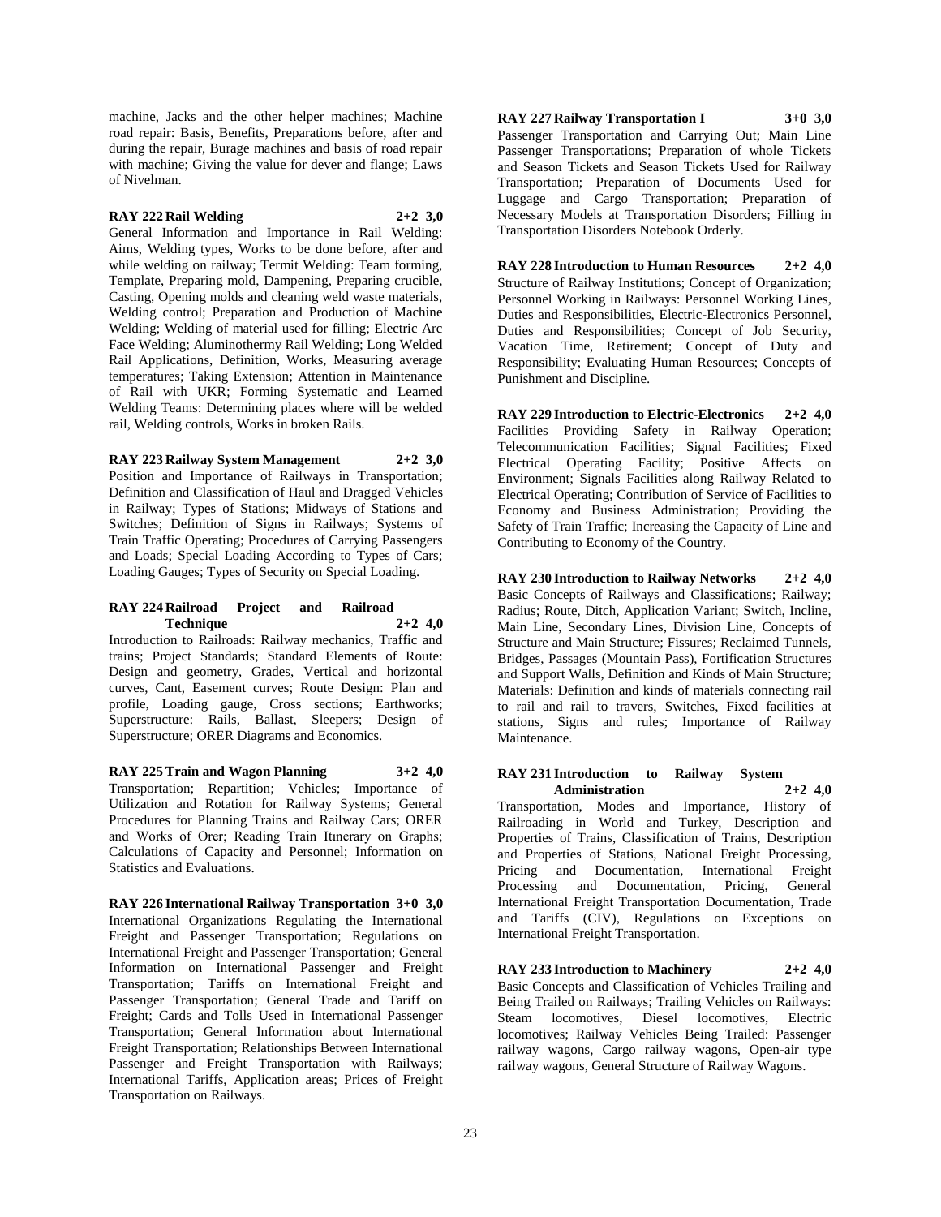machine, Jacks and the other helper machines; Machine road repair: Basis, Benefits, Preparations before, after and during the repair, Burage machines and basis of road repair with machine; Giving the value for dever and flange; Laws of Nivelman.

**RAY 222 Rail Welding 2+2 3,0**

General Information and Importance in Rail Welding: Aims, Welding types, Works to be done before, after and while welding on railway; Termit Welding: Team forming, Template, Preparing mold, Dampening, Preparing crucible, Casting, Opening molds and cleaning weld waste materials, Welding control; Preparation and Production of Machine Welding; Welding of material used for filling; Electric Arc Face Welding; Aluminothermy Rail Welding; Long Welded Rail Applications, Definition, Works, Measuring average temperatures; Taking Extension; Attention in Maintenance of Rail with UKR; Forming Systematic and Learned Welding Teams: Determining places where will be welded rail, Welding controls, Works in broken Rails.

**RAY 223 Railway System Management 2+2 3,0**

Position and Importance of Railways in Transportation; Definition and Classification of Haul and Dragged Vehicles in Railway; Types of Stations; Midways of Stations and Switches; Definition of Signs in Railways; Systems of Train Traffic Operating; Procedures of Carrying Passengers and Loads; Special Loading According to Types of Cars; Loading Gauges; Types of Security on Special Loading.

**RAY 224 Railroad Project and Railroad Technique 2+2 4,0**

Introduction to Railroads: Railway mechanics, Traffic and trains; Project Standards; Standard Elements of Route: Design and geometry, Grades, Vertical and horizontal curves, Cant, Easement curves; Route Design: Plan and profile, Loading gauge, Cross sections; Earthworks; Superstructure: Rails, Ballast, Sleepers; Design of Superstructure; ORER Diagrams and Economics.

**RAY 225 Train and Wagon Planning 3+2 4,0**

Transportation; Repartition; Vehicles; Importance of Utilization and Rotation for Railway Systems; General Procedures for Planning Trains and Railway Cars; ORER and Works of Orer; Reading Train Itınerary on Graphs; Calculations of Capacity and Personnel; Information on Statistics and Evaluations.

**RAY 226 International Railway Transportation 3+0 3,0**

International Organizations Regulating the International Freight and Passenger Transportation; Regulations on International Freight and Passenger Transportation; General Information on International Passenger and Freight Transportation; Tariffs on International Freight and Passenger Transportation; General Trade and Tariff on Freight; Cards and Tolls Used in International Passenger Transportation; General Information about International Freight Transportation; Relationships Between International Passenger and Freight Transportation with Railways; International Tariffs, Application areas; Prices of Freight Transportation on Railways.

**RAY 227 Railway Transportation I 3+0 3,0**

Passenger Transportation and Carrying Out; Main Line Passenger Transportations; Preparation of whole Tickets and Season Tickets and Season Tickets Used for Railway Transportation; Preparation of Documents Used for Luggage and Cargo Transportation; Preparation of Necessary Models at Transportation Disorders; Filling in Transportation Disorders Notebook Orderly.

**RAY 228 Introduction to Human Resources 2+2 4,0**

Structure of Railway Institutions; Concept of Organization; Personnel Working in Railways: Personnel Working Lines, Duties and Responsibilities, Electric-Electronics Personnel, Duties and Responsibilities; Concept of Job Security, Vacation Time, Retirement; Concept of Duty and Responsibility; Evaluating Human Resources; Concepts of Punishment and Discipline.

**RAY 229 Introduction to Electric-Electronics 2+2 4,0**

Facilities Providing Safety in Railway Operation; Telecommunication Facilities; Signal Facilities; Fixed Electrical Operating Facility; Positive Affects on Environment; Signals Facilities along Railway Related to Electrical Operating; Contribution of Service of Facilities to Economy and Business Administration; Providing the Safety of Train Traffic; Increasing the Capacity of Line and Contributing to Economy of the Country.

**RAY 230 Introduction to Railway Networks 2+2 4,0**

Basic Concepts of Railways and Classifications; Railway; Radius; Route, Ditch, Application Variant; Switch, Incline, Main Line, Secondary Lines, Division Line, Concepts of Structure and Main Structure; Fissures; Reclaimed Tunnels, Bridges, Passages (Mountain Pass), Fortification Structures and Support Walls, Definition and Kinds of Main Structure; Materials: Definition and kinds of materials connecting rail to rail and rail to travers, Switches, Fixed facilities at stations, Signs and rules; Importance of Railway Maintenance.

**RAY 231 Introduction to Railway System Administration 2+2 4,0**

Transportation, Modes and Importance, History of Railroading in World and Turkey, Description and Properties of Trains, Classification of Trains, Description and Properties of Stations, National Freight Processing, Pricing and Documentation, International Freight Processing and Documentation, Pricing, General International Freight Transportation Documentation, Trade and Tariffs (CIV), Regulations on Exceptions on International Freight Transportation.

**RAY 233 Introduction to Machinery 2+2 4,0**

Basic Concepts and Classification of Vehicles Trailing and Being Trailed on Railways; Trailing Vehicles on Railways: Steam locomotives, Diesel locomotives, Electric locomotives; Railway Vehicles Being Trailed: Passenger railway wagons, Cargo railway wagons, Open-air type railway wagons, General Structure of Railway Wagons.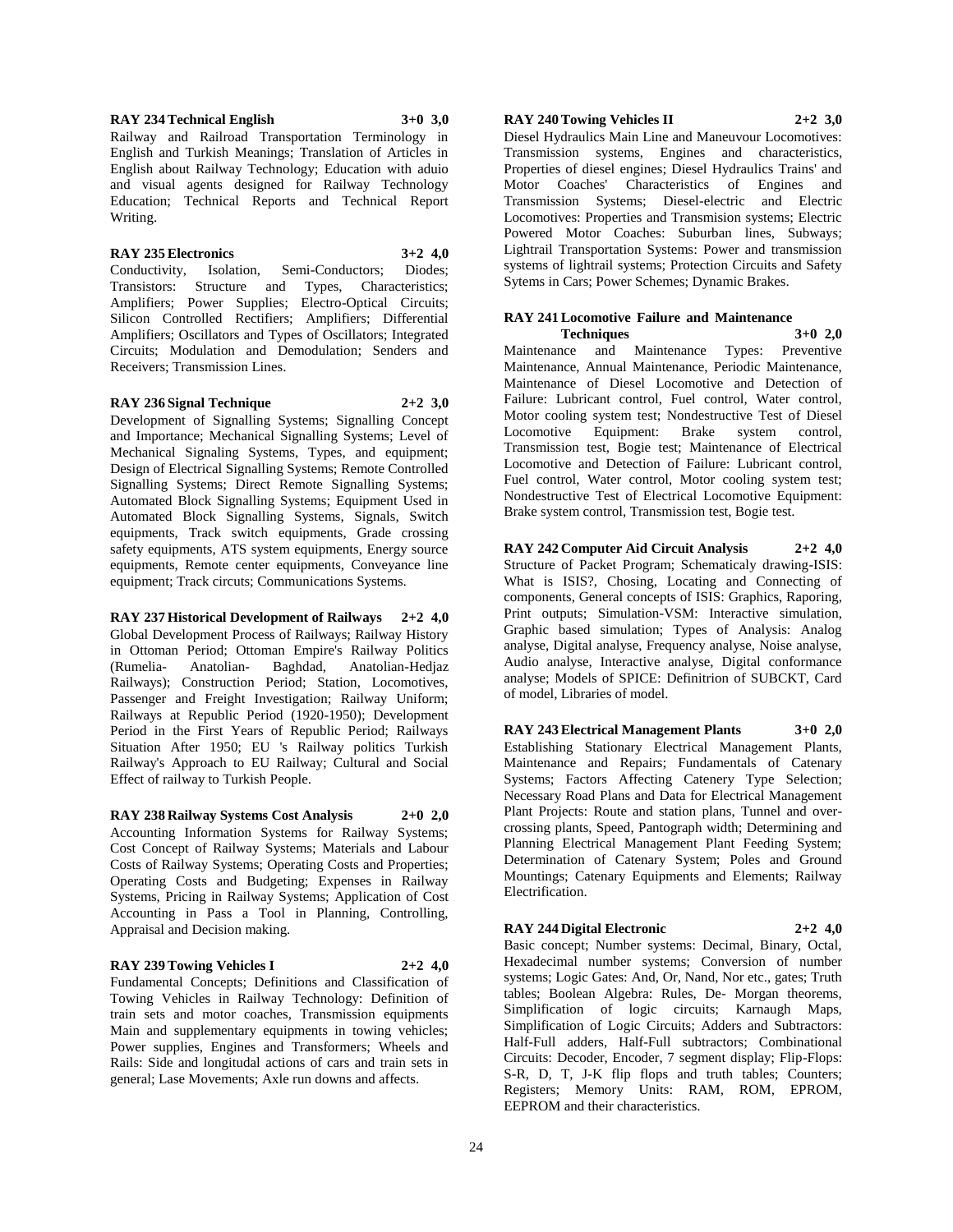**RAY 234 Technical English 3+0 3,0**

Railway and Railroad Transportation Terminology in English and Turkish Meanings; Translation of Articles in English about Railway Technology; Education with aduio and visual agents designed for Railway Technology Education; Technical Reports and Technical Report Writing.

**RAY 235 Electronics 3+2 4,0**

Conductivity, Isolation, Semi-Conductors; Diodes; Transistors: Structure and Types, Characteristics; Amplifiers; Power Supplies; Electro-Optical Circuits; Silicon Controlled Rectifiers; Amplifiers; Differential Amplifiers; Oscillators and Types of Oscillators; Integrated Circuits; Modulation and Demodulation; Senders and Receivers; Transmission Lines.

**RAY 236 Signal Technique 2+2 3,0**

Development of Signalling Systems; Signalling Concept and Importance; Mechanical Signalling Systems; Level of Mechanical Signaling Systems, Types, and equipment; Design of Electrical Signalling Systems; Remote Controlled Signalling Systems; Direct Remote Signalling Systems; Automated Block Signalling Systems; Equipment Used in Automated Block Signalling Systems, Signals, Switch equipments, Track switch equipments, Grade crossing safety equipments, ATS system equipments, Energy source equipments, Remote center equipments, Conveyance line equipment; Track circuts; Communications Systems.

**RAY 237 Historical Development of Railways 2+2 4,0**

Global Development Process of Railways; Railway History in Ottoman Period; Ottoman Empire's Railway Politics (Rumelia- Anatolian- Baghdad, Anatolian-Hedjaz Railways); Construction Period; Station, Locomotives, Passenger and Freight Investigation; Railway Uniform; Railways at Republic Period (1920-1950); Development Period in the First Years of Republic Period; Railways Situation After 1950; EU 's Railway politics Turkish Railway's Approach to EU Railway; Cultural and Social Effect of railway to Turkish People.

**RAY 238 Railway Systems Cost Analysis 2+0 2,0**

Accounting Information Systems for Railway Systems; Cost Concept of Railway Systems; Materials and Labour Costs of Railway Systems; Operating Costs and Properties; Operating Costs and Budgeting; Expenses in Railway Systems, Pricing in Railway Systems; Application of Cost Accounting in Pass a Tool in Planning, Controlling, Appraisal and Decision making.

**RAY 239 Towing Vehicles I 2+2 4,0**

Fundamental Concepts; Definitions and Classification of Towing Vehicles in Railway Technology: Definition of train sets and motor coaches, Transmission equipments Main and supplementary equipments in towing vehicles; Power supplies, Engines and Transformers; Wheels and Rails: Side and longitudal actions of cars and train sets in general; Lase Movements; Axle run downs and affects.

**RAY 240 Towing Vehicles II 2+2 3,0**

Diesel Hydraulics Main Line and Maneuvour Locomotives: Transmission systems, Engines and characteristics, Properties of diesel engines; Diesel Hydraulics Trains' and Motor Coaches' Characteristics of Engines and Transmission Systems; Diesel-electric and Electric Locomotives: Properties and Transmision systems; Electric Powered Motor Coaches: Suburban lines, Subways; Lightrail Transportation Systems: Power and transmission systems of lightrail systems; Protection Circuits and Safety Sytems in Cars; Power Schemes; Dynamic Brakes.

**RAY 241 Locomotive Failure and Maintenance Techniques 3+0 2,0**

Maintenance and Maintenance Types: Preventive Maintenance, Annual Maintenance, Periodic Maintenance, Maintenance of Diesel Locomotive and Detection of Failure: Lubricant control, Fuel control, Water control, Motor cooling system test; Nondestructive Test of Diesel Locomotive Equipment: Brake system control, Transmission test, Bogie test; Maintenance of Electrical Locomotive and Detection of Failure: Lubricant control, Fuel control, Water control, Motor cooling system test; Nondestructive Test of Electrical Locomotive Equipment: Brake system control, Transmission test, Bogie test.

**RAY 242 Computer Aid Circuit Analysis 2+2 4,0**

Structure of Packet Program; Schematicaly drawing-ISIS: What is ISIS?, Chosing, Locating and Connecting of components, General concepts of ISIS: Graphics, Raporing, Print outputs; Simulation-VSM: Interactive simulation, Graphic based simulation; Types of Analysis: Analog analyse, Digital analyse, Frequency analyse, Noise analyse, Audio analyse, Interactive analyse, Digital conformance analyse; Models of SPICE: Definitrion of SUBCKT, Card of model, Libraries of model.

**RAY 243 Electrical Management Plants 3+0 2,0**

Establishing Stationary Electrical Management Plants, Maintenance and Repairs; Fundamentals of Catenary Systems; Factors Affecting Catenery Type Selection; Necessary Road Plans and Data for Electrical Management Plant Projects: Route and station plans, Tunnel and over-crossing plants, Speed, Pantograph width; Determining and Planning Electrical Management Plant Feeding System; Determination of Catenary System; Poles and Ground Mountings; Catenary Equipments and Elements; Railway Electrification.

**RAY 244 Digital Electronic 2+2 4,0**

Basic concept; Number systems: Decimal, Binary, Octal, Hexadecimal number systems; Conversion of number systems; Logic Gates: And, Or, Nand, Nor etc., gates; Truth tables; Boolean Algebra: Rules, De- Morgan theorems, Simplification of logic circuits; Karnaugh Maps, Simplification of Logic Circuits; Adders and Subtractors: Half-Full adders, Half-Full subtractors; Combinational Circuits: Decoder, Encoder, 7 segment display; Flip-Flops: S-R, D, T, J-K flip flops and truth tables; Counters; Registers; Memory Units: RAM, ROM, EPROM, EEPROM and their characteristics.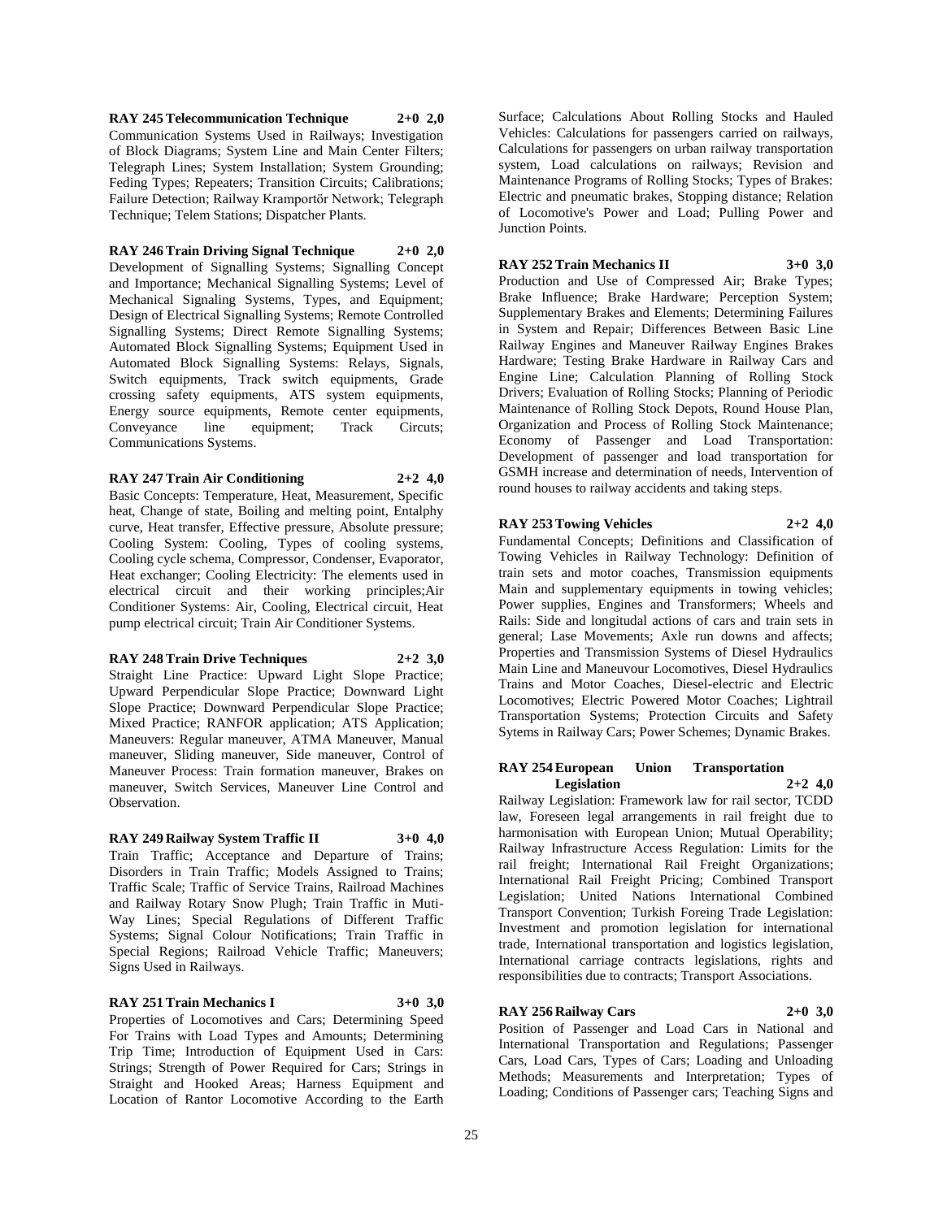**RAY 245 Telecommunication Technique 2+0 2,0**

Communication Systems Used in Railways; Investigation of Block Diagrams; System Line and Main Center Filters; Telegraph Lines; System Installation; System Grounding; Feding Types; Repeaters; Transition Circuits; Calibrations; Failure Detection; Railway Kramportör Network; Telegraph Technique; Telem Stations; Dispatcher Plants.

**RAY 246 Train Driving Signal Technique 2+0 2,0**

Development of Signalling Systems; Signalling Concept and Importance; Mechanical Signalling Systems; Level of Mechanical Signaling Systems, Types, and Equipment; Design of Electrical Signalling Systems; Remote Controlled Signalling Systems; Direct Remote Signalling Systems; Automated Block Signalling Systems; Equipment Used in Automated Block Signalling Systems: Relays, Signals, Switch equipments, Track switch equipments, Grade crossing safety equipments, ATS system equipments, Energy source equipments, Remote center equipments, Conveyance line equipment; Track Circuits; Communications Systems.

**RAY 247 Train Air Conditioning 2+2 4,0**

Basic Concepts: Temperature, Heat, Measurement, Specific heat, Change of state, Boiling and melting point, Entalphy curve, Heat transfer, Effective pressure, Absolute pressure; Cooling System: Cooling, Types of cooling systems, Cooling cycle schema, Compressor, Condenser, Evaporator, Heat exchanger; Cooling Electricity: The elements used in electrical circuit and their working principles;Air Conditioner Systems: Air, Cooling, Electrical circuit, Heat pump electrical circuit; Train Air Conditioner Systems.

**RAY 248 Train Drive Techniques 2+2 3,0**

Straight Line Practice: Upward Light Slope Practice; Upward Perpendicular Slope Practice; Downward Light Slope Practice; Downward Perpendicular Slope Practice; Mixed Practice; RANFOR application; ATS Application; Maneuvers: Regular maneuver, ATMA Maneuver, Manual maneuver, Sliding maneuver, Side maneuver, Control of Maneuver Process: Train formation maneuver, Brakes on maneuver, Switch Services, Maneuver Line Control and Observation.

**RAY 249 Railway System Traffic II 3+0 4,0**

Train Traffic; Acceptance and Departure of Trains; Disorders in Train Traffic; Models Assigned to Trains; Traffic Scale; Traffic of Service Trains, Railroad Machines and Railway Rotary Snow Plugh; Train Traffic in Muti-Way Lines; Special Regulations of Different Traffic Systems; Signal Colour Notifications; Train Traffic in Special Regions; Railroad Vehicle Traffic; Maneuvers; Signs Used in Railways.

**RAY 251 Train Mechanics I 3+0 3,0**

Properties of Locomotives and Cars; Determining Speed For Trains with Load Types and Amounts; Determining Trip Time; Introduction of Equipment Used in Cars: Strings; Strength of Power Required for Cars; Strings in Straight and Hooked Areas; Harness Equipment and Location of Rantor Locomotive According to the Earth Surface; Calculations About Rolling Stocks and Hauled Vehicles: Calculations for passengers carried on railways, Calculations for passengers on urban railway transportation system, Load calculations on railways; Revision and Maintenance Programs of Rolling Stocks; Types of Brakes: Electric and pneumatic brakes, Stopping distance; Relation of Locomotive's Power and Load; Pulling Power and Junction Points.

**RAY 252 Train Mechanics II 3+0 3,0**

Production and Use of Compressed Air; Brake Types; Brake Influence; Brake Hardware; Perception System; Supplementary Brakes and Elements; Determining Failures in System and Repair; Differences Between Basic Line Railway Engines and Maneuver Railway Engines Brakes Hardware; Testing Brake Hardware in Railway Cars and Engine Line; Calculation Planning of Rolling Stock Drivers; Evaluation of Rolling Stocks; Planning of Periodic Maintenance of Rolling Stock Depots, Round House Plan, Organization and Process of Rolling Stock Maintenance; Economy of Passenger and Load Transportation: Development of passenger and load transportation for GSMH increase and determination of needs, Intervention of round houses to railway accidents and taking steps.

**RAY 253 Towing Vehicles 2+2 4,0**

Fundamental Concepts; Definitions and Classification of Towing Vehicles in Railway Technology: Definition of train sets and motor coaches, Transmission equipments Main and supplementary equipments in towing vehicles; Power supplies, Engines and Transformers; Wheels and Rails: Side and longitudal actions of cars and train sets in general; Lase Movements; Axle run downs and affects; Properties and Transmission Systems of Diesel Hydraulics Main Line and Maneuvour Locomotives, Diesel Hydraulics Trains and Motor Coaches, Diesel-electric and Electric Locomotives; Electric Powered Motor Coaches; Lightrail Transportation Systems; Protection Circuits and Safety Sytems in Railway Cars; Power Schemes; Dynamic Brakes.

**RAY 254 European Union Transportation Legislation 2+2 4,0**

Railway Legislation: Framework law for rail sector, TCDD law, Foreseen legal arrangements in rail freight due to harmonisation with European Union; Mutual Operability; Railway Infrastructure Access Regulation: Limits for the rail freight; International Rail Freight Organizations; International Rail Freight Pricing; Combined Transport Legislation; United Nations International Combined Transport Convention; Turkish Foreing Trade Legislation: Investment and promotion legislation for international trade, International transportation and logistics legislation, International carriage contracts legislations, rights and responsibilities due to contracts; Transport Associations.

**RAY 256 Railway Cars 2+0 3,0**

Position of Passenger and Load Cars in National and International Transportation and Regulations; Passenger Cars, Load Cars, Types of Cars; Loading and Unloading Methods; Measurements and Interpretation; Types of Loading; Conditions of Passenger cars; Teaching Signs and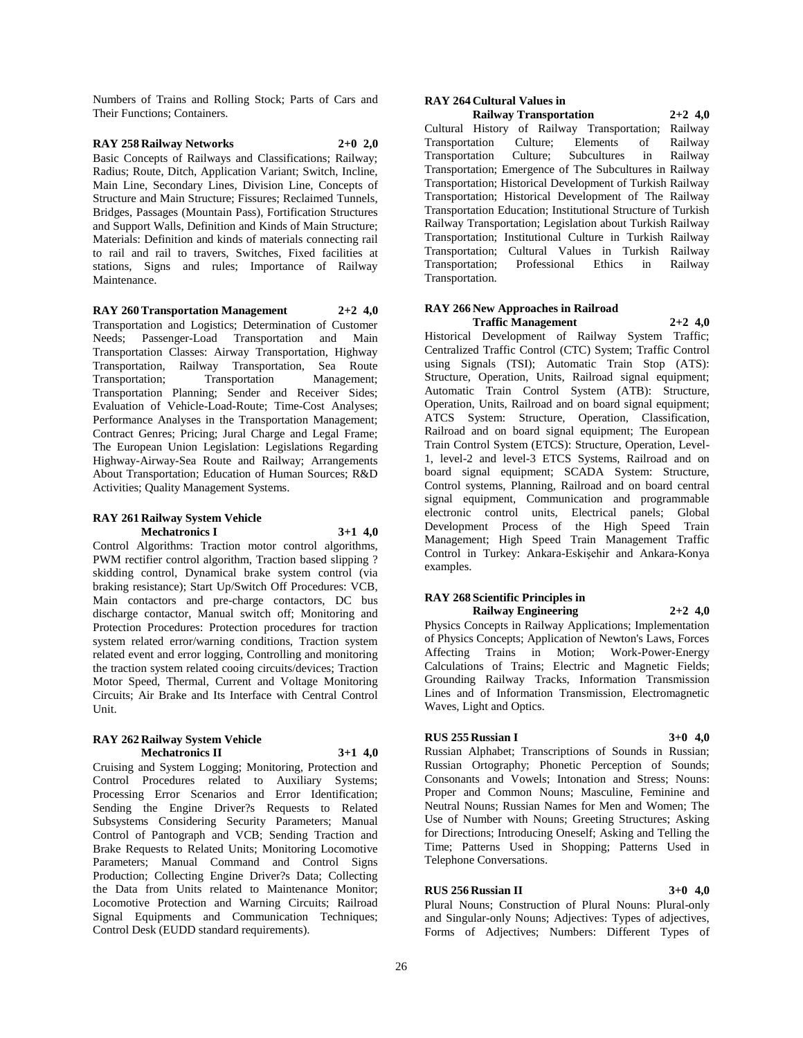Numbers of Trains and Rolling Stock; Parts of Cars and Their Functions; Containers.

**RAY 258 Railway Networks 2+0 2,0**

Basic Concepts of Railways and Classifications; Railway; Radius; Route, Ditch, Application Variant; Switch, Incline, Main Line, Secondary Lines, Division Line, Concepts of Structure and Main Structure; Fissures; Reclaimed Tunnels, Bridges, Passages (Mountain Pass), Fortification Structures and Support Walls, Definition and Kinds of Main Structure; Materials: Definition and kinds of materials connecting rail to rail and rail to travers, Switches, Fixed facilities at stations, Signs and rules; Importance of Railway Maintenance.

**RAY 260 Transportation Management 2+2 4,0**

Transportation and Logistics; Determination of Customer Needs; Passenger-Load Transportation and Main Transportation Classes: Airway Transportation, Highway Transportation, Railway Transportation, Sea Route Transportation; Transportation Management; Transportation Planning; Sender and Receiver Sides; Evaluation of Vehicle-Load-Route; Time-Cost Analyses; Performance Analyses in the Transportation Management; Contract Genres; Pricing; Jural Charge and Legal Frame; The European Union Legislation: Legislations Regarding Highway-Airway-Sea Route and Railway; Arrangements About Transportation; Education of Human Sources; R&D Activities; Quality Management Systems.

**RAY 261 Railway System Vehicle Mechatronics I 3+1 4,0**

Control Algorithms: Traction motor control algorithms, PWM rectifier control algorithm, Traction based slipping ? skidding control, Dynamical brake system control (via braking resistance); Start Up/Switch Off Procedures: VCB, Main contactors and pre-charge contactors, DC bus discharge contactor, Manual switch off; Monitoring and Protection Procedures: Protection procedures for traction system related error/warning conditions, Traction system related event and error logging, Controlling and monitoring the traction system related cooing circuits/devices; Traction Motor Speed, Thermal, Current and Voltage Monitoring Circuits; Air Brake and Its Interface with Central Control Unit.

**RAY 262 Railway System Vehicle Mechatronics II 3+1 4,0**

Cruising and System Logging; Monitoring, Protection and Control Procedures related to Auxiliary Systems; Processing Error Scenarios and Error Identification; Sending the Engine Driver?s Requests to Related Subsystems Considering Security Parameters; Manual Control of Pantograph and VCB; Sending Traction and Brake Requests to Related Units; Monitoring Locomotive Parameters; Manual Command and Control Signs Production; Collecting Engine Driver?s Data; Collecting the Data from Units related to Maintenance Monitor; Locomotive Protection and Warning Circuits; Railroad Signal Equipments and Communication Techniques; Control Desk (EUDD standard requirements).

**RAY 264 Cultural Values in Railway Transportation 2+2 4,0**

Cultural History of Railway Transportation; Railway Transportation Culture; Elements of Railway Transportation Culture; Subcultures in Railway Transportation; Emergence of The Subcultures in Railway Transportation; Historical Development of Turkish Railway Transportation; Historical Development of The Railway Transportation Education; Institutional Structure of Turkish Railway Transportation; Legislation about Turkish Railway Transportation; Institutional Culture in Turkish Railway Transportation; Cultural Values in Turkish Railway Transportation; Professional Ethics in Railway Transportation.

**RAY 266 New Approaches in Railroad Traffic Management 2+2 4,0**

Historical Development of Railway System Traffic; Centralized Traffic Control (CTC) System; Traffic Control using Signals (TSI); Automatic Train Stop (ATS): Structure, Operation, Units, Railroad signal equipment; Automatic Train Control System (ATB): Structure, Operation, Units, Railroad and on board signal equipment; ATCS System: Structure, Operation, Classification, Railroad and on board signal equipment; The European Train Control System (ETCS): Structure, Operation, Level-1, level-2 and level-3 ETCS Systems, Railroad and on board signal equipment; SCADA System: Structure, Control systems, Planning, Railroad and on board central signal equipment, Communication and programmable electronic control units, Electrical panels; Global Development Process of the High Speed Train Management; High Speed Train Management Traffic Control in Turkey: Ankara-Eskişehir and Ankara-Konya examples.

**RAY 268 Scientific Principles in Railway Engineering 2+2 4,0**

Physics Concepts in Railway Applications; Implementation of Physics Concepts; Application of Newton's Laws, Forces Affecting Trains in Motion; Work-Power-Energy Calculations of Trains; Electric and Magnetic Fields; Grounding Railway Tracks, Information Transmission Lines and of Information Transmission, Electromagnetic Waves, Light and Optics.

**RUS 255 Russian I 3+0 4,0**

Russian Alphabet; Transcriptions of Sounds in Russian; Russian Ortography; Phonetic Perception of Sounds; Consonants and Vowels; Intonation and Stress; Nouns: Proper and Common Nouns; Masculine, Feminine and Neutral Nouns; Russian Names for Men and Women; The Use of Number with Nouns; Greeting Structures; Asking for Directions; Introducing Oneself; Asking and Telling the Time; Patterns Used in Shopping; Patterns Used in Telephone Conversations.

**RUS 256 Russian II 3+0 4,0**

Plural Nouns; Construction of Plural Nouns: Plural-only and Singular-only Nouns; Adjectives: Types of adjectives, Forms of Adjectives; Numbers: Different Types of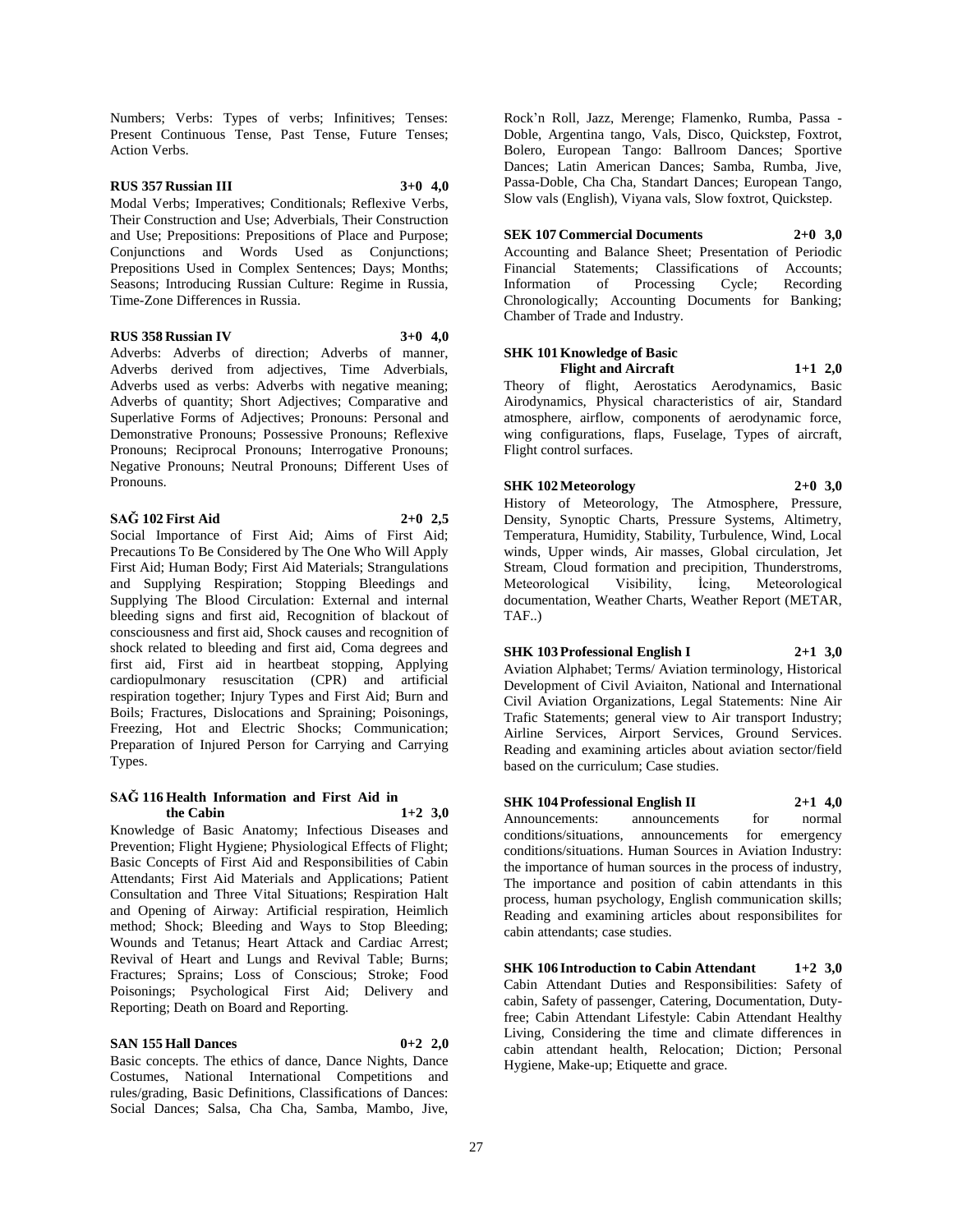Numbers; Verbs: Types of verbs; Infinitives; Tenses: Present Continuous Tense, Past Tense, Future Tenses; Action Verbs.

**RUS 357 Russian III 3+0 4,0**

Modal Verbs; Imperatives; Conditionals; Reflexive Verbs, Their Construction and Use; Adverbials, Their Construction and Use; Prepositions: Prepositions of Place and Purpose; Conjunctions and Words Used as Conjunctions; Prepositions Used in Complex Sentences; Days; Months; Seasons; Introducing Russian Culture: Regime in Russia, Time-Zone Differences in Russia.

**RUS 358 Russian IV 3+0 4,0**

Adverbs: Adverbs of direction; Adverbs of manner, Adverbs derived from adjectives, Time Adverbials, Adverbs used as verbs: Adverbs with negative meaning; Adverbs of quantity; Short Adjectives; Comparative and Superlative Forms of Adjectives; Pronouns: Personal and Demonstrative Pronouns; Possessive Pronouns; Reflexive Pronouns; Reciprocal Pronouns; Interrogative Pronouns; Negative Pronouns; Neutral Pronouns; Different Uses of Pronouns.

**SAĞ 102 First Aid 2+0 2,5**

Social Importance of First Aid; Aims of First Aid; Precautions To Be Considered by The One Who Will Apply First Aid; Human Body; First Aid Materials; Strangulations and Supplying Respiration; Stopping Bleedings and Supplying The Blood Circulation: External and internal bleeding signs and first aid, Recognition of blackout of consciousness and first aid, Shock causes and recognition of shock related to bleeding and first aid, Coma degrees and first aid, First aid in heartbeat stopping, Applying cardiopulmonary resuscitation (CPR) and artificial respiration together; Injury Types and First Aid; Burn and Boils; Fractures, Dislocations and Spraining; Poisonings, Freezing, Hot and Electric Shocks; Communication; Preparation of Injured Person for Carrying and Carrying Types.

**SAĞ 116 Health Information and First Aid in the Cabin 1+2 3,0**

Knowledge of Basic Anatomy; Infectious Diseases and Prevention; Flight Hygiene; Physiological Effects of Flight; Basic Concepts of First Aid and Responsibilities of Cabin Attendants; First Aid Materials and Applications; Patient Consultation and Three Vital Situations; Respiration Halt and Opening of Airway: Artificial respiration, Heimlich method; Shock; Bleeding and Ways to Stop Bleeding; Wounds and Tetanus; Heart Attack and Cardiac Arrest; Revival of Heart and Lungs and Revival Table; Burns; Fractures; Sprains; Loss of Conscious; Stroke; Food Poisonings; Psychological First Aid; Delivery and Reporting; Death on Board and Reporting.

**SAN 155 Hall Dances 0+2 2,0**

Basic concepts. The ethics of dance, Dance Nights, Dance Costumes, National International Competitions and rules/grading, Basic Definitions, Classifications of Dances: Social Dances; Salsa, Cha Cha, Samba, Mambo, Jive, Rock'n Roll, Jazz, Merenge; Flamenko, Rumba, Passa - Doble, Argentina tango, Vals, Disco, Quickstep, Foxtrot, Bolero, European Tango: Ballroom Dances; Sportive Dances; Latin American Dances; Samba, Rumba, Jive, Passa-Doble, Cha Cha, Standart Dances; European Tango, Slow vals (English), Viyana vals, Slow foxtrot, Quickstep.

**SEK 107 Commercial Documents 2+0 3,0**

Accounting and Balance Sheet; Presentation of Periodic Financial Statements; Classifications of Accounts; Information of Processing Cycle; Recording Chronologically; Accounting Documents for Banking; Chamber of Trade and Industry.

**SHK 101 Knowledge of Basic Flight and Aircraft 1+1 2,0**

Theory of flight, Aerostatics Aerodynamics, Basic Airodynamics, Physical characteristics of air, Standard atmosphere, airflow, components of aerodynamic force, wing configurations, flaps, Fuselage, Types of aircraft, Flight control surfaces.

**SHK 102 Meteorology 2+0 3,0**

History of Meteorology, The Atmosphere, Pressure, Density, Synoptic Charts, Pressure Systems, Altimetry, Temperatura, Humidity, Stability, Turbulence, Wind, Local winds, Upper winds, Air masses, Global circulation, Jet Stream, Cloud formation and precipition, Thunderstroms, Meteorological Visibility, İcing, Meteorological documentation, Weather Charts, Weather Report (METAR, TAF..)

**SHK 103 Professional English I 2+1 3,0**

Aviation Alphabet; Terms/ Aviation terminology, Historical Development of Civil Aviaiton, National and International Civil Aviation Organizations, Legal Statements: Nine Air Trafic Statements; general view to Air transport Industry; Airline Services, Airport Services, Ground Services. Reading and examining articles about aviation sector/field based on the curriculum; Case studies.

**SHK 104 Professional English II 2+1 4,0**

Announcements: announcements for normal conditions/situations, announcements for emergency conditions/situations. Human Sources in Aviation Industry: the importance of human sources in the process of industry, The importance and position of cabin attendants in this process, human psychology, English communication skills; Reading and examining articles about responsibilites for cabin attendants; case studies.

**SHK 106 Introduction to Cabin Attendant 1+2 3,0**

Cabin Attendant Duties and Responsibilities: Safety of cabin, Safety of passenger, Catering, Documentation, Duty-free; Cabin Attendant Lifestyle: Cabin Attendant Healthy Living, Considering the time and climate differences in cabin attendant health, Relocation; Diction; Personal Hygiene, Make-up; Etiquette and grace.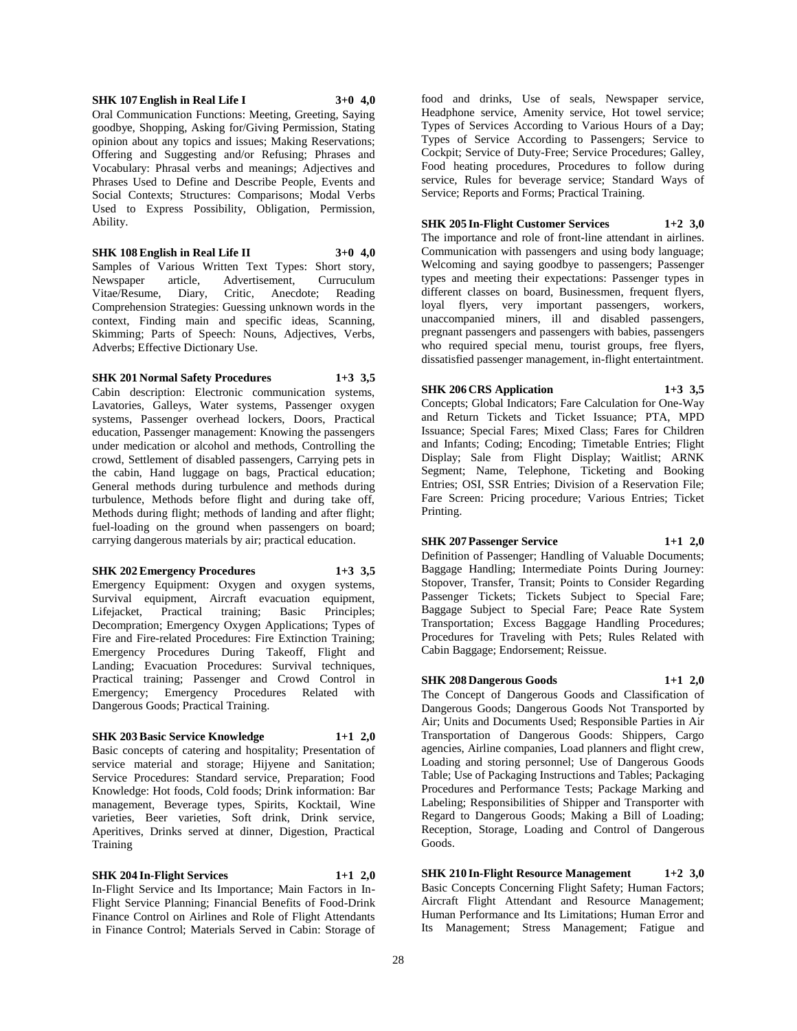**SHK 107 English in Real Life I 3+0 4,0**

Oral Communication Functions: Meeting, Greeting, Saying goodbye, Shopping, Asking for/Giving Permission, Stating opinion about any topics and issues; Making Reservations; Offering and Suggesting and/or Refusing; Phrases and Vocabulary: Phrasal verbs and meanings; Adjectives and Phrases Used to Define and Describe People, Events and Social Contexts; Structures: Comparisons; Modal Verbs Used to Express Possibility, Obligation, Permission, Ability.

**SHK 108 English in Real Life II 3+0 4,0**

Samples of Various Written Text Types: Short story, Newspaper article, Advertisement, Curruculum Vitae/Resume, Diary, Critic, Anecdote; Reading Comprehension Strategies: Guessing unknown words in the context, Finding main and specific ideas, Scanning, Skimming; Parts of Speech: Nouns, Adjectives, Verbs, Adverbs; Effective Dictionary Use.

**SHK 201 Normal Safety Procedures 1+3 3,5**

Cabin description: Electronic communication systems, Lavatories, Galleys, Water systems, Passenger oxygen systems, Passenger overhead lockers, Doors, Practical education, Passenger management: Knowing the passengers under medication or alcohol and methods, Controlling the crowd, Settlement of disabled passengers, Carrying pets in the cabin, Hand luggage on bags, Practical education; General methods during turbulence and methods during turbulence, Methods before flight and during take off, Methods during flight; methods of landing and after flight; fuel-loading on the ground when passengers on board; carrying dangerous materials by air; practical education.

**SHK 202 Emergency Procedures 1+3 3,5**

Emergency Equipment: Oxygen and oxygen systems, Survival equipment, Aircraft evacuation equipment, Lifejacket, Practical training; Basic Principles; Decompration; Emergency Oxygen Applications; Types of Fire and Fire-related Procedures: Fire Extinction Training; Emergency Procedures During Takeoff, Flight and Landing; Evacuation Procedures: Survival techniques, Practical training; Passenger and Crowd Control in Emergency; Emergency Procedures Related with Dangerous Goods; Practical Training.

**SHK 203 Basic Service Knowledge 1+1 2,0**

Basic concepts of catering and hospitality; Presentation of service material and storage; Hijyene and Sanitation; Service Procedures: Standard service, Preparation; Food Knowledge: Hot foods, Cold foods; Drink information: Bar management, Beverage types, Spirits, Kocktail, Wine varieties, Beer varieties, Soft drink, Drink service, Aperitives, Drinks served at dinner, Digestion, Practical Training

**SHK 204 In-Flight Services 1+1 2,0**

In-Flight Service and Its Importance; Main Factors in In-Flight Service Planning; Financial Benefits of Food-Drink Finance Control on Airlines and Role of Flight Attendants in Finance Control; Materials Served in Cabin: Storage of food and drinks, Use of seals, Newspaper service, Headphone service, Amenity service, Hot towel service; Types of Services According to Various Hours of a Day; Types of Service According to Passengers; Service to Cockpit; Service of Duty-Free; Service Procedures; Galley, Food heating procedures, Procedures to follow during service, Rules for beverage service; Standard Ways of Service; Reports and Forms; Practical Training.

**SHK 205 In-Flight Customer Services 1+2 3,0**

The importance and role of front-line attendant in airlines. Communication with passengers and using body language; Welcoming and saying goodbye to passengers; Passenger types and meeting their expectations: Passenger types in different classes on board, Businessmen, frequent flyers, loyal flyers, very important passengers, workers, unaccompanied miners, ill and disabled passengers, pregnant passengers and passengers with babies, passengers who required special menu, tourist groups, free flyers, dissatisfied passenger management, in-flight entertaintment.

**SHK 206 CRS Application 1+3 3,5**

Concepts; Global Indicators; Fare Calculation for One-Way and Return Tickets and Ticket Issuance; PTA, MPD Issuance; Special Fares; Mixed Class; Fares for Children and Infants; Coding; Encoding; Timetable Entries; Flight Display; Sale from Flight Display; Waitlist; ARNK Segment; Name, Telephone, Ticketing and Booking Entries; OSI, SSR Entries; Division of a Reservation File; Fare Screen: Pricing procedure; Various Entries; Ticket Printing.

**SHK 207 Passenger Service 1+1 2,0**

Definition of Passenger; Handling of Valuable Documents; Baggage Handling; Intermediate Points During Journey: Stopover, Transfer, Transit; Points to Consider Regarding Passenger Tickets; Tickets Subject to Special Fare; Baggage Subject to Special Fare; Peace Rate System Transportation; Excess Baggage Handling Procedures; Procedures for Traveling with Pets; Rules Related with Cabin Baggage; Endorsement; Reissue.

**SHK 208 Dangerous Goods 1+1 2,0**

The Concept of Dangerous Goods and Classification of Dangerous Goods; Dangerous Goods Not Transported by Air; Units and Documents Used; Responsible Parties in Air Transportation of Dangerous Goods: Shippers, Cargo agencies, Airline companies, Load planners and flight crew, Loading and storing personnel; Use of Dangerous Goods Table; Use of Packaging Instructions and Tables; Packaging Procedures and Performance Tests; Package Marking and Labeling; Responsibilities of Shipper and Transporter with Regard to Dangerous Goods; Making a Bill of Loading; Reception, Storage, Loading and Control of Dangerous Goods.

**SHK 210 In-Flight Resource Management 1+2 3,0**

Basic Concepts Concerning Flight Safety; Human Factors; Aircraft Flight Attendant and Resource Management; Human Performance and Its Limitations; Human Error and Its Management; Stress Management; Fatigue and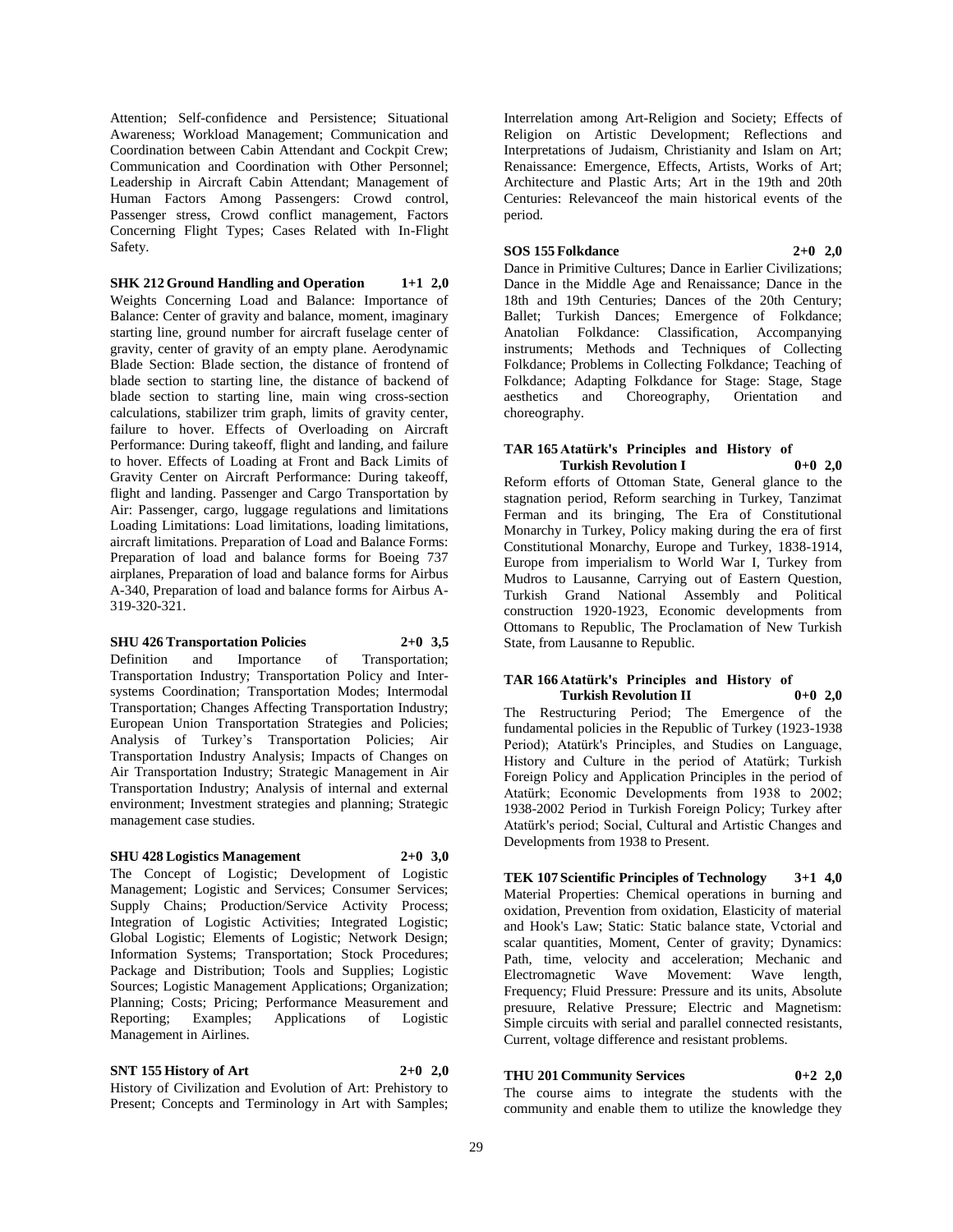Attention; Self-confidence and Persistence; Situational Awareness; Workload Management; Communication and Coordination between Cabin Attendant and Cockpit Crew; Communication and Coordination with Other Personnel; Leadership in Aircraft Cabin Attendant; Management of Human Factors Among Passengers: Crowd control, Passenger stress, Crowd conflict management, Factors Concerning Flight Types; Cases Related with In-Flight Safety.

**SHK 212 Ground Handling and Operation 1+1 2,0**

Weights Concerning Load and Balance: Importance of Balance: Center of gravity and balance, moment, imaginary starting line, ground number for aircraft fuselage center of gravity, center of gravity of an empty plane. Aerodynamic Blade Section: Blade section, the distance of frontend of blade section to starting line, the distance of backend of blade section to starting line, main wing cross-section calculations, stabilizer trim graph, limits of gravity center, failure to hover. Effects of Overloading on Aircraft Performance: During takeoff, flight and landing, and failure to hover. Effects of Loading at Front and Back Limits of Gravity Center on Aircraft Performance: During takeoff, flight and landing. Passenger and Cargo Transportation by Air: Passenger, cargo, luggage regulations and limitations Loading Limitations: Load limitations, loading limitations, aircraft limitations. Preparation of Load and Balance Forms: Preparation of load and balance forms for Boeing 737 airplanes, Preparation of load and balance forms for Airbus A-340, Preparation of load and balance forms for Airbus A-319-320-321.

**SHU 426 Transportation Policies 2+0 3,5**

Definition and Importance of Transportation; Transportation Industry; Transportation Policy and Inter-systems Coordination; Transportation Modes; Intermodal Transportation; Changes Affecting Transportation Industry; European Union Transportation Strategies and Policies; Analysis of Turkey's Transportation Policies; Air Transportation Industry Analysis; Impacts of Changes on Air Transportation Industry; Strategic Management in Air Transportation Industry; Analysis of internal and external environment; Investment strategies and planning; Strategic management case studies.

**SHU 428 Logistics Management 2+0 3,0**

The Concept of Logistic; Development of Logistic Management; Logistic and Services; Consumer Services; Supply Chains; Production/Service Activity Process; Integration of Logistic Activities; Integrated Logistic; Global Logistic; Elements of Logistic; Network Design; Information Systems; Transportation; Stock Procedures; Package and Distribution; Tools and Supplies; Logistic Sources; Logistic Management Applications; Organization; Planning; Costs; Pricing; Performance Measurement and Reporting; Examples; Applications of Logistic Management in Airlines.

**SNT 155 History of Art 2+0 2,0**

History of Civilization and Evolution of Art: Prehistory to Present; Concepts and Terminology in Art with Samples; Interrelation among Art-Religion and Society; Effects of Religion on Artistic Development; Reflections and Interpretations of Judaism, Christianity and Islam on Art; Renaissance: Emergence, Effects, Artists, Works of Art; Architecture and Plastic Arts; Art in the 19th and 20th Centuries: Relevanceof the main historical events of the period.

**SOS 155 Folkdance 2+0 2,0**

Dance in Primitive Cultures; Dance in Earlier Civilizations; Dance in the Middle Age and Renaissance; Dance in the 18th and 19th Centuries; Dances of the 20th Century; Ballet; Turkish Dances; Emergence of Folkdance; Anatolian Folkdance: Classification, Accompanying instruments; Methods and Techniques of Collecting Folkdance; Problems in Collecting Folkdance; Teaching of Folkdance; Adapting Folkdance for Stage: Stage, Stage aesthetics and Choreography, Orientation and choreography.

**TAR 165 Atatürk's Principles and History of Turkish Revolution I 0+0 2,0**

Reform efforts of Ottoman State, General glance to the stagnation period, Reform searching in Turkey, Tanzimat Ferman and its bringing, The Era of Constitutional Monarchy in Turkey, Policy making during the era of first Constitutional Monarchy, Europe and Turkey, 1838-1914, Europe from imperialism to World War I, Turkey from Mudros to Lausanne, Carrying out of Eastern Question, Turkish Grand National Assembly and Political construction 1920-1923, Economic developments from Ottomans to Republic, The Proclamation of New Turkish State, from Lausanne to Republic.

**TAR 166 Atatürk's Principles and History of Turkish Revolution II 0+0 2,0**

The Restructuring Period; The Emergence of the fundamental policies in the Republic of Turkey (1923-1938 Period); Atatürk's Principles, and Studies on Language, History and Culture in the period of Atatürk; Turkish Foreign Policy and Application Principles in the period of Atatürk; Economic Developments from 1938 to 2002; 1938-2002 Period in Turkish Foreign Policy; Turkey after Atatürk's period; Social, Cultural and Artistic Changes and Developments from 1938 to Present.

**TEK 107 Scientific Principles of Technology 3+1 4,0**

Material Properties: Chemical operations in burning and oxidation, Prevention from oxidation, Elasticity of material and Hook's Law; Static: Static balance state, Vctorial and scalar quantities, Moment, Center of gravity; Dynamics: Path, time, velocity and acceleration; Mechanic and Electromagnetic Wave Movement: Wave length, Frequency; Fluid Pressure: Pressure and its units, Absolute presuure, Relative Pressure; Electric and Magnetism: Simple circuits with serial and parallel connected resistants, Current, voltage difference and resistant problems.

**THU 201 Community Services 0+2 2,0**

The course aims to integrate the students with the community and enable them to utilize the knowledge they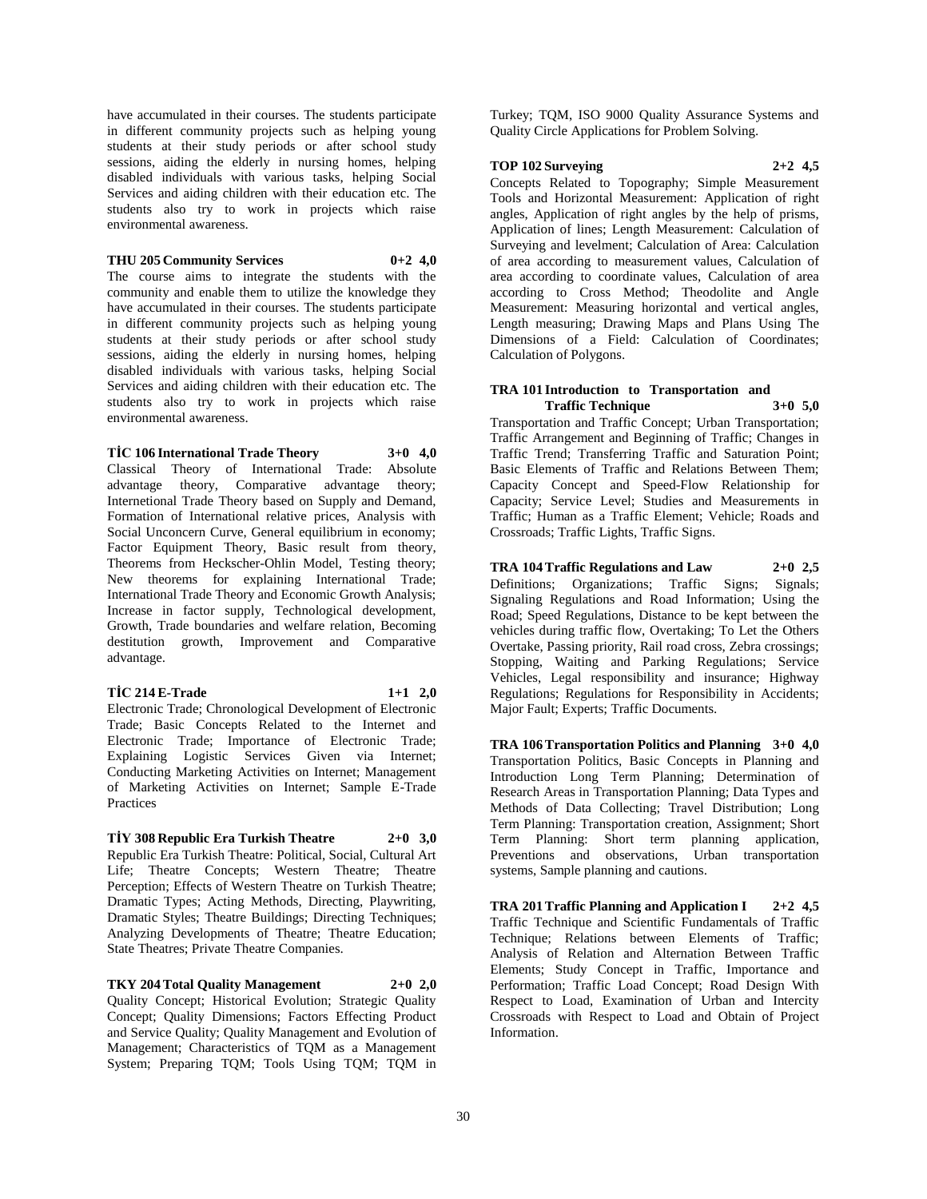have accumulated in their courses. The students participate in different community projects such as helping young students at their study periods or after school study sessions, aiding the elderly in nursing homes, helping disabled individuals with various tasks, helping Social Services and aiding children with their education etc. The students also try to work in projects which raise environmental awareness.

**THU 205 Community Services 0+2 4,0**

The course aims to integrate the students with the community and enable them to utilize the knowledge they have accumulated in their courses. The students participate in different community projects such as helping young students at their study periods or after school study sessions, aiding the elderly in nursing homes, helping disabled individuals with various tasks, helping Social Services and aiding children with their education etc. The students also try to work in projects which raise environmental awareness.

**TİC 106 International Trade Theory 3+0 4,0**

Classical Theory of International Trade: Absolute advantage theory, Comparative advantage theory; Internetional Trade Theory based on Supply and Demand, Formation of International relative prices, Analysis with Social Unconcern Curve, General equilibrium in economy; Factor Equipment Theory, Basic result from theory, Theorems from Heckscher-Ohlin Model, Testing theory; New theorems for explaining International Trade; International Trade Theory and Economic Growth Analysis; Increase in factor supply, Technological development, Growth, Trade boundaries and welfare relation, Becoming destitution growth, Improvement and Comparative advantage.

**TİC 214 E-Trade 1+1 2,0**

Electronic Trade; Chronological Development of Electronic Trade; Basic Concepts Related to the Internet and Electronic Trade; Importance of Electronic Trade; Explaining Logistic Services Given via Internet; Conducting Marketing Activities on Internet; Management of Marketing Activities on Internet; Sample E-Trade Practices

**TİY 308 Republic Era Turkish Theatre 2+0 3,0**

Republic Era Turkish Theatre: Political, Social, Cultural Art Life; Theatre Concepts; Western Theatre; Theatre Perception; Effects of Western Theatre on Turkish Theatre; Dramatic Types; Acting Methods, Directing, Playwriting, Dramatic Styles; Theatre Buildings; Directing Techniques; Analyzing Developments of Theatre; Theatre Education; State Theatres; Private Theatre Companies.

**TKY 204 Total Quality Management 2+0 2,0**

Quality Concept; Historical Evolution; Strategic Quality Concept; Quality Dimensions; Factors Effecting Product and Service Quality; Quality Management and Evolution of Management; Characteristics of TQM as a Management System; Preparing TQM; Tools Using TQM; TQM in Turkey; TQM, ISO 9000 Quality Assurance Systems and Quality Circle Applications for Problem Solving.

**TOP 102 Surveying 2+2 4,5**

Concepts Related to Topography; Simple Measurement Tools and Horizontal Measurement: Application of right angles, Application of right angles by the help of prisms, Application of lines; Length Measurement: Calculation of Surveying and levelment; Calculation of Area: Calculation of area according to measurement values, Calculation of area according to coordinate values, Calculation of area according to Cross Method; Theodolite and Angle Measurement: Measuring horizontal and vertical angles, Length measuring; Drawing Maps and Plans Using The Dimensions of a Field: Calculation of Coordinates; Calculation of Polygons.

**TRA 101 Introduction to Transportation and Traffic Technique 3+0 5,0**

Transportation and Traffic Concept; Urban Transportation; Traffic Arrangement and Beginning of Traffic; Changes in Traffic Trend; Transferring Traffic and Saturation Point; Basic Elements of Traffic and Relations Between Them; Capacity Concept and Speed-Flow Relationship for Capacity; Service Level; Studies and Measurements in Traffic; Human as a Traffic Element; Vehicle; Roads and Crossroads; Traffic Lights, Traffic Signs.

**TRA 104 Traffic Regulations and Law 2+0 2,5**

Definitions; Organizations; Traffic Signs; Signals; Signaling Regulations and Road Information; Using the Road; Speed Regulations, Distance to be kept between the vehicles during traffic flow, Overtaking; To Let the Others Overtake, Passing priority, Rail road cross, Zebra crossings; Stopping, Waiting and Parking Regulations; Service Vehicles, Legal responsibility and insurance; Highway Regulations; Regulations for Responsibility in Accidents; Major Fault; Experts; Traffic Documents.

**TRA 106 Transportation Politics and Planning 3+0 4,0**

Transportation Politics, Basic Concepts in Planning and Introduction Long Term Planning; Determination of Research Areas in Transportation Planning; Data Types and Methods of Data Collecting; Travel Distribution; Long Term Planning: Transportation creation, Assignment; Short Term Planning: Short term planning application, Preventions and observations, Urban transportation systems, Sample planning and cautions.

**TRA 201 Traffic Planning and Application I 2+2 4,5**

Traffic Technique and Scientific Fundamentals of Traffic Technique; Relations between Elements of Traffic; Analysis of Relation and Alternation Between Traffic Elements; Study Concept in Traffic, Importance and Performation; Traffic Load Concept; Road Design With Respect to Load, Examination of Urban and Intercity Crossroads with Respect to Load and Obtain of Project Information.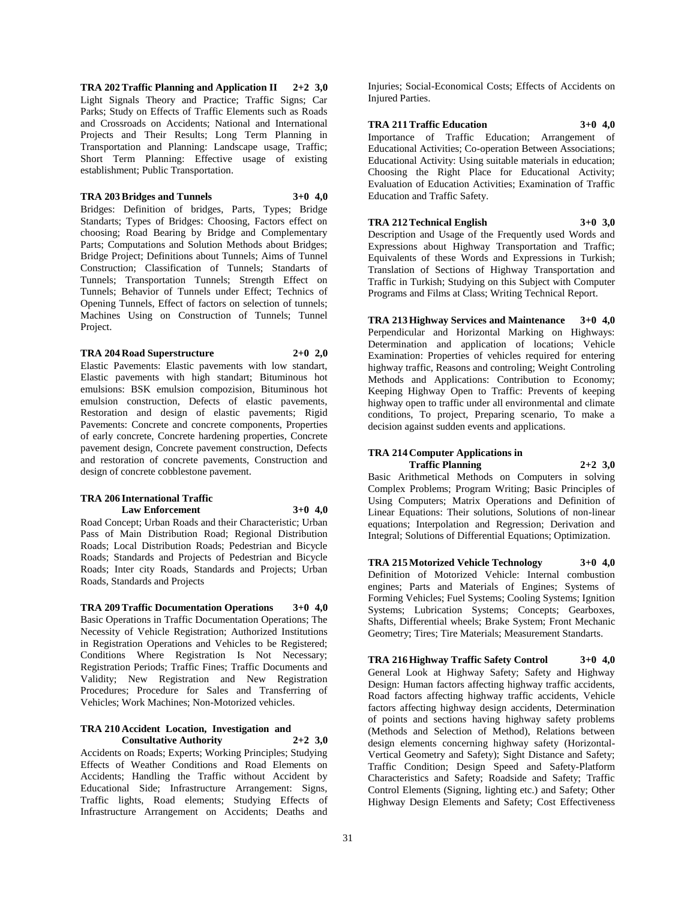**TRA 202 Traffic Planning and Application II 2+2 3,0**
Light Signals Theory and Practice; Traffic Signs; Car Parks; Study on Effects of Traffic Elements such as Roads and Crossroads on Accidents; National and International Projects and Their Results; Long Term Planning in Transportation and Planning: Landscape usage, Traffic; Short Term Planning: Effective usage of existing establishment; Public Transportation.

**TRA 203 Bridges and Tunnels 3+0 4,0**
Bridges: Definition of bridges, Parts, Types; Bridge Standarts; Types of Bridges: Choosing, Factors effect on choosing; Road Bearing by Bridge and Complementary Parts; Computations and Solution Methods about Bridges; Bridge Project; Definitions about Tunnels; Aims of Tunnel Construction; Classification of Tunnels; Standarts of Tunnels; Transportation Tunnels; Strength Effect on Tunnels; Behavior of Tunnels under Effect; Technics of Opening Tunnels, Effect of factors on selection of tunnels; Machines Using on Construction of Tunnels; Tunnel Project.

**TRA 204 Road Superstructure 2+0 2,0**
Elastic Pavements: Elastic pavements with low standart, Elastic pavements with high standart; Bituminous hot emulsions: BSK emulsion compozision, Bituminous hot emulsion construction, Defects of elastic pavements, Restoration and design of elastic pavements; Rigid Pavements: Concrete and concrete components, Properties of early concrete, Concrete hardening properties, Concrete pavement design, Concrete pavement construction, Defects and restoration of concrete pavements, Construction and design of concrete cobblestone pavement.

**TRA 206 International Traffic Law Enforcement 3+0 4,0**
Road Concept; Urban Roads and their Characteristic; Urban Pass of Main Distribution Road; Regional Distribution Roads; Local Distribution Roads; Pedestrian and Bicycle Roads; Standards and Projects of Pedestrian and Bicycle Roads; Inter city Roads, Standards and Projects; Urban Roads, Standards and Projects

**TRA 209 Traffic Documentation Operations 3+0 4,0**
Basic Operations in Traffic Documentation Operations; The Necessity of Vehicle Registration; Authorized Institutions in Registration Operations and Vehicles to be Registered; Conditions Where Registration Is Not Necessary; Registration Periods; Traffic Fines; Traffic Documents and Validity; New Registration and New Registration Procedures; Procedure for Sales and Transferring of Vehicles; Work Machines; Non-Motorized vehicles.

**TRA 210 Accident Location, Investigation and Consultative Authority 2+2 3,0**
Accidents on Roads; Experts; Working Principles; Studying Effects of Weather Conditions and Road Elements on Accidents; Handling the Traffic without Accident by Educational Side; Infrastructure Arrangement: Signs, Traffic lights, Road elements; Studying Effects of Infrastructure Arrangement on Accidents; Deaths and Injuries; Social-Economical Costs; Effects of Accidents on Injured Parties.

**TRA 211 Traffic Education 3+0 4,0**
Importance of Traffic Education; Arrangement of Educational Activities; Co-operation Between Associations; Educational Activity: Using suitable materials in education; Choosing the Right Place for Educational Activity; Evaluation of Education Activities; Examination of Traffic Education and Traffic Safety.

**TRA 212 Technical English 3+0 3,0**
Description and Usage of the Frequently used Words and Expressions about Highway Transportation and Traffic; Equivalents of these Words and Expressions in Turkish; Translation of Sections of Highway Transportation and Traffic in Turkish; Studying on this Subject with Computer Programs and Films at Class; Writing Technical Report.

**TRA 213 Highway Services and Maintenance 3+0 4,0**
Perpendicular and Horizontal Marking on Highways: Determination and application of locations; Vehicle Examination: Properties of vehicles required for entering highway traffic, Reasons and controling; Weight Controling Methods and Applications: Contribution to Economy; Keeping Highway Open to Traffic: Prevents of keeping highway open to traffic under all environmental and climate conditions, To project, Preparing scenario, To make a decision against sudden events and applications.

**TRA 214 Computer Applications in Traffic Planning 2+2 3,0**
Basic Arithmetical Methods on Computers in solving Complex Problems; Program Writing; Basic Principles of Using Computers; Matrix Operations and Definition of Linear Equations: Their solutions, Solutions of non-linear equations; Interpolation and Regression; Derivation and Integral; Solutions of Differential Equations; Optimization.

**TRA 215 Motorized Vehicle Technology 3+0 4,0**
Definition of Motorized Vehicle: Internal combustion engines; Parts and Materials of Engines; Systems of Forming Vehicles; Fuel Systems; Cooling Systems; Ignition Systems; Lubrication Systems; Concepts; Gearboxes, Shafts, Differential wheels; Brake System; Front Mechanic Geometry; Tires; Tire Materials; Measurement Standarts.

**TRA 216 Highway Traffic Safety Control 3+0 4,0**
General Look at Highway Safety; Safety and Highway Design: Human factors affecting highway traffic accidents, Road factors affecting highway traffic accidents, Vehicle factors affecting highway design accidents, Determination of points and sections having highway safety problems (Methods and Selection of Method), Relations between design elements concerning highway safety (Horizontal-Vertical Geometry and Safety); Sight Distance and Safety; Traffic Condition; Design Speed and Safety-Platform Characteristics and Safety; Roadside and Safety; Traffic Control Elements (Signing, lighting etc.) and Safety; Other Highway Design Elements and Safety; Cost Effectiveness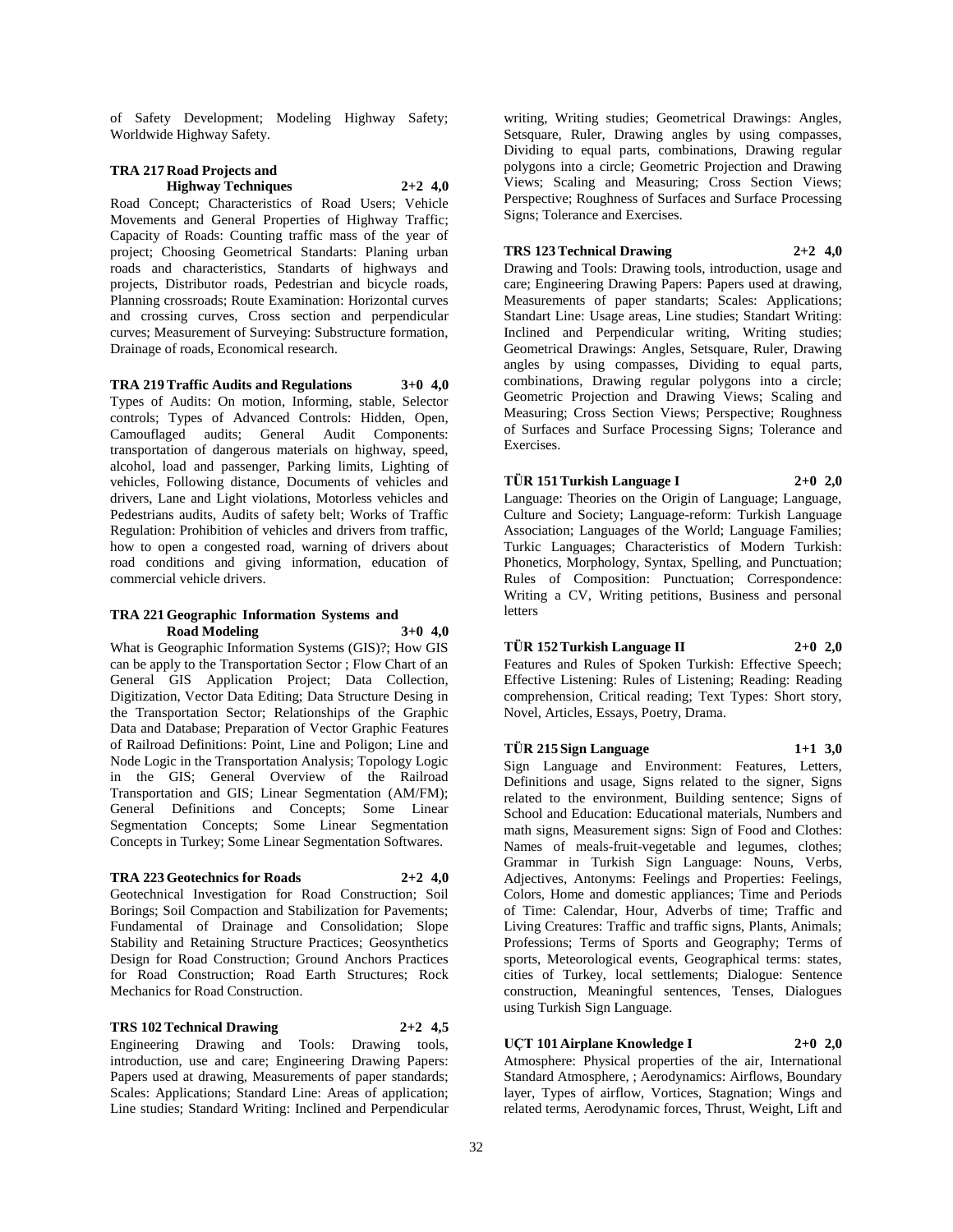of Safety Development; Modeling Highway Safety; Worldwide Highway Safety.

**TRA 217 Road Projects and Highway Techniques 2+2 4,0**

Road Concept; Characteristics of Road Users; Vehicle Movements and General Properties of Highway Traffic; Capacity of Roads: Counting traffic mass of the year of project; Choosing Geometrical Standarts: Planing urban roads and characteristics, Standarts of highways and projects, Distributor roads, Pedestrian and bicycle roads, Planning crossroads; Route Examination: Horizontal curves and crossing curves, Cross section and perpendicular curves; Measurement of Surveying: Substructure formation, Drainage of roads, Economical research.

**TRA 219 Traffic Audits and Regulations 3+0 4,0**

Types of Audits: On motion, Informing, stable, Selector controls; Types of Advanced Controls: Hidden, Open, Camouflaged audits; General Audit Components: transportation of dangerous materials on highway, speed, alcohol, load and passenger, Parking limits, Lighting of vehicles, Following distance, Documents of vehicles and drivers, Lane and Light violations, Motorless vehicles and Pedestrians audits, Audits of safety belt; Works of Traffic Regulation: Prohibition of vehicles and drivers from traffic, how to open a congested road, warning of drivers about road conditions and giving information, education of commercial vehicle drivers.

**TRA 221 Geographic Information Systems and Road Modeling 3+0 4,0**

What is Geographic Information Systems (GIS)?; How GIS can be apply to the Transportation Sector ; Flow Chart of an General GIS Application Project; Data Collection, Digitization, Vector Data Editing; Data Structure Desing in the Transportation Sector; Relationships of the Graphic Data and Database; Preparation of Vector Graphic Features of Railroad Definitions: Point, Line and Poligon; Line and Node Logic in the Transportation Analysis; Topology Logic in the GIS; General Overview of the Railroad Transportation and GIS; Linear Segmentation (AM/FM); General Definitions and Concepts; Some Linear Segmentation Concepts; Some Linear Segmentation Concepts in Turkey; Some Linear Segmentation Softwares.

**TRA 223 Geotechnics for Roads 2+2 4,0**

Geotechnical Investigation for Road Construction; Soil Borings; Soil Compaction and Stabilization for Pavements; Fundamental of Drainage and Consolidation; Slope Stability and Retaining Structure Practices; Geosynthetics Design for Road Construction; Ground Anchors Practices for Road Construction; Road Earth Structures; Rock Mechanics for Road Construction.

**TRS 102 Technical Drawing 2+2 4,5**

Engineering Drawing and Tools: Drawing tools, introduction, use and care; Engineering Drawing Papers: Papers used at drawing, Measurements of paper standards; Scales: Applications; Standard Line: Areas of application; Line studies; Standard Writing: Inclined and Perpendicular writing, Writing studies; Geometrical Drawings: Angles, Setsquare, Ruler, Drawing angles by using compasses, Dividing to equal parts, combinations, Drawing regular polygons into a circle; Geometric Projection and Drawing Views; Scaling and Measuring; Cross Section Views; Perspective; Roughness of Surfaces and Surface Processing Signs; Tolerance and Exercises.

**TRS 123 Technical Drawing 2+2 4,0**

Drawing and Tools: Drawing tools, introduction, usage and care; Engineering Drawing Papers: Papers used at drawing, Measurements of paper standarts; Scales: Applications; Standart Line: Usage areas, Line studies; Standart Writing: Inclined and Perpendicular writing, Writing studies; Geometrical Drawings: Angles, Setsquare, Ruler, Drawing angles by using compasses, Dividing to equal parts, combinations, Drawing regular polygons into a circle; Geometric Projection and Drawing Views; Scaling and Measuring; Cross Section Views; Perspective; Roughness of Surfaces and Surface Processing Signs; Tolerance and Exercises.

**TÜR 151 Turkish Language I 2+0 2,0**

Language: Theories on the Origin of Language; Language, Culture and Society; Language-reform: Turkish Language Association; Languages of the World; Language Families; Turkic Languages; Characteristics of Modern Turkish: Phonetics, Morphology, Syntax, Spelling, and Punctuation; Rules of Composition: Punctuation; Correspondence: Writing a CV, Writing petitions, Business and personal letters

**TÜR 152 Turkish Language II 2+0 2,0**

Features and Rules of Spoken Turkish: Effective Speech; Effective Listening: Rules of Listening; Reading: Reading comprehension, Critical reading; Text Types: Short story, Novel, Articles, Essays, Poetry, Drama.

**TÜR 215 Sign Language 1+1 3,0**

Sign Language and Environment: Features, Letters, Definitions and usage, Signs related to the signer, Signs related to the environment, Building sentence; Signs of School and Education: Educational materials, Numbers and math signs, Measurement signs: Sign of Food and Clothes: Names of meals-fruit-vegetable and legumes, clothes; Grammar in Turkish Sign Language: Nouns, Verbs, Adjectives, Antonyms: Feelings and Properties: Feelings, Colors, Home and domestic appliances; Time and Periods of Time: Calendar, Hour, Adverbs of time; Traffic and Living Creatures: Traffic and traffic signs, Plants, Animals; Professions; Terms of Sports and Geography; Terms of sports, Meteorological events, Geographical terms: states, cities of Turkey, local settlements; Dialogue: Sentence construction, Meaningful sentences, Tenses, Dialogues using Turkish Sign Language.

**UÇT 101 Airplane Knowledge I 2+0 2,0**

Atmosphere: Physical properties of the air, International Standard Atmosphere, ; Aerodynamics: Airflows, Boundary layer, Types of airflow, Vortices, Stagnation; Wings and related terms, Aerodynamic forces, Thrust, Weight, Lift and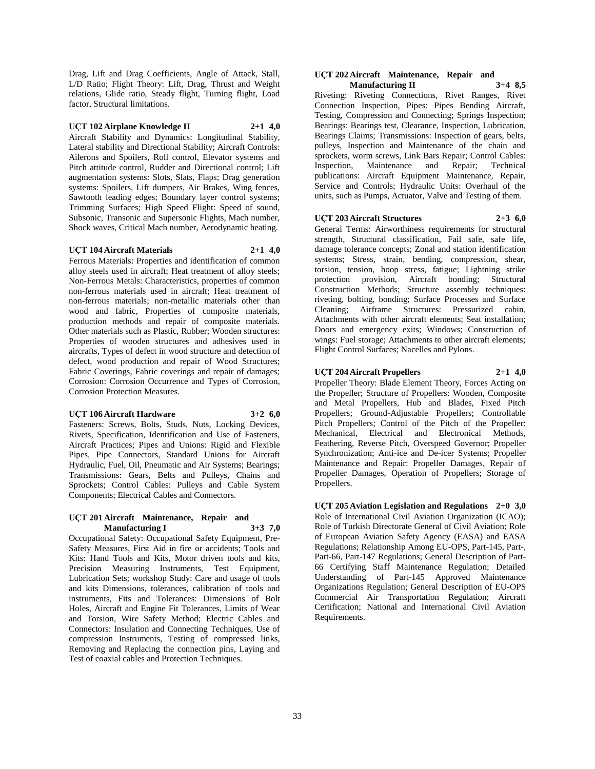Drag, Lift and Drag Coefficients, Angle of Attack, Stall, L/D Ratio; Flight Theory: Lift, Drag, Thrust and Weight relations, Glide ratio, Steady flight, Turning flight, Load factor, Structural limitations.

**UÇT 102 Airplane Knowledge II 2+1 4,0**

Aircraft Stability and Dynamics: Longitudinal Stability, Lateral stability and Directional Stability; Aircraft Controls: Ailerons and Spoilers, Roll control, Elevator systems and Pitch attitude control, Rudder and Directional control; Lift augmentation systems: Slots, Slats, Flaps; Drag generation systems: Spoilers, Lift dumpers, Air Brakes, Wing fences, Sawtooth leading edges; Boundary layer control systems; Trimming Surfaces; High Speed Flight: Speed of sound, Subsonic, Transonic and Supersonic Flights, Mach number, Shock waves, Critical Mach number, Aerodynamic heating.

**UÇT 104 Aircraft Materials 2+1 4,0**

Ferrous Materials: Properties and identification of common alloy steels used in aircraft; Heat treatment of alloy steels; Non-Ferrous Metals: Characteristics, properties of common non-ferrous materials used in aircraft; Heat treatment of non-ferrous materials; non-metallic materials other than wood and fabric, Properties of composite materials, production methods and repair of composite materials. Other materials such as Plastic, Rubber; Wooden structures: Properties of wooden structures and adhesives used in aircrafts, Types of defect in wood structure and detection of defect, wood production and repair of Wood Structures; Fabric Coverings, Fabric coverings and repair of damages; Corrosion: Corrosion Occurrence and Types of Corrosion, Corrosion Protection Measures.

**UÇT 106 Aircraft Hardware 3+2 6,0**

Fasteners: Screws, Bolts, Studs, Nuts, Locking Devices, Rivets, Specification, Identification and Use of Fasteners, Aircraft Practices; Pipes and Unions: Rigid and Flexible Pipes, Pipe Connectors, Standard Unions for Aircraft Hydraulic, Fuel, Oil, Pneumatic and Air Systems; Bearings; Transmissions: Gears, Belts and Pulleys, Chains and Sprockets; Control Cables: Pulleys and Cable System Components; Electrical Cables and Connectors.

**UÇT 201 Aircraft Maintenance, Repair and Manufacturing I 3+3 7,0**

Occupational Safety: Occupational Safety Equipment, Pre-Safety Measures, First Aid in fire or accidents; Tools and Kits: Hand Tools and Kits, Motor driven tools and kits, Precision Measuring Instruments, Test Equipment, Lubrication Sets; workshop Study: Care and usage of tools and kits Dimensions, tolerances, calibration of tools and instruments, Fits and Tolerances: Dimensions of Bolt Holes, Aircraft and Engine Fit Tolerances, Limits of Wear and Torsion, Wire Safety Method; Electric Cables and Connectors: Insulation and Connecting Techniques, Use of compression Instruments, Testing of compressed links, Removing and Replacing the connection pins, Laying and Test of coaxial cables and Protection Techniques.

**UÇT 202 Aircraft Maintenance, Repair and Manufacturing II 3+4 8,5**

Riveting: Riveting Connections, Rivet Ranges, Rivet Connection Inspection, Pipes: Pipes Bending Aircraft, Testing, Compression and Connecting; Springs Inspection; Bearings: Bearings test, Clearance, Inspection, Lubrication, Bearings Claims; Transmissions: Inspection of gears, belts, pulleys, Inspection and Maintenance of the chain and sprockets, worm screws, Link Bars Repair; Control Cables: Inspection, Maintenance and Repair; Technical publications: Aircraft Equipment Maintenance, Repair, Service and Controls; Hydraulic Units: Overhaul of the units, such as Pumps, Actuator, Valve and Testing of them.

**UÇT 203 Aircraft Structures 2+3 6,0**

General Terms: Airworthiness requirements for structural strength, Structural classification, Fail safe, safe life, damage tolerance concepts; Zonal and station identification systems; Stress, strain, bending, compression, shear, torsion, tension, hoop stress, fatigue; Lightning strike protection provision, Aircraft bonding; Structural Construction Methods; Structure assembly techniques: riveting, bolting, bonding; Surface Processes and Surface Cleaning; Airframe Structures: Pressurized cabin, Attachments with other aircraft elements; Seat installation; Doors and emergency exits; Windows; Construction of wings: Fuel storage; Attachments to other aircraft elements; Flight Control Surfaces; Nacelles and Pylons.

**UÇT 204 Aircraft Propellers 2+1 4,0**

Propeller Theory: Blade Element Theory, Forces Acting on the Propeller; Structure of Propellers: Wooden, Composite and Metal Propellers, Hub and Blades, Fixed Pitch Propellers; Ground-Adjustable Propellers; Controllable Pitch Propellers; Control of the Pitch of the Propeller: Mechanical, Electrical and Electronical Methods, Feathering, Reverse Pitch, Overspeed Governor; Propeller Synchronization; Anti-ice and De-icer Systems; Propeller Maintenance and Repair: Propeller Damages, Repair of Propeller Damages, Operation of Propellers; Storage of Propellers.

**UÇT 205 Aviation Legislation and Regulations 2+0 3,0**

Role of International Civil Aviation Organization (ICAO); Role of Turkish Directorate General of Civil Aviation; Role of European Aviation Safety Agency (EASA) and EASA Regulations; Relationship Among EU-OPS, Part-145, Part-, Part-66, Part-147 Regulations; General Description of Part-66 Certifying Staff Maintenance Regulation; Detailed Understanding of Part-145 Approved Maintenance Organizations Regulation; General Description of EU-OPS Commercial Air Transportation Regulation; Aircraft Certification; National and International Civil Aviation Requirements.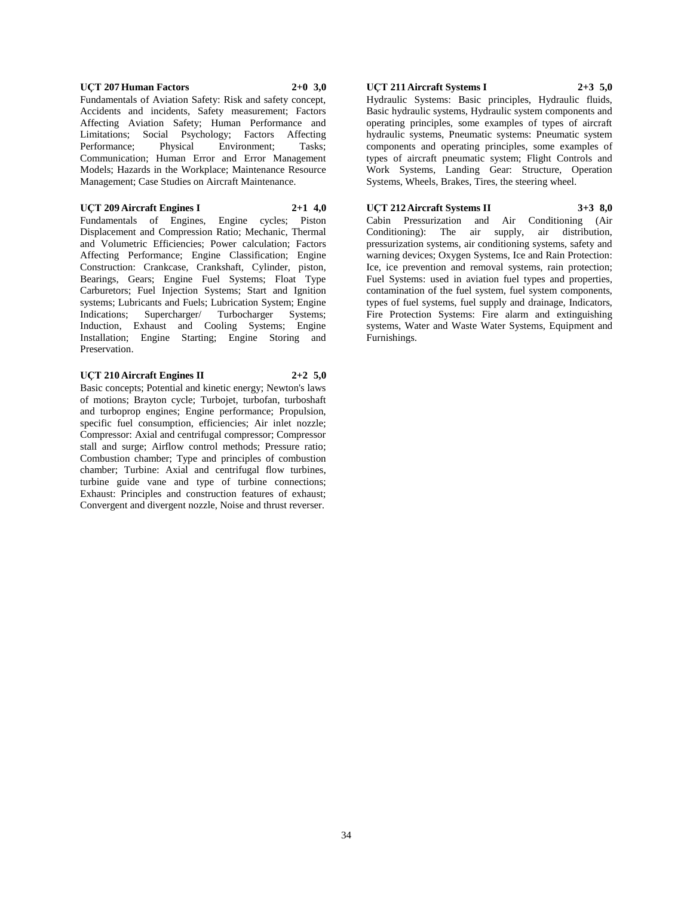**UÇT 207 Human Factors 2+0 3,0**

Fundamentals of Aviation Safety: Risk and safety concept, Accidents and incidents, Safety measurement; Factors Affecting Aviation Safety; Human Performance and Limitations; Social Psychology; Factors Affecting Performance; Physical Environment; Tasks; Communication; Human Error and Error Management Models; Hazards in the Workplace; Maintenance Resource Management; Case Studies on Aircraft Maintenance.

**UÇT 209 Aircraft Engines I 2+1 4,0**

Fundamentals of Engines, Engine cycles; Piston Displacement and Compression Ratio; Mechanic, Thermal and Volumetric Efficiencies; Power calculation; Factors Affecting Performance; Engine Classification; Engine Construction: Crankcase, Crankshaft, Cylinder, piston, Bearings, Gears; Engine Fuel Systems; Float Type Carburetors; Fuel Injection Systems; Start and Ignition systems; Lubricants and Fuels; Lubrication System; Engine Indications; Supercharger/ Turbocharger Systems; Induction, Exhaust and Cooling Systems; Engine Installation; Engine Starting; Engine Storing and Preservation.

**UÇT 210 Aircraft Engines II 2+2 5,0**

Basic concepts; Potential and kinetic energy; Newton's laws of motions; Brayton cycle; Turbojet, turbofan, turboshaft and turboprop engines; Engine performance; Propulsion, specific fuel consumption, efficiencies; Air inlet nozzle; Compressor: Axial and centrifugal compressor; Compressor stall and surge; Airflow control methods; Pressure ratio; Combustion chamber; Type and principles of combustion chamber; Turbine: Axial and centrifugal flow turbines, turbine guide vane and type of turbine connections; Exhaust: Principles and construction features of exhaust; Convergent and divergent nozzle, Noise and thrust reverser.

**UÇT 211 Aircraft Systems I 2+3 5,0**

Hydraulic Systems: Basic principles, Hydraulic fluids, Basic hydraulic systems, Hydraulic system components and operating principles, some examples of types of aircraft hydraulic systems, Pneumatic systems: Pneumatic system components and operating principles, some examples of types of aircraft pneumatic system; Flight Controls and Work Systems, Landing Gear: Structure, Operation Systems, Wheels, Brakes, Tires, the steering wheel.

**UÇT 212 Aircraft Systems II 3+3 8,0**

Cabin Pressurization and Air Conditioning (Air Conditioning): The air supply, air distribution, pressurization systems, air conditioning systems, safety and warning devices; Oxygen Systems, Ice and Rain Protection: Ice, ice prevention and removal systems, rain protection; Fuel Systems: used in aviation fuel types and properties, contamination of the fuel system, fuel system components, types of fuel systems, fuel supply and drainage, Indicators, Fire Protection Systems: Fire alarm and extinguishing systems, Water and Waste Water Systems, Equipment and Furnishings.